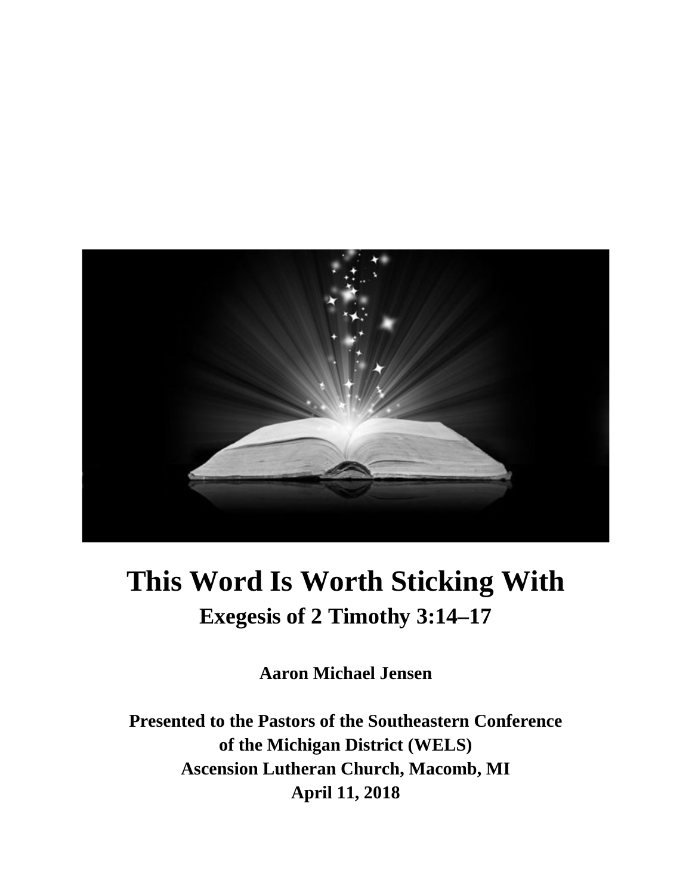# This Word Is Worth Sticking With

## Exegesis of 2 Timothy 3:14–17

**Aaron Michael Jensen**

**Presented to the Pastors of the Southeastern Conference**
**of the Michigan District (WELS)**
**Ascension Lutheran Church, Macomb, MI**
**April 11, 2018**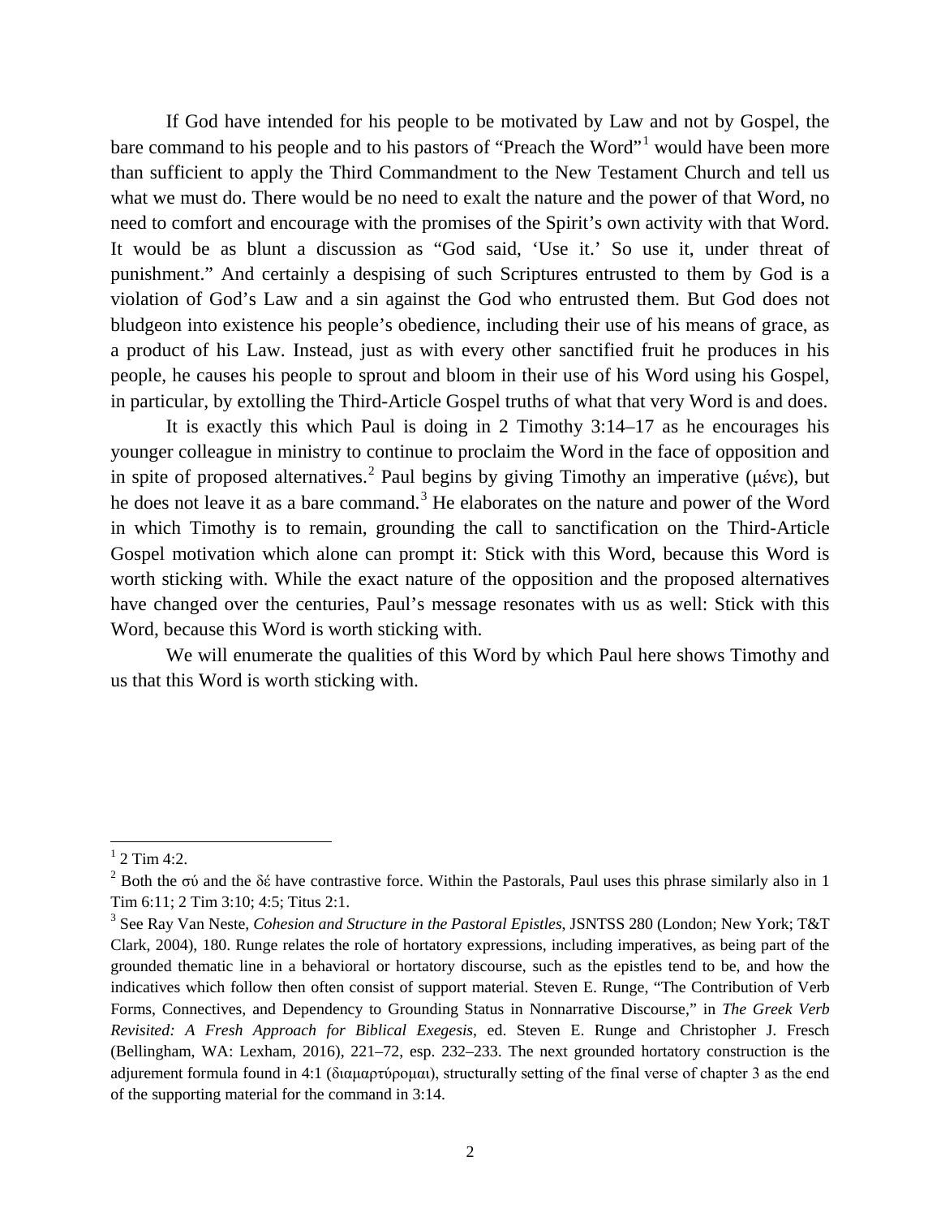If God have intended for his people to be motivated by Law and not by Gospel, the bare command to his people and to his pastors of "Preach the Word"[1] would have been more than sufficient to apply the Third Commandment to the New Testament Church and tell us what we must do. There would be no need to exalt the nature and the power of that Word, no need to comfort and encourage with the promises of the Spirit's own activity with that Word. It would be as blunt a discussion as "God said, 'Use it.' So use it, under threat of punishment." And certainly a despising of such Scriptures entrusted to them by God is a violation of God's Law and a sin against the God who entrusted them. But God does not bludgeon into existence his people's obedience, including their use of his means of grace, as a product of his Law. Instead, just as with every other sanctified fruit he produces in his people, he causes his people to sprout and bloom in their use of his Word using his Gospel, in particular, by extolling the Third-Article Gospel truths of what that very Word is and does.

It is exactly this which Paul is doing in 2 Timothy 3:14–17 as he encourages his younger colleague in ministry to continue to proclaim the Word in the face of opposition and in spite of proposed alternatives.[2] Paul begins by giving Timothy an imperative (μένε), but he does not leave it as a bare command.[3] He elaborates on the nature and power of the Word in which Timothy is to remain, grounding the call to sanctification on the Third-Article Gospel motivation which alone can prompt it: Stick with this Word, because this Word is worth sticking with. While the exact nature of the opposition and the proposed alternatives have changed over the centuries, Paul's message resonates with us as well: Stick with this Word, because this Word is worth sticking with.

We will enumerate the qualities of this Word by which Paul here shows Timothy and us that this Word is worth sticking with.

---

[1] 2 Tim 4:2.

[2] Both the σύ and the δέ have contrastive force. Within the Pastorals, Paul uses this phrase similarly also in 1 Tim 6:11; 2 Tim 3:10; 4:5; Titus 2:1.

[3] See Ray Van Neste, *Cohesion and Structure in the Pastoral Epistles*, JSNTSS 280 (London; New York; T&T Clark, 2004), 180. Runge relates the role of hortatory expressions, including imperatives, as being part of the grounded thematic line in a behavioral or hortatory discourse, such as the epistles tend to be, and how the indicatives which follow then often consist of support material. Steven E. Runge, "The Contribution of Verb Forms, Connectives, and Dependency to Grounding Status in Nonnarrative Discourse," in *The Greek Verb Revisited: A Fresh Approach for Biblical Exegesis*, ed. Steven E. Runge and Christopher J. Fresch (Bellingham, WA: Lexham, 2016), 221–72, esp. 232–233. The next grounded hortatory construction is the adjurement formula found in 4:1 (διαμαρτύρομαι), structurally setting of the final verse of chapter 3 as the end of the supporting material for the command in 3:14.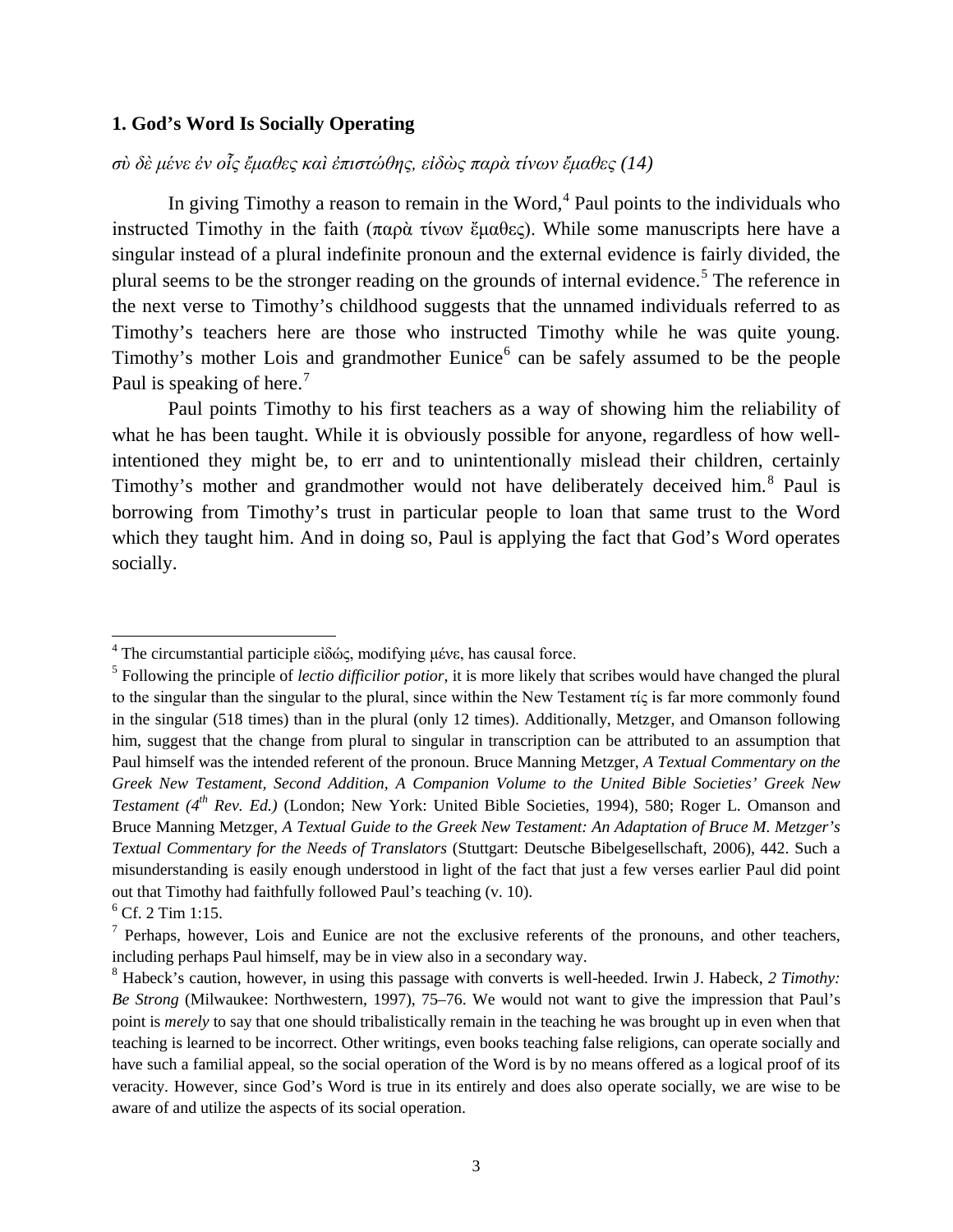### 1. God's Word Is Socially Operating

*σὺ δὲ μένε ἐν οἷς ἔμαθες καὶ ἐπιστώθης, εἰδὼς παρὰ τίνων ἔμαθες (14)*

In giving Timothy a reason to remain in the Word,[4] Paul points to the individuals who instructed Timothy in the faith (παρὰ τίνων ἔμαθες). While some manuscripts here have a singular instead of a plural indefinite pronoun and the external evidence is fairly divided, the plural seems to be the stronger reading on the grounds of internal evidence.[5] The reference in the next verse to Timothy's childhood suggests that the unnamed individuals referred to as Timothy's teachers here are those who instructed Timothy while he was quite young. Timothy's mother Lois and grandmother Eunice[6] can be safely assumed to be the people Paul is speaking of here.[7]

Paul points Timothy to his first teachers as a way of showing him the reliability of what he has been taught. While it is obviously possible for anyone, regardless of how well-intentioned they might be, to err and to unintentionally mislead their children, certainly Timothy's mother and grandmother would not have deliberately deceived him.[8] Paul is borrowing from Timothy's trust in particular people to loan that same trust to the Word which they taught him. And in doing so, Paul is applying the fact that God's Word operates socially.

---

[4] The circumstantial participle εἰδώς, modifying μένε, has causal force.

[5] Following the principle of *lectio difficilior potior*, it is more likely that scribes would have changed the plural to the singular than the singular to the plural, since within the New Testament τίς is far more commonly found in the singular (518 times) than in the plural (only 12 times). Additionally, Metzger, and Omanson following him, suggest that the change from plural to singular in transcription can be attributed to an assumption that Paul himself was the intended referent of the pronoun. Bruce Manning Metzger, *A Textual Commentary on the Greek New Testament, Second Addition, A Companion Volume to the United Bible Societies' Greek New Testament (4th Rev. Ed.)* (London; New York: United Bible Societies, 1994), 580; Roger L. Omanson and Bruce Manning Metzger, *A Textual Guide to the Greek New Testament: An Adaptation of Bruce M. Metzger's Textual Commentary for the Needs of Translators* (Stuttgart: Deutsche Bibelgesellschaft, 2006), 442. Such a misunderstanding is easily enough understood in light of the fact that just a few verses earlier Paul did point out that Timothy had faithfully followed Paul's teaching (v. 10).

[6] Cf. 2 Tim 1:15.

[7] Perhaps, however, Lois and Eunice are not the exclusive referents of the pronouns, and other teachers, including perhaps Paul himself, may be in view also in a secondary way.

[8] Habeck's caution, however, in using this passage with converts is well-heeded. Irwin J. Habeck, *2 Timothy: Be Strong* (Milwaukee: Northwestern, 1997), 75–76. We would not want to give the impression that Paul's point is *merely* to say that one should tribalistically remain in the teaching he was brought up in even when that teaching is learned to be incorrect. Other writings, even books teaching false religions, can operate socially and have such a familial appeal, so the social operation of the Word is by no means offered as a logical proof of its veracity. However, since God's Word is true in its entirely and does also operate socially, we are wise to be aware of and utilize the aspects of its social operation.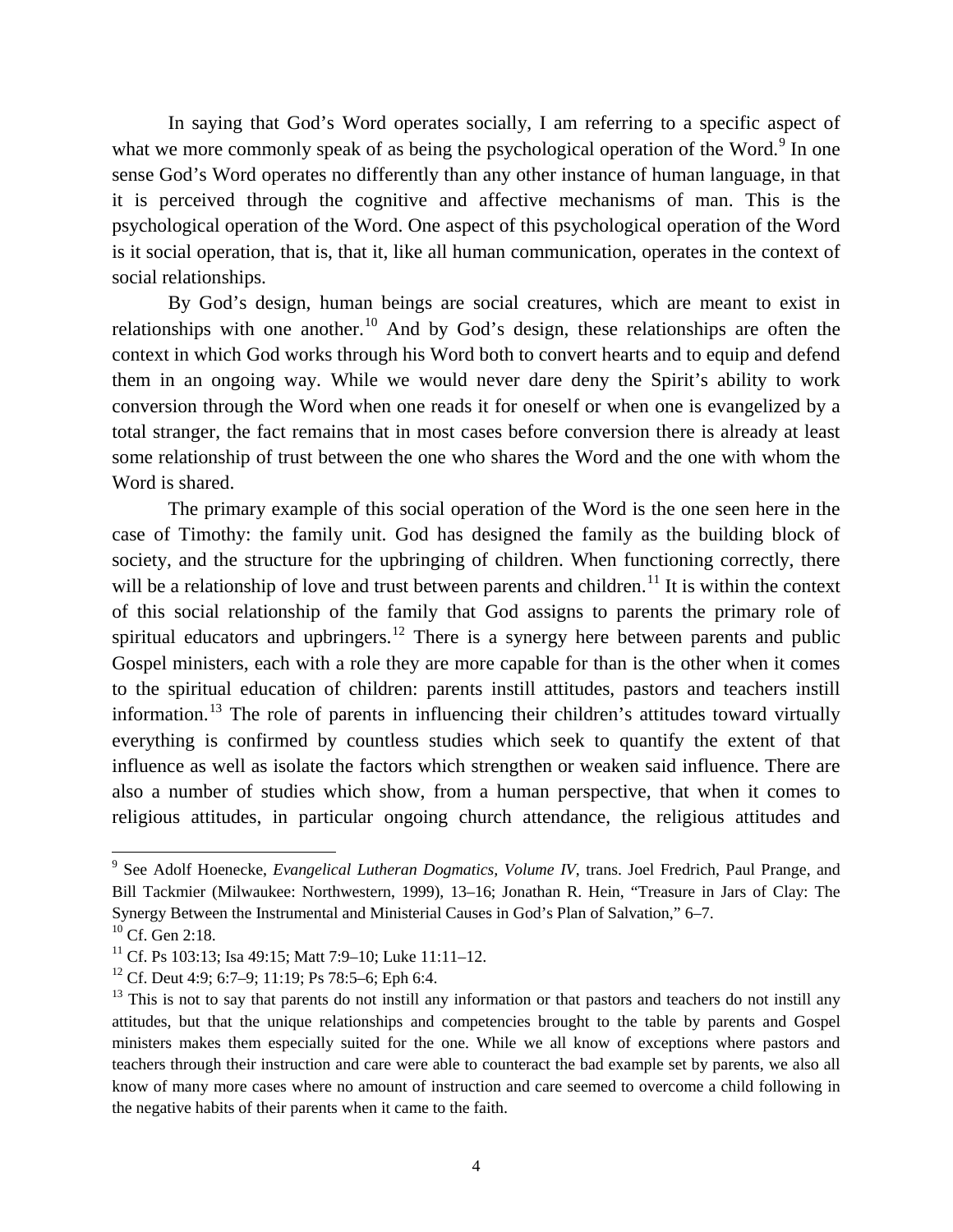In saying that God's Word operates socially, I am referring to a specific aspect of what we more commonly speak of as being the psychological operation of the Word.[9] In one sense God's Word operates no differently than any other instance of human language, in that it is perceived through the cognitive and affective mechanisms of man. This is the psychological operation of the Word. One aspect of this psychological operation of the Word is it social operation, that is, that it, like all human communication, operates in the context of social relationships.

By God's design, human beings are social creatures, which are meant to exist in relationships with one another.[10] And by God's design, these relationships are often the context in which God works through his Word both to convert hearts and to equip and defend them in an ongoing way. While we would never dare deny the Spirit's ability to work conversion through the Word when one reads it for oneself or when one is evangelized by a total stranger, the fact remains that in most cases before conversion there is already at least some relationship of trust between the one who shares the Word and the one with whom the Word is shared.

The primary example of this social operation of the Word is the one seen here in the case of Timothy: the family unit. God has designed the family as the building block of society, and the structure for the upbringing of children. When functioning correctly, there will be a relationship of love and trust between parents and children.[11] It is within the context of this social relationship of the family that God assigns to parents the primary role of spiritual educators and upbringers.[12] There is a synergy here between parents and public Gospel ministers, each with a role they are more capable for than is the other when it comes to the spiritual education of children: parents instill attitudes, pastors and teachers instill information.[13] The role of parents in influencing their children's attitudes toward virtually everything is confirmed by countless studies which seek to quantify the extent of that influence as well as isolate the factors which strengthen or weaken said influence. There are also a number of studies which show, from a human perspective, that when it comes to religious attitudes, in particular ongoing church attendance, the religious attitudes and

---

[9] See Adolf Hoenecke, *Evangelical Lutheran Dogmatics, Volume IV*, trans. Joel Fredrich, Paul Prange, and Bill Tackmier (Milwaukee: Northwestern, 1999), 13–16; Jonathan R. Hein, "Treasure in Jars of Clay: The Synergy Between the Instrumental and Ministerial Causes in God's Plan of Salvation," 6–7.

[10] Cf. Gen 2:18.

[11] Cf. Ps 103:13; Isa 49:15; Matt 7:9–10; Luke 11:11–12.

[12] Cf. Deut 4:9; 6:7–9; 11:19; Ps 78:5–6; Eph 6:4.

[13] This is not to say that parents do not instill any information or that pastors and teachers do not instill any attitudes, but that the unique relationships and competencies brought to the table by parents and Gospel ministers makes them especially suited for the one. While we all know of exceptions where pastors and teachers through their instruction and care were able to counteract the bad example set by parents, we also all know of many more cases where no amount of instruction and care seemed to overcome a child following in the negative habits of their parents when it came to the faith.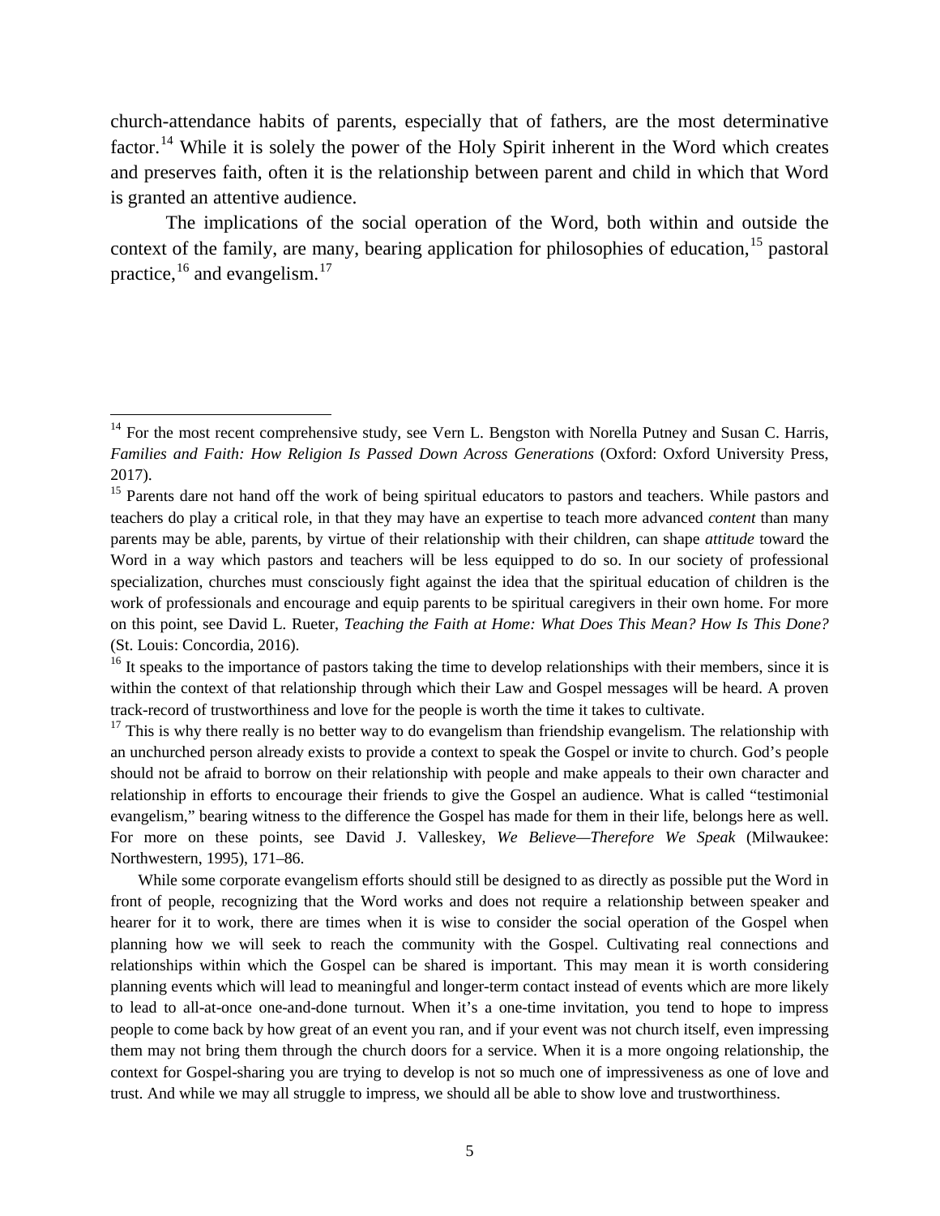church-attendance habits of parents, especially that of fathers, are the most determinative factor.[14] While it is solely the power of the Holy Spirit inherent in the Word which creates and preserves faith, often it is the relationship between parent and child in which that Word is granted an attentive audience.

The implications of the social operation of the Word, both within and outside the context of the family, are many, bearing application for philosophies of education,[15] pastoral practice,[16] and evangelism.[17]

---

[14] For the most recent comprehensive study, see Vern L. Bengston with Norella Putney and Susan C. Harris, *Families and Faith: How Religion Is Passed Down Across Generations* (Oxford: Oxford University Press, 2017).

[15] Parents dare not hand off the work of being spiritual educators to pastors and teachers. While pastors and teachers do play a critical role, in that they may have an expertise to teach more advanced *content* than many parents may be able, parents, by virtue of their relationship with their children, can shape *attitude* toward the Word in a way which pastors and teachers will be less equipped to do so. In our society of professional specialization, churches must consciously fight against the idea that the spiritual education of children is the work of professionals and encourage and equip parents to be spiritual caregivers in their own home. For more on this point, see David L. Rueter, *Teaching the Faith at Home: What Does This Mean? How Is This Done?* (St. Louis: Concordia, 2016).

[16] It speaks to the importance of pastors taking the time to develop relationships with their members, since it is within the context of that relationship through which their Law and Gospel messages will be heard. A proven track-record of trustworthiness and love for the people is worth the time it takes to cultivate.

[17] This is why there really is no better way to do evangelism than friendship evangelism. The relationship with an unchurched person already exists to provide a context to speak the Gospel or invite to church. God's people should not be afraid to borrow on their relationship with people and make appeals to their own character and relationship in efforts to encourage their friends to give the Gospel an audience. What is called "testimonial evangelism," bearing witness to the difference the Gospel has made for them in their life, belongs here as well. For more on these points, see David J. Valleskey, *We Believe—Therefore We Speak* (Milwaukee: Northwestern, 1995), 171–86.

While some corporate evangelism efforts should still be designed to as directly as possible put the Word in front of people, recognizing that the Word works and does not require a relationship between speaker and hearer for it to work, there are times when it is wise to consider the social operation of the Gospel when planning how we will seek to reach the community with the Gospel. Cultivating real connections and relationships within which the Gospel can be shared is important. This may mean it is worth considering planning events which will lead to meaningful and longer-term contact instead of events which are more likely to lead to all-at-once one-and-done turnout. When it's a one-time invitation, you tend to hope to impress people to come back by how great of an event you ran, and if your event was not church itself, even impressing them may not bring them through the church doors for a service. When it is a more ongoing relationship, the context for Gospel-sharing you are trying to develop is not so much one of impressiveness as one of love and trust. And while we may all struggle to impress, we should all be able to show love and trustworthiness.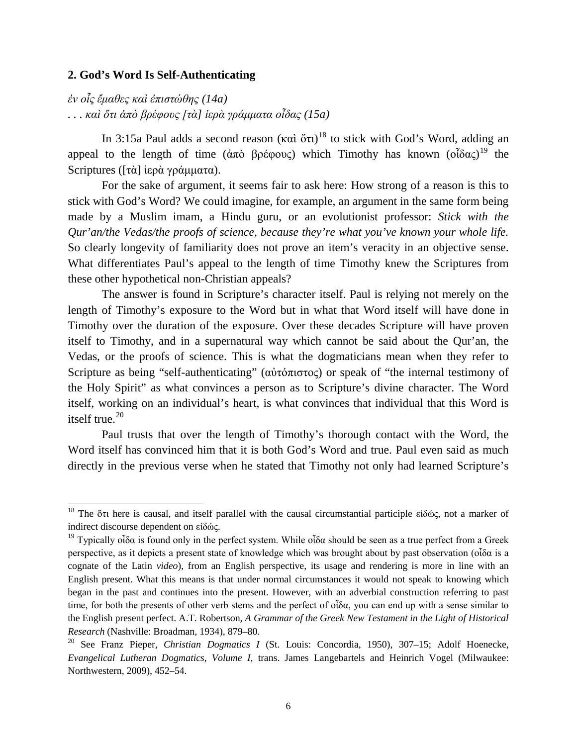### 2. God's Word Is Self-Authenticating

*ἐν οἷς ἔμαθες καὶ ἐπιστώθης (14a)*
*. . . καὶ ὅτι ἀπὸ βρέφους [τὰ] ἱερὰ γράμματα οἶδας (15a)*

In 3:15a Paul adds a second reason (καὶ ὅτι)[18] to stick with God's Word, adding an appeal to the length of time (ἀπὸ βρέφους) which Timothy has known (οἶδας)[19] the Scriptures ([τὰ] ἱερὰ γράμματα).

For the sake of argument, it seems fair to ask here: How strong of a reason is this to stick with God's Word? We could imagine, for example, an argument in the same form being made by a Muslim imam, a Hindu guru, or an evolutionist professor: *Stick with the Qur'an/the Vedas/the proofs of science, because they're what you've known your whole life.* So clearly longevity of familiarity does not prove an item's veracity in an objective sense. What differentiates Paul's appeal to the length of time Timothy knew the Scriptures from these other hypothetical non-Christian appeals?

The answer is found in Scripture's character itself. Paul is relying not merely on the length of Timothy's exposure to the Word but in what that Word itself will have done in Timothy over the duration of the exposure. Over these decades Scripture will have proven itself to Timothy, and in a supernatural way which cannot be said about the Qur'an, the Vedas, or the proofs of science. This is what the dogmaticians mean when they refer to Scripture as being "self-authenticating" (αὐτόπιστος) or speak of "the internal testimony of the Holy Spirit" as what convinces a person as to Scripture's divine character. The Word itself, working on an individual's heart, is what convinces that individual that this Word is itself true.[20]

Paul trusts that over the length of Timothy's thorough contact with the Word, the Word itself has convinced him that it is both God's Word and true. Paul even said as much directly in the previous verse when he stated that Timothy not only had learned Scripture's

---

[18] The ὅτι here is causal, and itself parallel with the causal circumstantial participle εἰδώς, not a marker of indirect discourse dependent on εἰδώς.

[19] Typically οἶδα is found only in the perfect system. While οἶδα should be seen as a true perfect from a Greek perspective, as it depicts a present state of knowledge which was brought about by past observation (οἶδα is a cognate of the Latin *video*), from an English perspective, its usage and rendering is more in line with an English present. What this means is that under normal circumstances it would not speak to knowing which began in the past and continues into the present. However, with an adverbial construction referring to past time, for both the presents of other verb stems and the perfect of οἶδα, you can end up with a sense similar to the English present perfect. A.T. Robertson, *A Grammar of the Greek New Testament in the Light of Historical Research* (Nashville: Broadman, 1934), 879–80.

[20] See Franz Pieper, *Christian Dogmatics I* (St. Louis: Concordia, 1950), 307–15; Adolf Hoenecke, *Evangelical Lutheran Dogmatics, Volume I*, trans. James Langebartels and Heinrich Vogel (Milwaukee: Northwestern, 2009), 452–54.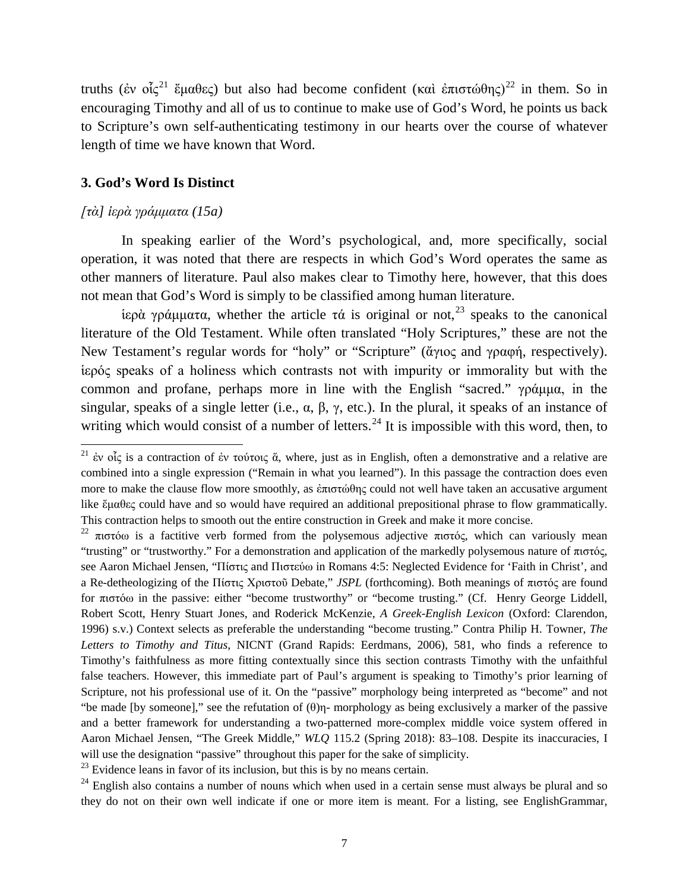truths (ἐν οἷς[21] ἔμαθες) but also had become confident (καὶ ἐπιστώθης)[22] in them. So in encouraging Timothy and all of us to continue to make use of God's Word, he points us back to Scripture's own self-authenticating testimony in our hearts over the course of whatever length of time we have known that Word.

### 3. God's Word Is Distinct

*[τὰ] ἱερὰ γράμματα (15a)*

In speaking earlier of the Word's psychological, and, more specifically, social operation, it was noted that there are respects in which God's Word operates the same as other manners of literature. Paul also makes clear to Timothy here, however, that this does not mean that God's Word is simply to be classified among human literature.

ἱερὰ γράμματα, whether the article τά is original or not,[23] speaks to the canonical literature of the Old Testament. While often translated "Holy Scriptures," these are not the New Testament's regular words for "holy" or "Scripture" (ἅγιος and γραφή, respectively). ἱερός speaks of a holiness which contrasts not with impurity or immorality but with the common and profane, perhaps more in line with the English "sacred." γράμμα, in the singular, speaks of a single letter (i.e., α, β, γ, etc.). In the plural, it speaks of an instance of writing which would consist of a number of letters.[24] It is impossible with this word, then, to

---

[21] ἐν οἷς is a contraction of ἐν τούτοις ἅ, where, just as in English, often a demonstrative and a relative are combined into a single expression ("Remain in what you learned"). In this passage the contraction does even more to make the clause flow more smoothly, as ἐπιστώθης could not well have taken an accusative argument like ἔμαθες could have and so would have required an additional prepositional phrase to flow grammatically. This contraction helps to smooth out the entire construction in Greek and make it more concise.

[22] πιστόω is a factitive verb formed from the polysemous adjective πιστός, which can variously mean "trusting" or "trustworthy." For a demonstration and application of the markedly polysemous nature of πιστός, see Aaron Michael Jensen, "Πίστις and Πιστεύω in Romans 4:5: Neglected Evidence for 'Faith in Christ', and a Re-detheologizing of the Πίστις Χριστοῦ Debate," *JSPL* (forthcoming). Both meanings of πιστός are found for πιστόω in the passive: either "become trustworthy" or "become trusting." (Cf. Henry George Liddell, Robert Scott, Henry Stuart Jones, and Roderick McKenzie, *A Greek-English Lexicon* (Oxford: Clarendon, 1996) s.v.) Context selects as preferable the understanding "become trusting." Contra Philip H. Towner, *The Letters to Timothy and Titus*, NICNT (Grand Rapids: Eerdmans, 2006), 581, who finds a reference to Timothy's faithfulness as more fitting contextually since this section contrasts Timothy with the unfaithful false teachers. However, this immediate part of Paul's argument is speaking to Timothy's prior learning of Scripture, not his professional use of it. On the "passive" morphology being interpreted as "become" and not "be made [by someone]," see the refutation of (θ)η- morphology as being exclusively a marker of the passive and a better framework for understanding a two-patterned more-complex middle voice system offered in Aaron Michael Jensen, "The Greek Middle," *WLQ* 115.2 (Spring 2018): 83–108. Despite its inaccuracies, I will use the designation "passive" throughout this paper for the sake of simplicity.

[23] Evidence leans in favor of its inclusion, but this is by no means certain.

[24] English also contains a number of nouns which when used in a certain sense must always be plural and so they do not on their own well indicate if one or more item is meant. For a listing, see EnglishGrammar,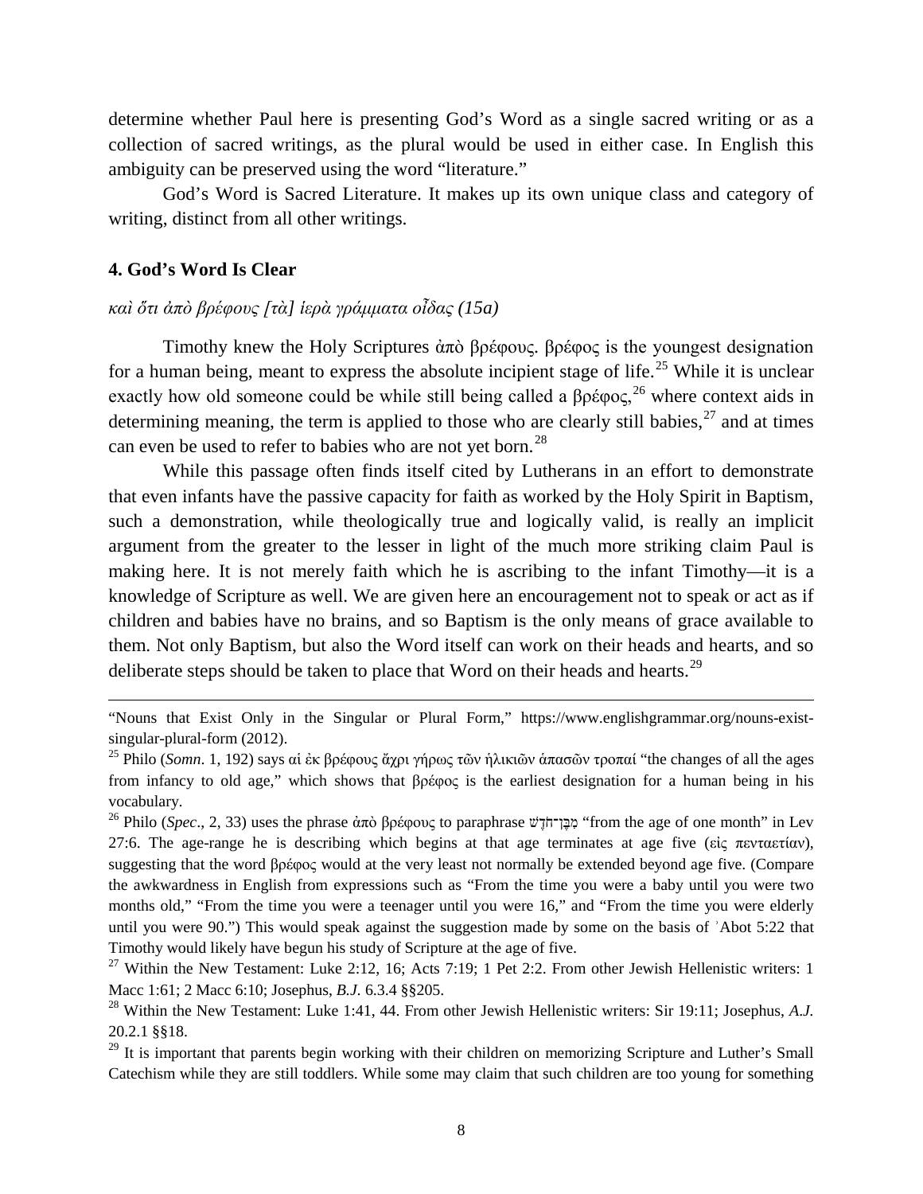determine whether Paul here is presenting God's Word as a single sacred writing or as a collection of sacred writings, as the plural would be used in either case. In English this ambiguity can be preserved using the word "literature."

God's Word is Sacred Literature. It makes up its own unique class and category of writing, distinct from all other writings.

### 4. God's Word Is Clear

*καὶ ὅτι ἀπὸ βρέφους [τὰ] ἱερὰ γράμματα οἶδας (15a)*

Timothy knew the Holy Scriptures ἀπὸ βρέφους. βρέφος is the youngest designation for a human being, meant to express the absolute incipient stage of life.[25] While it is unclear exactly how old someone could be while still being called a βρέφος,[26] where context aids in determining meaning, the term is applied to those who are clearly still babies,[27] and at times can even be used to refer to babies who are not yet born.[28]

While this passage often finds itself cited by Lutherans in an effort to demonstrate that even infants have the passive capacity for faith as worked by the Holy Spirit in Baptism, such a demonstration, while theologically true and logically valid, is really an implicit argument from the greater to the lesser in light of the much more striking claim Paul is making here. It is not merely faith which he is ascribing to the infant Timothy—it is a knowledge of Scripture as well. We are given here an encouragement not to speak or act as if children and babies have no brains, and so Baptism is the only means of grace available to them. Not only Baptism, but also the Word itself can work on their heads and hearts, and so deliberate steps should be taken to place that Word on their heads and hearts.[29]

---

"Nouns that Exist Only in the Singular or Plural Form," https://www.englishgrammar.org/nouns-exist-singular-plural-form (2012).

[25] Philo (*Somn*. 1, 192) says αἱ ἐκ βρέφους ἄχρι γήρως τῶν ἡλικιῶν ἁπασῶν τροπαί "the changes of all the ages from infancy to old age," which shows that βρέφος is the earliest designation for a human being in his vocabulary.

[26] Philo (*Spec*., 2, 33) uses the phrase ἀπὸ βρέφους to paraphrase מִבֶּן־חֹדֶשׁ "from the age of one month" in Lev 27:6. The age-range he is describing which begins at that age terminates at age five (εἰς πενταετίαν), suggesting that the word βρέφος would at the very least not normally be extended beyond age five. (Compare the awkwardness in English from expressions such as "From the time you were a baby until you were two months old," "From the time you were a teenager until you were 16," and "From the time you were elderly until you were 90.") This would speak against the suggestion made by some on the basis of ʾAbot 5:22 that Timothy would likely have begun his study of Scripture at the age of five.

[27] Within the New Testament: Luke 2:12, 16; Acts 7:19; 1 Pet 2:2. From other Jewish Hellenistic writers: 1 Macc 1:61; 2 Macc 6:10; Josephus, *B.J.* 6.3.4 §§205.

[28] Within the New Testament: Luke 1:41, 44. From other Jewish Hellenistic writers: Sir 19:11; Josephus, *A.J.* 20.2.1 §§18.

[29] It is important that parents begin working with their children on memorizing Scripture and Luther's Small Catechism while they are still toddlers. While some may claim that such children are too young for something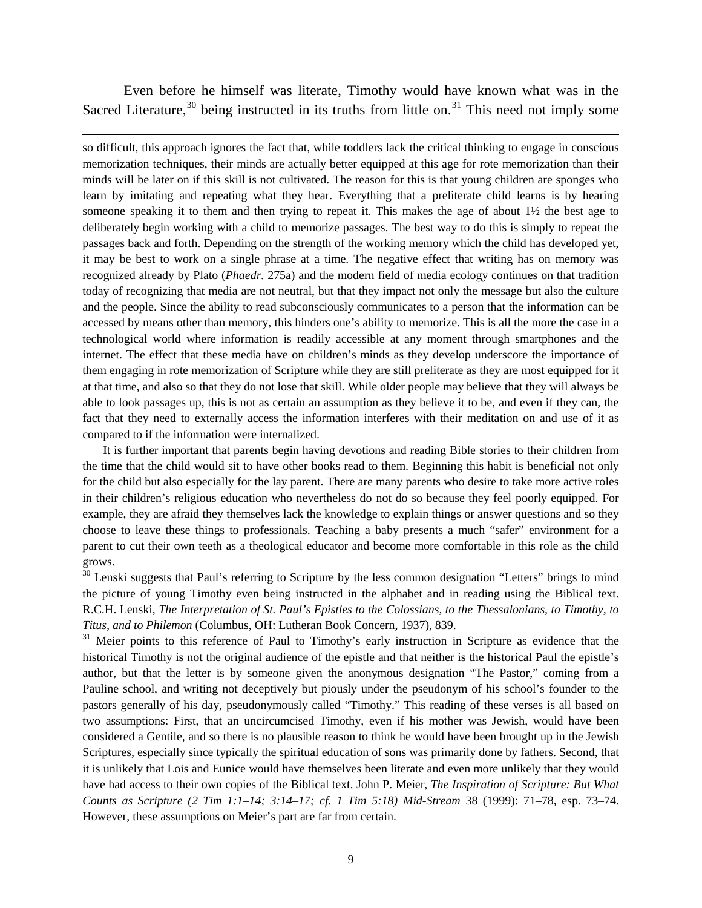Even before he himself was literate, Timothy would have known what was in the Sacred Literature,[30] being instructed in its truths from little on.[31] This need not imply some

---

so difficult, this approach ignores the fact that, while toddlers lack the critical thinking to engage in conscious memorization techniques, their minds are actually better equipped at this age for rote memorization than their minds will be later on if this skill is not cultivated. The reason for this is that young children are sponges who learn by imitating and repeating what they hear. Everything that a preliterate child learns is by hearing someone speaking it to them and then trying to repeat it. This makes the age of about 1½ the best age to deliberately begin working with a child to memorize passages. The best way to do this is simply to repeat the passages back and forth. Depending on the strength of the working memory which the child has developed yet, it may be best to work on a single phrase at a time. The negative effect that writing has on memory was recognized already by Plato (*Phaedr.* 275a) and the modern field of media ecology continues on that tradition today of recognizing that media are not neutral, but that they impact not only the message but also the culture and the people. Since the ability to read subconsciously communicates to a person that the information can be accessed by means other than memory, this hinders one's ability to memorize. This is all the more the case in a technological world where information is readily accessible at any moment through smartphones and the internet. The effect that these media have on children's minds as they develop underscore the importance of them engaging in rote memorization of Scripture while they are still preliterate as they are most equipped for it at that time, and also so that they do not lose that skill. While older people may believe that they will always be able to look passages up, this is not as certain an assumption as they believe it to be, and even if they can, the fact that they need to externally access the information interferes with their meditation on and use of it as compared to if the information were internalized.

It is further important that parents begin having devotions and reading Bible stories to their children from the time that the child would sit to have other books read to them. Beginning this habit is beneficial not only for the child but also especially for the lay parent. There are many parents who desire to take more active roles in their children's religious education who nevertheless do not do so because they feel poorly equipped. For example, they are afraid they themselves lack the knowledge to explain things or answer questions and so they choose to leave these things to professionals. Teaching a baby presents a much "safer" environment for a parent to cut their own teeth as a theological educator and become more comfortable in this role as the child grows.

[30] Lenski suggests that Paul's referring to Scripture by the less common designation "Letters" brings to mind the picture of young Timothy even being instructed in the alphabet and in reading using the Biblical text. R.C.H. Lenski, *The Interpretation of St. Paul's Epistles to the Colossians, to the Thessalonians, to Timothy, to Titus, and to Philemon* (Columbus, OH: Lutheran Book Concern, 1937), 839.

[31] Meier points to this reference of Paul to Timothy's early instruction in Scripture as evidence that the historical Timothy is not the original audience of the epistle and that neither is the historical Paul the epistle's author, but that the letter is by someone given the anonymous designation "The Pastor," coming from a Pauline school, and writing not deceptively but piously under the pseudonym of his school's founder to the pastors generally of his day, pseudonymously called "Timothy." This reading of these verses is all based on two assumptions: First, that an uncircumcised Timothy, even if his mother was Jewish, would have been considered a Gentile, and so there is no plausible reason to think he would have been brought up in the Jewish Scriptures, especially since typically the spiritual education of sons was primarily done by fathers. Second, that it is unlikely that Lois and Eunice would have themselves been literate and even more unlikely that they would have had access to their own copies of the Biblical text. John P. Meier, *The Inspiration of Scripture: But What Counts as Scripture (2 Tim 1:1–14; 3:14–17; cf. 1 Tim 5:18) Mid-Stream* 38 (1999): 71–78, esp. 73–74. However, these assumptions on Meier's part are far from certain.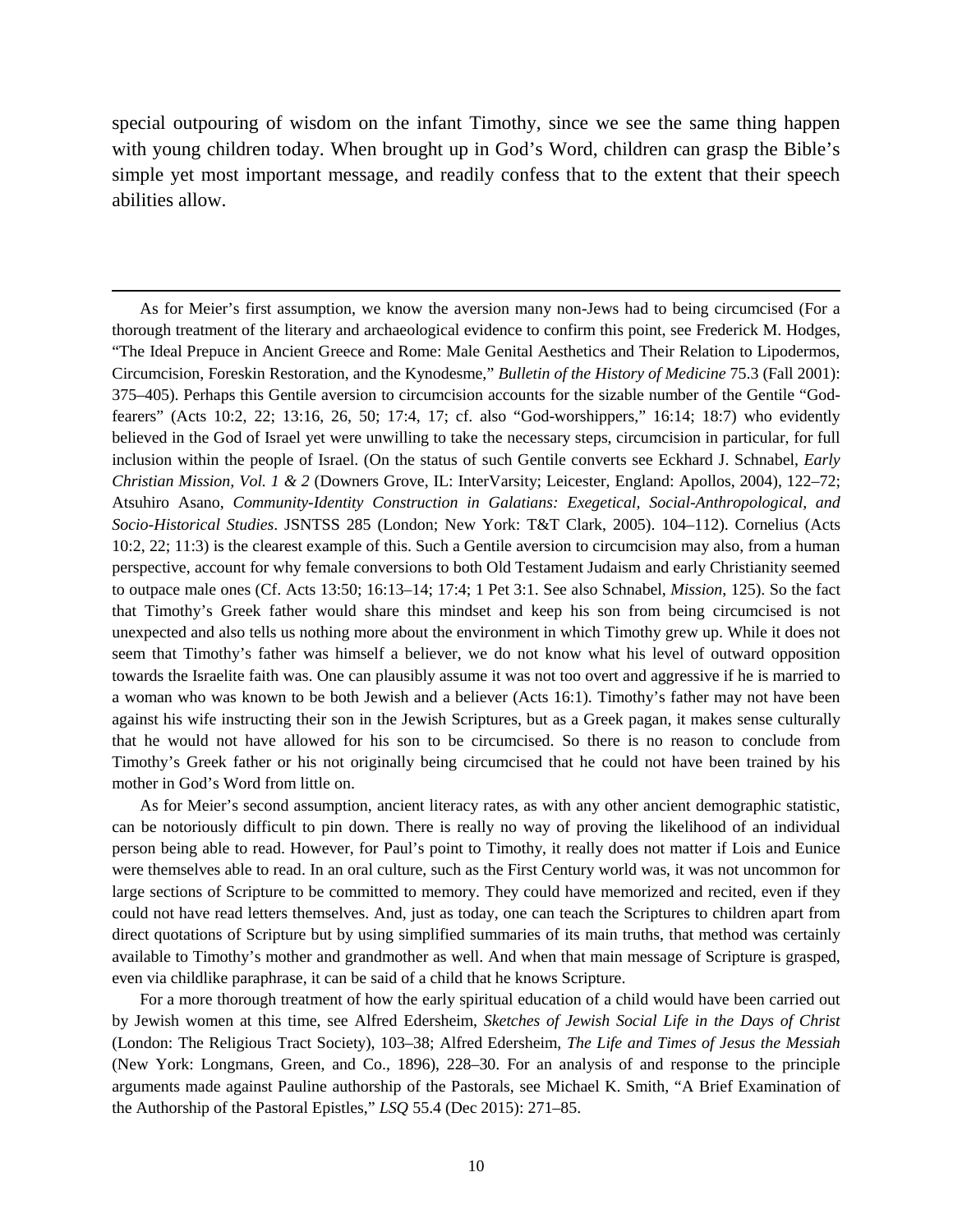special outpouring of wisdom on the infant Timothy, since we see the same thing happen with young children today. When brought up in God's Word, children can grasp the Bible's simple yet most important message, and readily confess that to the extent that their speech abilities allow.

---

As for Meier's first assumption, we know the aversion many non-Jews had to being circumcised (For a thorough treatment of the literary and archaeological evidence to confirm this point, see Frederick M. Hodges, "The Ideal Prepuce in Ancient Greece and Rome: Male Genital Aesthetics and Their Relation to Lipodermos, Circumcision, Foreskin Restoration, and the Kynodesme," *Bulletin of the History of Medicine* 75.3 (Fall 2001): 375–405). Perhaps this Gentile aversion to circumcision accounts for the sizable number of the Gentile "God-fearers" (Acts 10:2, 22; 13:16, 26, 50; 17:4, 17; cf. also "God-worshippers," 16:14; 18:7) who evidently believed in the God of Israel yet were unwilling to take the necessary steps, circumcision in particular, for full inclusion within the people of Israel. (On the status of such Gentile converts see Eckhard J. Schnabel, *Early Christian Mission, Vol. 1 & 2* (Downers Grove, IL: InterVarsity; Leicester, England: Apollos, 2004), 122–72; Atsuhiro Asano, *Community-Identity Construction in Galatians: Exegetical, Social-Anthropological, and Socio-Historical Studies*. JSNTSS 285 (London; New York: T&T Clark, 2005). 104–112). Cornelius (Acts 10:2, 22; 11:3) is the clearest example of this. Such a Gentile aversion to circumcision may also, from a human perspective, account for why female conversions to both Old Testament Judaism and early Christianity seemed to outpace male ones (Cf. Acts 13:50; 16:13–14; 17:4; 1 Pet 3:1. See also Schnabel, *Mission*, 125). So the fact that Timothy's Greek father would share this mindset and keep his son from being circumcised is not unexpected and also tells us nothing more about the environment in which Timothy grew up. While it does not seem that Timothy's father was himself a believer, we do not know what his level of outward opposition towards the Israelite faith was. One can plausibly assume it was not too overt and aggressive if he is married to a woman who was known to be both Jewish and a believer (Acts 16:1). Timothy's father may not have been against his wife instructing their son in the Jewish Scriptures, but as a Greek pagan, it makes sense culturally that he would not have allowed for his son to be circumcised. So there is no reason to conclude from Timothy's Greek father or his not originally being circumcised that he could not have been trained by his mother in God's Word from little on.

As for Meier's second assumption, ancient literacy rates, as with any other ancient demographic statistic, can be notoriously difficult to pin down. There is really no way of proving the likelihood of an individual person being able to read. However, for Paul's point to Timothy, it really does not matter if Lois and Eunice were themselves able to read. In an oral culture, such as the First Century world was, it was not uncommon for large sections of Scripture to be committed to memory. They could have memorized and recited, even if they could not have read letters themselves. And, just as today, one can teach the Scriptures to children apart from direct quotations of Scripture but by using simplified summaries of its main truths, that method was certainly available to Timothy's mother and grandmother as well. And when that main message of Scripture is grasped, even via childlike paraphrase, it can be said of a child that he knows Scripture.

For a more thorough treatment of how the early spiritual education of a child would have been carried out by Jewish women at this time, see Alfred Edersheim, *Sketches of Jewish Social Life in the Days of Christ* (London: The Religious Tract Society), 103–38; Alfred Edersheim, *The Life and Times of Jesus the Messiah* (New York: Longmans, Green, and Co., 1896), 228–30. For an analysis of and response to the principle arguments made against Pauline authorship of the Pastorals, see Michael K. Smith, "A Brief Examination of the Authorship of the Pastoral Epistles," *LSQ* 55.4 (Dec 2015): 271–85.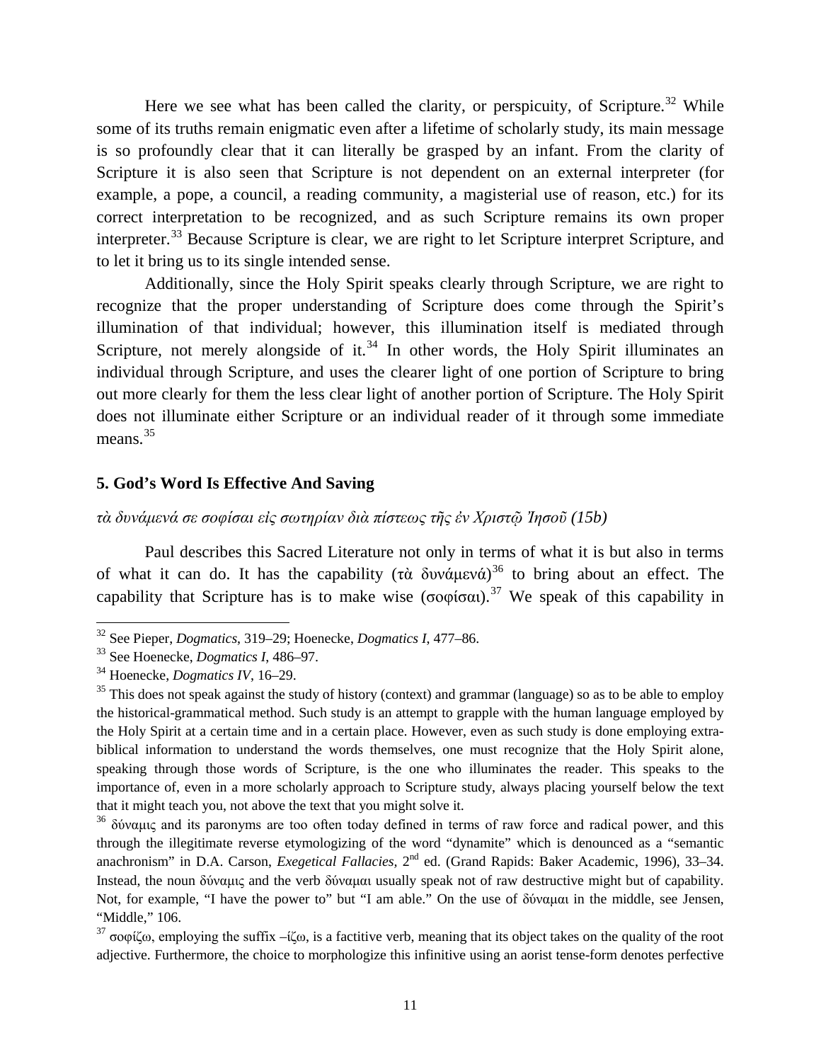Here we see what has been called the clarity, or perspicuity, of Scripture.[32] While some of its truths remain enigmatic even after a lifetime of scholarly study, its main message is so profoundly clear that it can literally be grasped by an infant. From the clarity of Scripture it is also seen that Scripture is not dependent on an external interpreter (for example, a pope, a council, a reading community, a magisterial use of reason, etc.) for its correct interpretation to be recognized, and as such Scripture remains its own proper interpreter.[33] Because Scripture is clear, we are right to let Scripture interpret Scripture, and to let it bring us to its single intended sense.

Additionally, since the Holy Spirit speaks clearly through Scripture, we are right to recognize that the proper understanding of Scripture does come through the Spirit's illumination of that individual; however, this illumination itself is mediated through Scripture, not merely alongside of it.[34] In other words, the Holy Spirit illuminates an individual through Scripture, and uses the clearer light of one portion of Scripture to bring out more clearly for them the less clear light of another portion of Scripture. The Holy Spirit does not illuminate either Scripture or an individual reader of it through some immediate means.[35]

### 5. God's Word Is Effective And Saving

*τὰ δυνάμενά σε σοφίσαι εἰς σωτηρίαν διὰ πίστεως τῆς ἐν Χριστῷ Ἰησοῦ (15b)*

Paul describes this Sacred Literature not only in terms of what it is but also in terms of what it can do. It has the capability (τὰ δυνάμενά)[36] to bring about an effect. The capability that Scripture has is to make wise (σοφίσαι).[37] We speak of this capability in

---

[32] See Pieper, *Dogmatics*, 319–29; Hoenecke, *Dogmatics I*, 477–86.

[33] See Hoenecke, *Dogmatics I*, 486–97.

[34] Hoenecke, *Dogmatics IV*, 16–29.

[35] This does not speak against the study of history (context) and grammar (language) so as to be able to employ the historical-grammatical method. Such study is an attempt to grapple with the human language employed by the Holy Spirit at a certain time and in a certain place. However, even as such study is done employing extra-biblical information to understand the words themselves, one must recognize that the Holy Spirit alone, speaking through those words of Scripture, is the one who illuminates the reader. This speaks to the importance of, even in a more scholarly approach to Scripture study, always placing yourself below the text that it might teach you, not above the text that you might solve it.

[36] δύναμις and its paronyms are too often today defined in terms of raw force and radical power, and this through the illegitimate reverse etymologizing of the word "dynamite" which is denounced as a "semantic anachronism" in D.A. Carson, *Exegetical Fallacies*, 2nd ed. (Grand Rapids: Baker Academic, 1996), 33–34. Instead, the noun δύναμις and the verb δύναμαι usually speak not of raw destructive might but of capability. Not, for example, "I have the power to" but "I am able." On the use of δύναμαι in the middle, see Jensen, "Middle," 106.

[37] σοφίζω, employing the suffix –ίζω, is a factitive verb, meaning that its object takes on the quality of the root adjective. Furthermore, the choice to morphologize this infinitive using an aorist tense-form denotes perfective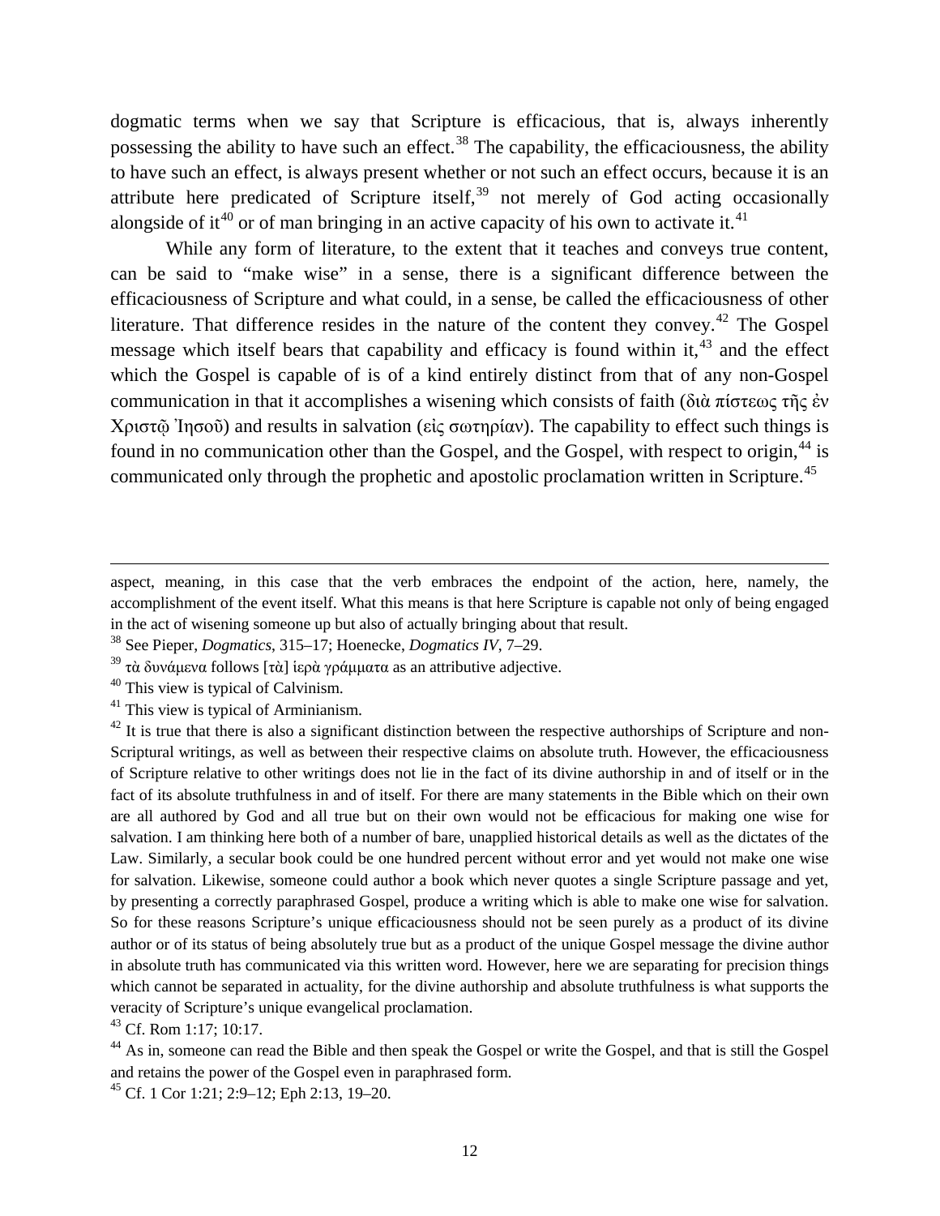dogmatic terms when we say that Scripture is efficacious, that is, always inherently possessing the ability to have such an effect.[38] The capability, the efficaciousness, the ability to have such an effect, is always present whether or not such an effect occurs, because it is an attribute here predicated of Scripture itself,[39] not merely of God acting occasionally alongside of it[40] or of man bringing in an active capacity of his own to activate it.[41]

While any form of literature, to the extent that it teaches and conveys true content, can be said to "make wise" in a sense, there is a significant difference between the efficaciousness of Scripture and what could, in a sense, be called the efficaciousness of other literature. That difference resides in the nature of the content they convey.[42] The Gospel message which itself bears that capability and efficacy is found within it,[43] and the effect which the Gospel is capable of is of a kind entirely distinct from that of any non-Gospel communication in that it accomplishes a wisening which consists of faith (διὰ πίστεως τῆς ἐν Χριστῷ Ἰησοῦ) and results in salvation (εἰς σωτηρίαν). The capability to effect such things is found in no communication other than the Gospel, and the Gospel, with respect to origin,[44] is communicated only through the prophetic and apostolic proclamation written in Scripture.[45]

---

aspect, meaning, in this case that the verb embraces the endpoint of the action, here, namely, the accomplishment of the event itself. What this means is that here Scripture is capable not only of being engaged in the act of wisening someone up but also of actually bringing about that result.

[38] See Pieper, *Dogmatics*, 315–17; Hoenecke, *Dogmatics IV*, 7–29.

[39] τὰ δυνάμενα follows [τὰ] ἱερὰ γράμματα as an attributive adjective.

[40] This view is typical of Calvinism.

[41] This view is typical of Arminianism.

[42] It is true that there is also a significant distinction between the respective authorships of Scripture and non-Scriptural writings, as well as between their respective claims on absolute truth. However, the efficaciousness of Scripture relative to other writings does not lie in the fact of its divine authorship in and of itself or in the fact of its absolute truthfulness in and of itself. For there are many statements in the Bible which on their own are all authored by God and all true but on their own would not be efficacious for making one wise for salvation. I am thinking here both of a number of bare, unapplied historical details as well as the dictates of the Law. Similarly, a secular book could be one hundred percent without error and yet would not make one wise for salvation. Likewise, someone could author a book which never quotes a single Scripture passage and yet, by presenting a correctly paraphrased Gospel, produce a writing which is able to make one wise for salvation. So for these reasons Scripture's unique efficaciousness should not be seen purely as a product of its divine author or of its status of being absolutely true but as a product of the unique Gospel message the divine author in absolute truth has communicated via this written word. However, here we are separating for precision things which cannot be separated in actuality, for the divine authorship and absolute truthfulness is what supports the veracity of Scripture's unique evangelical proclamation.

[43] Cf. Rom 1:17; 10:17.

[44] As in, someone can read the Bible and then speak the Gospel or write the Gospel, and that is still the Gospel and retains the power of the Gospel even in paraphrased form.

[45] Cf. 1 Cor 1:21; 2:9–12; Eph 2:13, 19–20.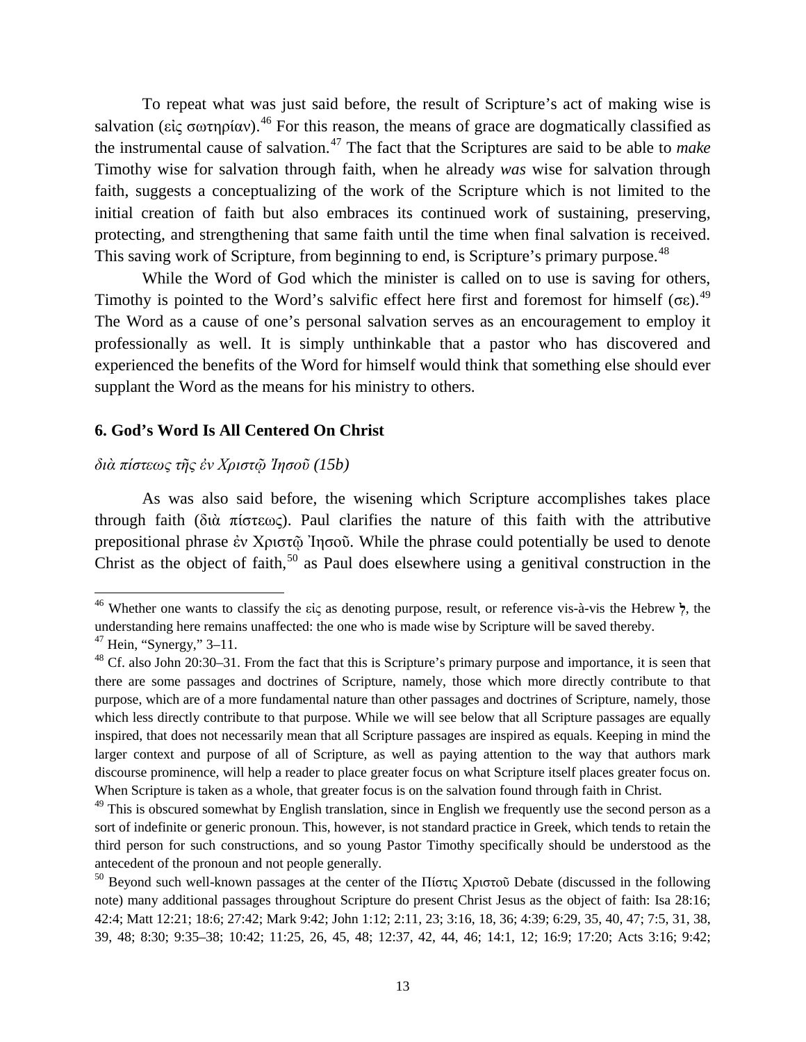To repeat what was just said before, the result of Scripture's act of making wise is salvation (εἰς σωτηρίαν).[46] For this reason, the means of grace are dogmatically classified as the instrumental cause of salvation.[47] The fact that the Scriptures are said to be able to *make* Timothy wise for salvation through faith, when he already *was* wise for salvation through faith, suggests a conceptualizing of the work of the Scripture which is not limited to the initial creation of faith but also embraces its continued work of sustaining, preserving, protecting, and strengthening that same faith until the time when final salvation is received. This saving work of Scripture, from beginning to end, is Scripture's primary purpose.[48]

While the Word of God which the minister is called on to use is saving for others, Timothy is pointed to the Word's salvific effect here first and foremost for himself (σε).[49] The Word as a cause of one's personal salvation serves as an encouragement to employ it professionally as well. It is simply unthinkable that a pastor who has discovered and experienced the benefits of the Word for himself would think that something else should ever supplant the Word as the means for his ministry to others.

### 6. God's Word Is All Centered On Christ

*διὰ πίστεως τῆς ἐν Χριστῷ Ἰησοῦ (15b)*

As was also said before, the wisening which Scripture accomplishes takes place through faith (διὰ πίστεως). Paul clarifies the nature of this faith with the attributive prepositional phrase ἐν Χριστῷ Ἰησοῦ. While the phrase could potentially be used to denote Christ as the object of faith,[50] as Paul does elsewhere using a genitival construction in the

---

[46] Whether one wants to classify the εἰς as denoting purpose, result, or reference vis-à-vis the Hebrew לְ, the understanding here remains unaffected: the one who is made wise by Scripture will be saved thereby.

[47] Hein, "Synergy," 3–11.

[48] Cf. also John 20:30–31. From the fact that this is Scripture's primary purpose and importance, it is seen that there are some passages and doctrines of Scripture, namely, those which more directly contribute to that purpose, which are of a more fundamental nature than other passages and doctrines of Scripture, namely, those which less directly contribute to that purpose. While we will see below that all Scripture passages are equally inspired, that does not necessarily mean that all Scripture passages are inspired as equals. Keeping in mind the larger context and purpose of all of Scripture, as well as paying attention to the way that authors mark discourse prominence, will help a reader to place greater focus on what Scripture itself places greater focus on. When Scripture is taken as a whole, that greater focus is on the salvation found through faith in Christ.

[49] This is obscured somewhat by English translation, since in English we frequently use the second person as a sort of indefinite or generic pronoun. This, however, is not standard practice in Greek, which tends to retain the third person for such constructions, and so young Pastor Timothy specifically should be understood as the antecedent of the pronoun and not people generally.

[50] Beyond such well-known passages at the center of the Πίστις Χριστοῦ Debate (discussed in the following note) many additional passages throughout Scripture do present Christ Jesus as the object of faith: Isa 28:16; 42:4; Matt 12:21; 18:6; 27:42; Mark 9:42; John 1:12; 2:11, 23; 3:16, 18, 36; 4:39; 6:29, 35, 40, 47; 7:5, 31, 38, 39, 48; 8:30; 9:35–38; 10:42; 11:25, 26, 45, 48; 12:37, 42, 44, 46; 14:1, 12; 16:9; 17:20; Acts 3:16; 9:42;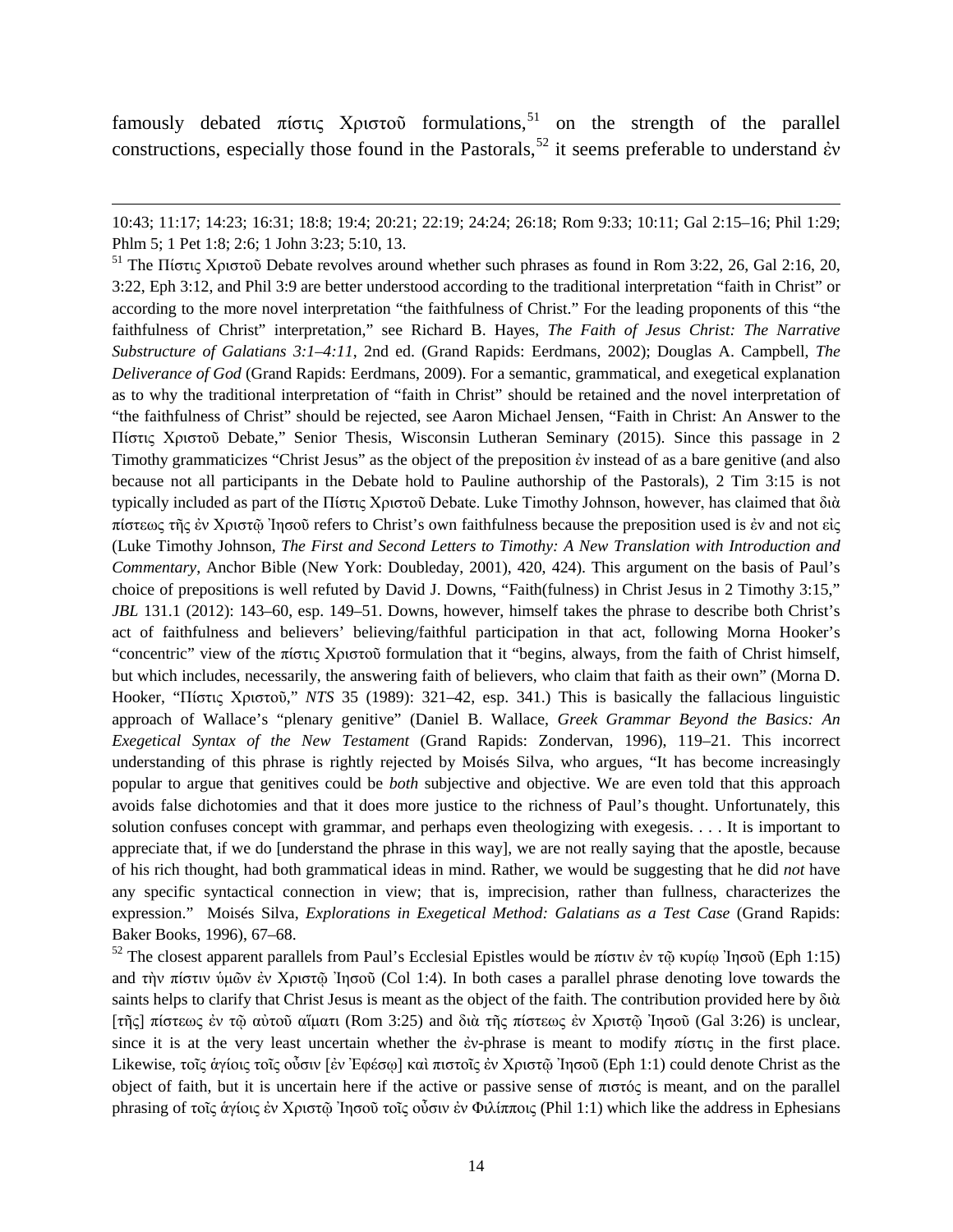famously debated πίστις Χριστοῦ formulations,[51] on the strength of the parallel constructions, especially those found in the Pastorals,[52] it seems preferable to understand ἐν

---

10:43; 11:17; 14:23; 16:31; 18:8; 19:4; 20:21; 22:19; 24:24; 26:18; Rom 9:33; 10:11; Gal 2:15–16; Phil 1:29; Phlm 5; 1 Pet 1:8; 2:6; 1 John 3:23; 5:10, 13.

[51] The Πίστις Χριστοῦ Debate revolves around whether such phrases as found in Rom 3:22, 26, Gal 2:16, 20, 3:22, Eph 3:12, and Phil 3:9 are better understood according to the traditional interpretation "faith in Christ" or according to the more novel interpretation "the faithfulness of Christ." For the leading proponents of this "the faithfulness of Christ" interpretation," see Richard B. Hayes, *The Faith of Jesus Christ: The Narrative Substructure of Galatians 3:1–4:11*, 2nd ed. (Grand Rapids: Eerdmans, 2002); Douglas A. Campbell, *The Deliverance of God* (Grand Rapids: Eerdmans, 2009). For a semantic, grammatical, and exegetical explanation as to why the traditional interpretation of "faith in Christ" should be retained and the novel interpretation of "the faithfulness of Christ" should be rejected, see Aaron Michael Jensen, "Faith in Christ: An Answer to the Πίστις Χριστοῦ Debate," Senior Thesis, Wisconsin Lutheran Seminary (2015). Since this passage in 2 Timothy grammaticizes "Christ Jesus" as the object of the preposition ἐν instead of as a bare genitive (and also because not all participants in the Debate hold to Pauline authorship of the Pastorals), 2 Tim 3:15 is not typically included as part of the Πίστις Χριστοῦ Debate. Luke Timothy Johnson, however, has claimed that διὰ πίστεως τῆς ἐν Χριστῷ Ἰησοῦ refers to Christ's own faithfulness because the preposition used is ἐν and not εἰς (Luke Timothy Johnson, *The First and Second Letters to Timothy: A New Translation with Introduction and Commentary*, Anchor Bible (New York: Doubleday, 2001), 420, 424). This argument on the basis of Paul's choice of prepositions is well refuted by David J. Downs, "Faith(fulness) in Christ Jesus in 2 Timothy 3:15," *JBL* 131.1 (2012): 143–60, esp. 149–51. Downs, however, himself takes the phrase to describe both Christ's act of faithfulness and believers' believing/faithful participation in that act, following Morna Hooker's "concentric" view of the πίστις Χριστοῦ formulation that it "begins, always, from the faith of Christ himself, but which includes, necessarily, the answering faith of believers, who claim that faith as their own" (Morna D. Hooker, "Πίστις Χριστοῦ," *NTS* 35 (1989): 321–42, esp. 341.) This is basically the fallacious linguistic approach of Wallace's "plenary genitive" (Daniel B. Wallace, *Greek Grammar Beyond the Basics: An Exegetical Syntax of the New Testament* (Grand Rapids: Zondervan, 1996), 119–21. This incorrect understanding of this phrase is rightly rejected by Moisés Silva, who argues, "It has become increasingly popular to argue that genitives could be *both* subjective and objective. We are even told that this approach avoids false dichotomies and that it does more justice to the richness of Paul's thought. Unfortunately, this solution confuses concept with grammar, and perhaps even theologizing with exegesis. . . . It is important to appreciate that, if we do [understand the phrase in this way], we are not really saying that the apostle, because of his rich thought, had both grammatical ideas in mind. Rather, we would be suggesting that he did *not* have any specific syntactical connection in view; that is, imprecision, rather than fullness, characterizes the expression." Moisés Silva, *Explorations in Exegetical Method: Galatians as a Test Case* (Grand Rapids: Baker Books, 1996), 67–68.

[52] The closest apparent parallels from Paul's Ecclesial Epistles would be πίστιν ἐν τῷ κυρίῳ Ἰησοῦ (Eph 1:15) and τὴν πίστιν ὑμῶν ἐν Χριστῷ Ἰησοῦ (Col 1:4). In both cases a parallel phrase denoting love towards the saints helps to clarify that Christ Jesus is meant as the object of the faith. The contribution provided here by διὰ [τῆς] πίστεως ἐν τῷ αὐτοῦ αἵματι (Rom 3:25) and διὰ τῆς πίστεως ἐν Χριστῷ Ἰησοῦ (Gal 3:26) is unclear, since it is at the very least uncertain whether the ἐν-phrase is meant to modify πίστις in the first place. Likewise, τοῖς ἁγίοις τοῖς οὖσιν [ἐν Ἐφέσῳ] καὶ πιστοῖς ἐν Χριστῷ Ἰησοῦ (Eph 1:1) could denote Christ as the object of faith, but it is uncertain here if the active or passive sense of πιστός is meant, and on the parallel phrasing of τοῖς ἁγίοις ἐν Χριστῷ Ἰησοῦ τοῖς οὖσιν ἐν Φιλίπποις (Phil 1:1) which like the address in Ephesians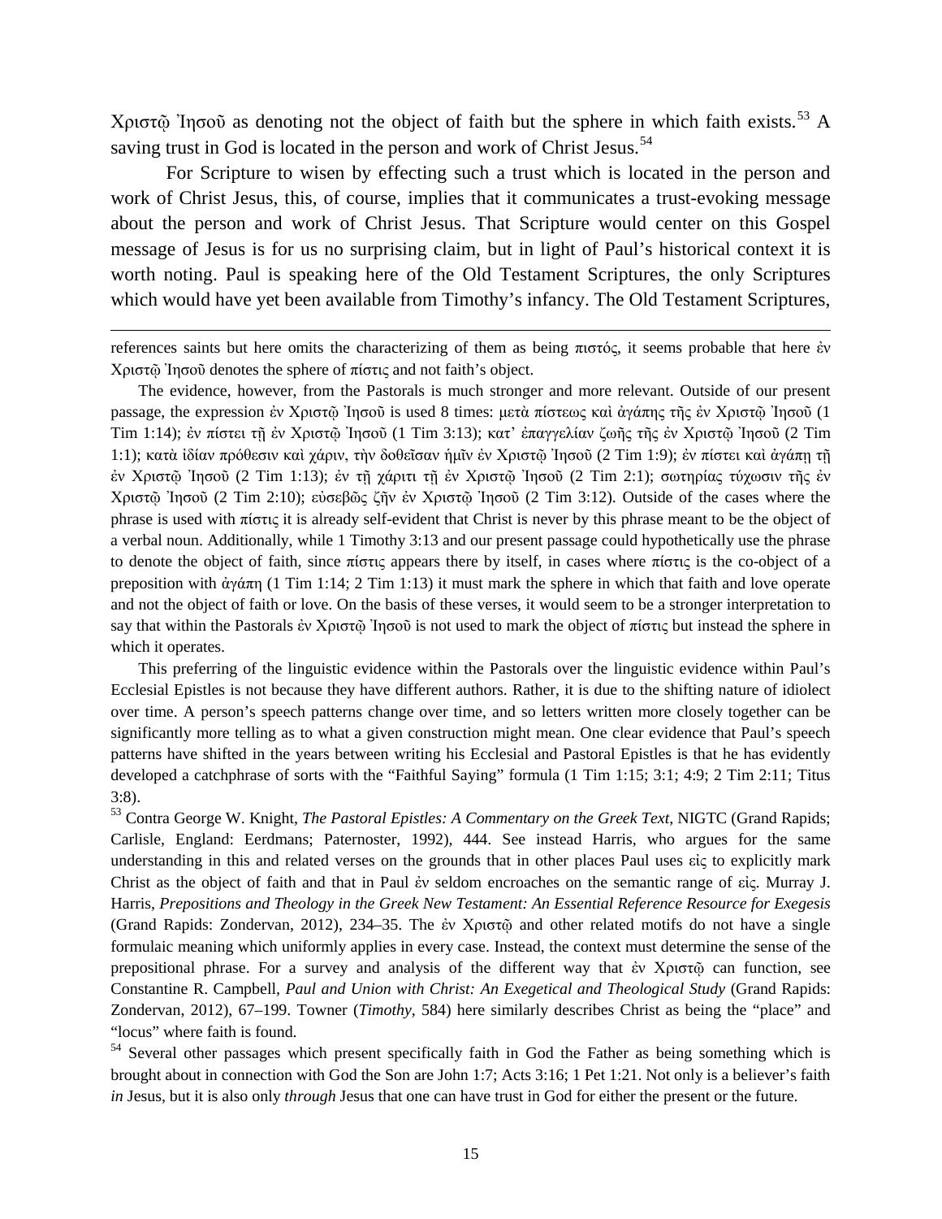Χριστῷ Ἰησοῦ as denoting not the object of faith but the sphere in which faith exists.[53] A saving trust in God is located in the person and work of Christ Jesus.[54]

For Scripture to wisen by effecting such a trust which is located in the person and work of Christ Jesus, this, of course, implies that it communicates a trust-evoking message about the person and work of Christ Jesus. That Scripture would center on this Gospel message of Jesus is for us no surprising claim, but in light of Paul's historical context it is worth noting. Paul is speaking here of the Old Testament Scriptures, the only Scriptures which would have yet been available from Timothy's infancy. The Old Testament Scriptures,

---

references saints but here omits the characterizing of them as being πιστός, it seems probable that here ἐν Χριστῷ Ἰησοῦ denotes the sphere of πίστις and not faith's object.

The evidence, however, from the Pastorals is much stronger and more relevant. Outside of our present passage, the expression ἐν Χριστῷ Ἰησοῦ is used 8 times: μετὰ πίστεως καὶ ἀγάπης τῆς ἐν Χριστῷ Ἰησοῦ (1 Tim 1:14); ἐν πίστει τῇ ἐν Χριστῷ Ἰησοῦ (1 Tim 3:13); κατ' ἐπαγγελίαν ζωῆς τῆς ἐν Χριστῷ Ἰησοῦ (2 Tim 1:1); κατὰ ἰδίαν πρόθεσιν καὶ χάριν, τὴν δοθεῖσαν ἡμῖν ἐν Χριστῷ Ἰησοῦ (2 Tim 1:9); ἐν πίστει καὶ ἀγάπῃ τῇ ἐν Χριστῷ Ἰησοῦ (2 Tim 1:13); ἐν τῇ χάριτι τῇ ἐν Χριστῷ Ἰησοῦ (2 Tim 2:1); σωτηρίας τύχωσιν τῆς ἐν Χριστῷ Ἰησοῦ (2 Tim 2:10); εὐσεβῶς ζῆν ἐν Χριστῷ Ἰησοῦ (2 Tim 3:12). Outside of the cases where the phrase is used with πίστις it is already self-evident that Christ is never by this phrase meant to be the object of a verbal noun. Additionally, while 1 Timothy 3:13 and our present passage could hypothetically use the phrase to denote the object of faith, since πίστις appears there by itself, in cases where πίστις is the co-object of a preposition with ἀγάπη (1 Tim 1:14; 2 Tim 1:13) it must mark the sphere in which that faith and love operate and not the object of faith or love. On the basis of these verses, it would seem to be a stronger interpretation to say that within the Pastorals ἐν Χριστῷ Ἰησοῦ is not used to mark the object of πίστις but instead the sphere in which it operates.

This preferring of the linguistic evidence within the Pastorals over the linguistic evidence within Paul's Ecclesial Epistles is not because they have different authors. Rather, it is due to the shifting nature of idiolect over time. A person's speech patterns change over time, and so letters written more closely together can be significantly more telling as to what a given construction might mean. One clear evidence that Paul's speech patterns have shifted in the years between writing his Ecclesial and Pastoral Epistles is that he has evidently developed a catchphrase of sorts with the "Faithful Saying" formula (1 Tim 1:15; 3:1; 4:9; 2 Tim 2:11; Titus 3:8).

[53] Contra George W. Knight, *The Pastoral Epistles: A Commentary on the Greek Text*, NIGTC (Grand Rapids; Carlisle, England: Eerdmans; Paternoster, 1992), 444. See instead Harris, who argues for the same understanding in this and related verses on the grounds that in other places Paul uses εἰς to explicitly mark Christ as the object of faith and that in Paul ἐν seldom encroaches on the semantic range of εἰς. Murray J. Harris, *Prepositions and Theology in the Greek New Testament: An Essential Reference Resource for Exegesis* (Grand Rapids: Zondervan, 2012), 234–35. The ἐν Χριστῷ and other related motifs do not have a single formulaic meaning which uniformly applies in every case. Instead, the context must determine the sense of the prepositional phrase. For a survey and analysis of the different way that ἐν Χριστῷ can function, see Constantine R. Campbell, *Paul and Union with Christ: An Exegetical and Theological Study* (Grand Rapids: Zondervan, 2012), 67–199. Towner (*Timothy*, 584) here similarly describes Christ as being the "place" and "locus" where faith is found.

[54] Several other passages which present specifically faith in God the Father as being something which is brought about in connection with God the Son are John 1:7; Acts 3:16; 1 Pet 1:21. Not only is a believer's faith *in* Jesus, but it is also only *through* Jesus that one can have trust in God for either the present or the future.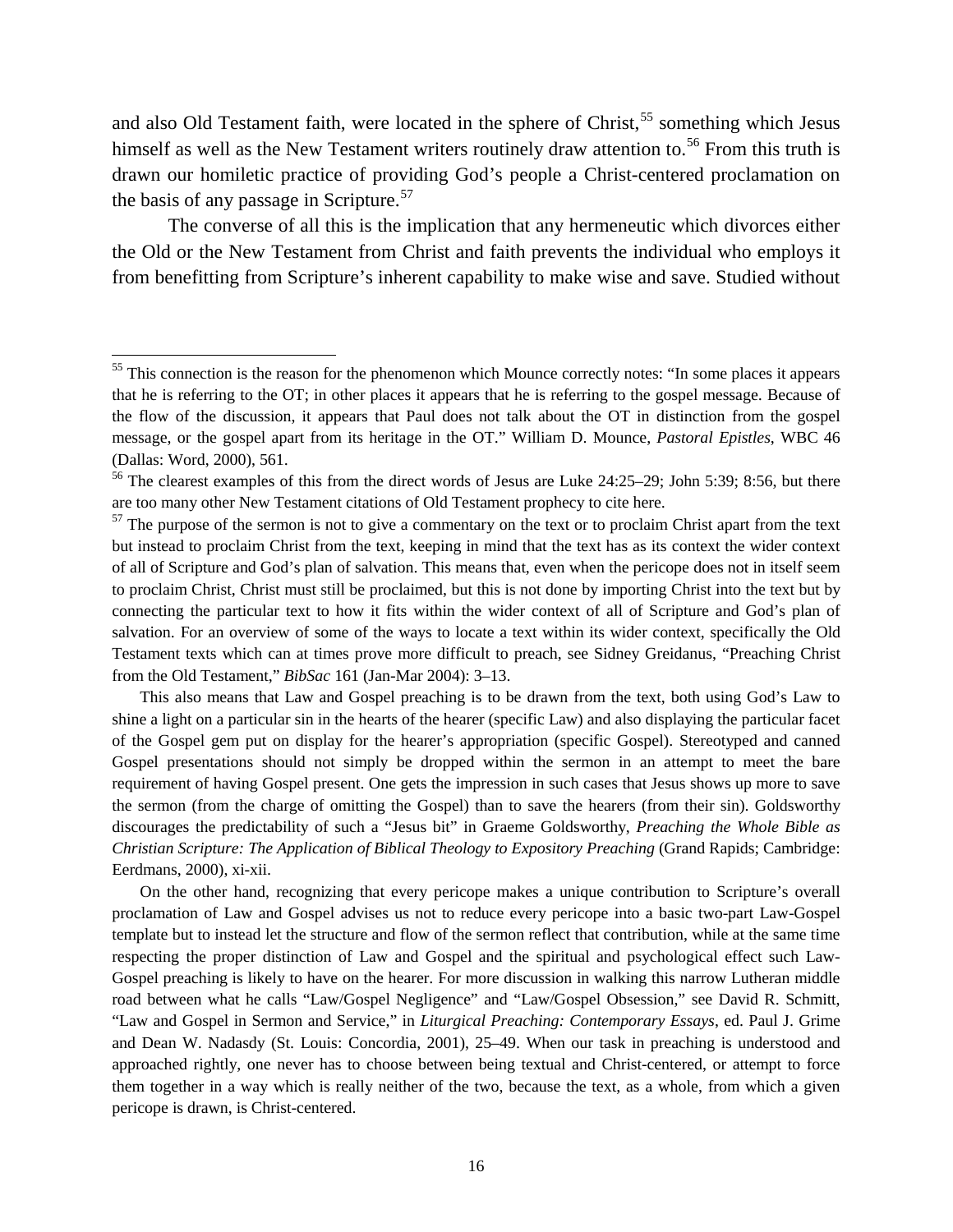and also Old Testament faith, were located in the sphere of Christ,[55] something which Jesus himself as well as the New Testament writers routinely draw attention to.[56] From this truth is drawn our homiletic practice of providing God's people a Christ-centered proclamation on the basis of any passage in Scripture.[57]

The converse of all this is the implication that any hermeneutic which divorces either the Old or the New Testament from Christ and faith prevents the individual who employs it from benefitting from Scripture's inherent capability to make wise and save. Studied without

---

[55] This connection is the reason for the phenomenon which Mounce correctly notes: "In some places it appears that he is referring to the OT; in other places it appears that he is referring to the gospel message. Because of the flow of the discussion, it appears that Paul does not talk about the OT in distinction from the gospel message, or the gospel apart from its heritage in the OT." William D. Mounce, *Pastoral Epistles*, WBC 46 (Dallas: Word, 2000), 561.

[56] The clearest examples of this from the direct words of Jesus are Luke 24:25–29; John 5:39; 8:56, but there are too many other New Testament citations of Old Testament prophecy to cite here.

[57] The purpose of the sermon is not to give a commentary on the text or to proclaim Christ apart from the text but instead to proclaim Christ from the text, keeping in mind that the text has as its context the wider context of all of Scripture and God's plan of salvation. This means that, even when the pericope does not in itself seem to proclaim Christ, Christ must still be proclaimed, but this is not done by importing Christ into the text but by connecting the particular text to how it fits within the wider context of all of Scripture and God's plan of salvation. For an overview of some of the ways to locate a text within its wider context, specifically the Old Testament texts which can at times prove more difficult to preach, see Sidney Greidanus, "Preaching Christ from the Old Testament," *BibSac* 161 (Jan-Mar 2004): 3–13.

This also means that Law and Gospel preaching is to be drawn from the text, both using God's Law to shine a light on a particular sin in the hearts of the hearer (specific Law) and also displaying the particular facet of the Gospel gem put on display for the hearer's appropriation (specific Gospel). Stereotyped and canned Gospel presentations should not simply be dropped within the sermon in an attempt to meet the bare requirement of having Gospel present. One gets the impression in such cases that Jesus shows up more to save the sermon (from the charge of omitting the Gospel) than to save the hearers (from their sin). Goldsworthy discourages the predictability of such a "Jesus bit" in Graeme Goldsworthy, *Preaching the Whole Bible as Christian Scripture: The Application of Biblical Theology to Expository Preaching* (Grand Rapids; Cambridge: Eerdmans, 2000), xi-xii.

On the other hand, recognizing that every pericope makes a unique contribution to Scripture's overall proclamation of Law and Gospel advises us not to reduce every pericope into a basic two-part Law-Gospel template but to instead let the structure and flow of the sermon reflect that contribution, while at the same time respecting the proper distinction of Law and Gospel and the spiritual and psychological effect such Law-Gospel preaching is likely to have on the hearer. For more discussion in walking this narrow Lutheran middle road between what he calls "Law/Gospel Negligence" and "Law/Gospel Obsession," see David R. Schmitt, "Law and Gospel in Sermon and Service," in *Liturgical Preaching: Contemporary Essays*, ed. Paul J. Grime and Dean W. Nadasdy (St. Louis: Concordia, 2001), 25–49. When our task in preaching is understood and approached rightly, one never has to choose between being textual and Christ-centered, or attempt to force them together in a way which is really neither of the two, because the text, as a whole, from which a given pericope is drawn, is Christ-centered.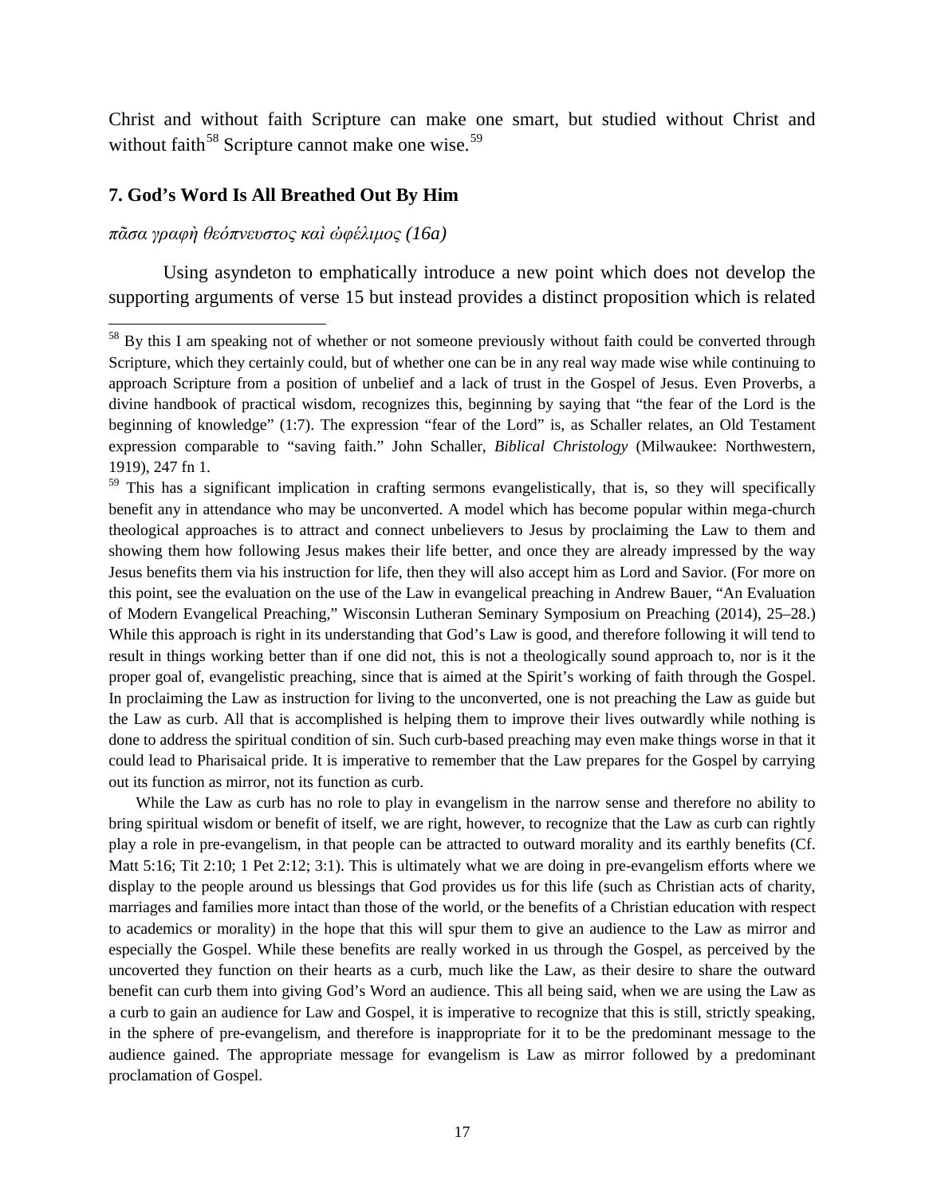Christ and without faith Scripture can make one smart, but studied without Christ and without faith[58] Scripture cannot make one wise.[59]

### 7. God's Word Is All Breathed Out By Him

*πᾶσα γραφὴ θεόπνευστος καὶ ὠφέλιμος (16a)*

Using asyndeton to emphatically introduce a new point which does not develop the supporting arguments of verse 15 but instead provides a distinct proposition which is related

---

[58] By this I am speaking not of whether or not someone previously without faith could be converted through Scripture, which they certainly could, but of whether one can be in any real way made wise while continuing to approach Scripture from a position of unbelief and a lack of trust in the Gospel of Jesus. Even Proverbs, a divine handbook of practical wisdom, recognizes this, beginning by saying that "the fear of the Lord is the beginning of knowledge" (1:7). The expression "fear of the Lord" is, as Schaller relates, an Old Testament expression comparable to "saving faith." John Schaller, *Biblical Christology* (Milwaukee: Northwestern, 1919), 247 fn 1.

[59] This has a significant implication in crafting sermons evangelistically, that is, so they will specifically benefit any in attendance who may be unconverted. A model which has become popular within mega-church theological approaches is to attract and connect unbelievers to Jesus by proclaiming the Law to them and showing them how following Jesus makes their life better, and once they are already impressed by the way Jesus benefits them via his instruction for life, then they will also accept him as Lord and Savior. (For more on this point, see the evaluation on the use of the Law in evangelical preaching in Andrew Bauer, "An Evaluation of Modern Evangelical Preaching," Wisconsin Lutheran Seminary Symposium on Preaching (2014), 25–28.) While this approach is right in its understanding that God's Law is good, and therefore following it will tend to result in things working better than if one did not, this is not a theologically sound approach to, nor is it the proper goal of, evangelistic preaching, since that is aimed at the Spirit's working of faith through the Gospel. In proclaiming the Law as instruction for living to the unconverted, one is not preaching the Law as guide but the Law as curb. All that is accomplished is helping them to improve their lives outwardly while nothing is done to address the spiritual condition of sin. Such curb-based preaching may even make things worse in that it could lead to Pharisaical pride. It is imperative to remember that the Law prepares for the Gospel by carrying out its function as mirror, not its function as curb.

While the Law as curb has no role to play in evangelism in the narrow sense and therefore no ability to bring spiritual wisdom or benefit of itself, we are right, however, to recognize that the Law as curb can rightly play a role in pre-evangelism, in that people can be attracted to outward morality and its earthly benefits (Cf. Matt 5:16; Tit 2:10; 1 Pet 2:12; 3:1). This is ultimately what we are doing in pre-evangelism efforts where we display to the people around us blessings that God provides us for this life (such as Christian acts of charity, marriages and families more intact than those of the world, or the benefits of a Christian education with respect to academics or morality) in the hope that this will spur them to give an audience to the Law as mirror and especially the Gospel. While these benefits are really worked in us through the Gospel, as perceived by the uncoverted they function on their hearts as a curb, much like the Law, as their desire to share the outward benefit can curb them into giving God's Word an audience. This all being said, when we are using the Law as a curb to gain an audience for Law and Gospel, it is imperative to recognize that this is still, strictly speaking, in the sphere of pre-evangelism, and therefore is inappropriate for it to be the predominant message to the audience gained. The appropriate message for evangelism is Law as mirror followed by a predominant proclamation of Gospel.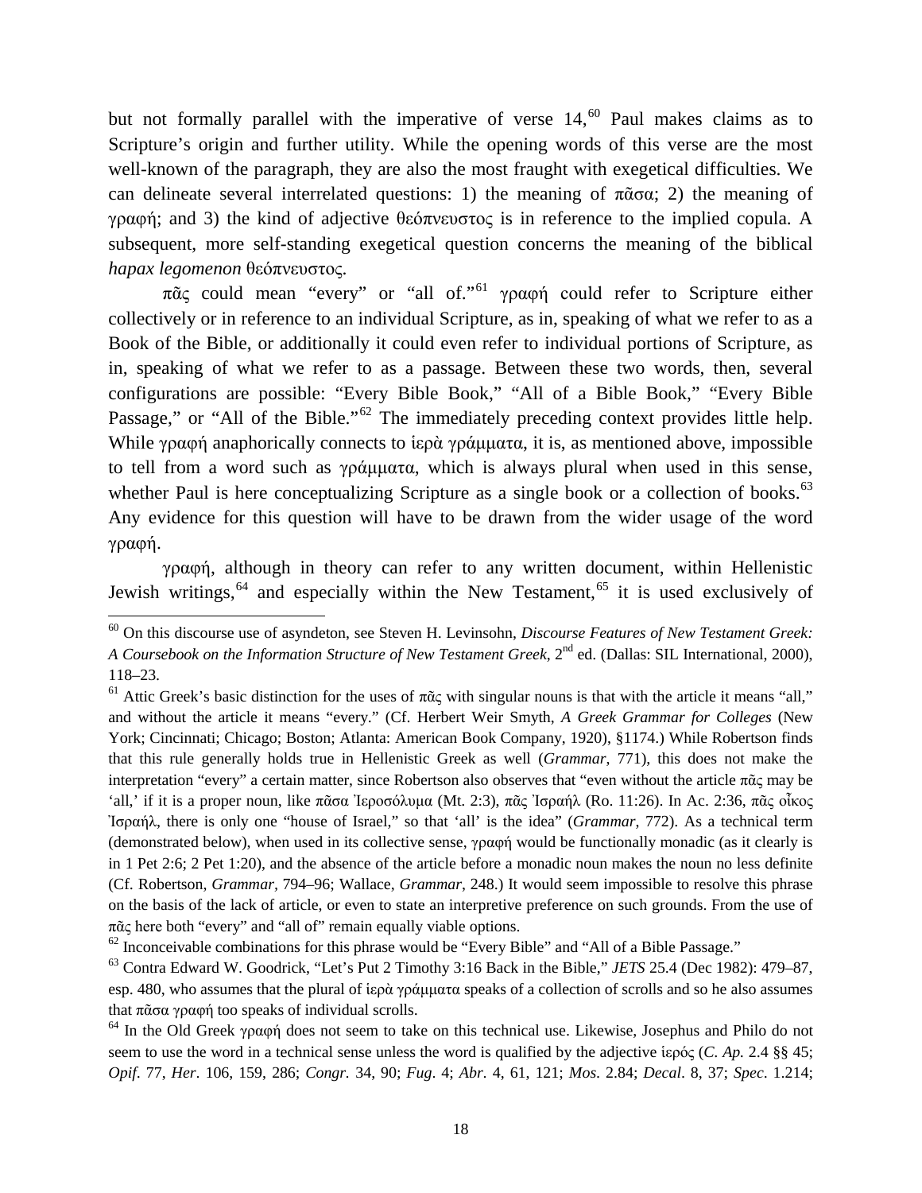but not formally parallel with the imperative of verse 14,[60] Paul makes claims as to Scripture's origin and further utility. While the opening words of this verse are the most well-known of the paragraph, they are also the most fraught with exegetical difficulties. We can delineate several interrelated questions: 1) the meaning of πᾶσα; 2) the meaning of γραφή; and 3) the kind of adjective θεόπνευστος is in reference to the implied copula. A subsequent, more self-standing exegetical question concerns the meaning of the biblical *hapax legomenon* θεόπνευστος.

πᾶς could mean "every" or "all of."[61] γραφή could refer to Scripture either collectively or in reference to an individual Scripture, as in, speaking of what we refer to as a Book of the Bible, or additionally it could even refer to individual portions of Scripture, as in, speaking of what we refer to as a passage. Between these two words, then, several configurations are possible: "Every Bible Book," "All of a Bible Book," "Every Bible Passage," or "All of the Bible."[62] The immediately preceding context provides little help. While γραφή anaphorically connects to ἱερὰ γράμματα, it is, as mentioned above, impossible to tell from a word such as γράμματα, which is always plural when used in this sense, whether Paul is here conceptualizing Scripture as a single book or a collection of books.[63] Any evidence for this question will have to be drawn from the wider usage of the word γραφή.

γραφή, although in theory can refer to any written document, within Hellenistic Jewish writings,[64] and especially within the New Testament,[65] it is used exclusively of

---

[60] On this discourse use of asyndeton, see Steven H. Levinsohn, *Discourse Features of New Testament Greek: A Coursebook on the Information Structure of New Testament Greek*, 2nd ed. (Dallas: SIL International, 2000), 118–23.

[61] Attic Greek's basic distinction for the uses of πᾶς with singular nouns is that with the article it means "all," and without the article it means "every." (Cf. Herbert Weir Smyth, *A Greek Grammar for Colleges* (New York; Cincinnati; Chicago; Boston; Atlanta: American Book Company, 1920), §1174.) While Robertson finds that this rule generally holds true in Hellenistic Greek as well (*Grammar*, 771), this does not make the interpretation "every" a certain matter, since Robertson also observes that "even without the article πᾶς may be 'all,' if it is a proper noun, like πᾶσα Ἱεροσόλυμα (Mt. 2:3), πᾶς Ἰσραήλ (Ro. 11:26). In Ac. 2:36, πᾶς οἶκος Ἰσραήλ, there is only one "house of Israel," so that 'all' is the idea" (*Grammar*, 772). As a technical term (demonstrated below), when used in its collective sense, γραφή would be functionally monadic (as it clearly is in 1 Pet 2:6; 2 Pet 1:20), and the absence of the article before a monadic noun makes the noun no less definite (Cf. Robertson, *Grammar*, 794–96; Wallace, *Grammar*, 248.) It would seem impossible to resolve this phrase on the basis of the lack of article, or even to state an interpretive preference on such grounds. From the use of πᾶς here both "every" and "all of" remain equally viable options.

[62] Inconceivable combinations for this phrase would be "Every Bible" and "All of a Bible Passage."

[63] Contra Edward W. Goodrick, "Let's Put 2 Timothy 3:16 Back in the Bible," *JETS* 25.4 (Dec 1982): 479–87, esp. 480, who assumes that the plural of ἱερὰ γράμματα speaks of a collection of scrolls and so he also assumes that πᾶσα γραφή too speaks of individual scrolls.

[64] In the Old Greek γραφή does not seem to take on this technical use. Likewise, Josephus and Philo do not seem to use the word in a technical sense unless the word is qualified by the adjective ἱερός (*C. Ap.* 2.4 §§ 45; *Opif*. 77, *Her*. 106, 159, 286; *Congr.* 34, 90; *Fug*. 4; *Abr*. 4, 61, 121; *Mos*. 2.84; *Decal*. 8, 37; *Spec*. 1.214;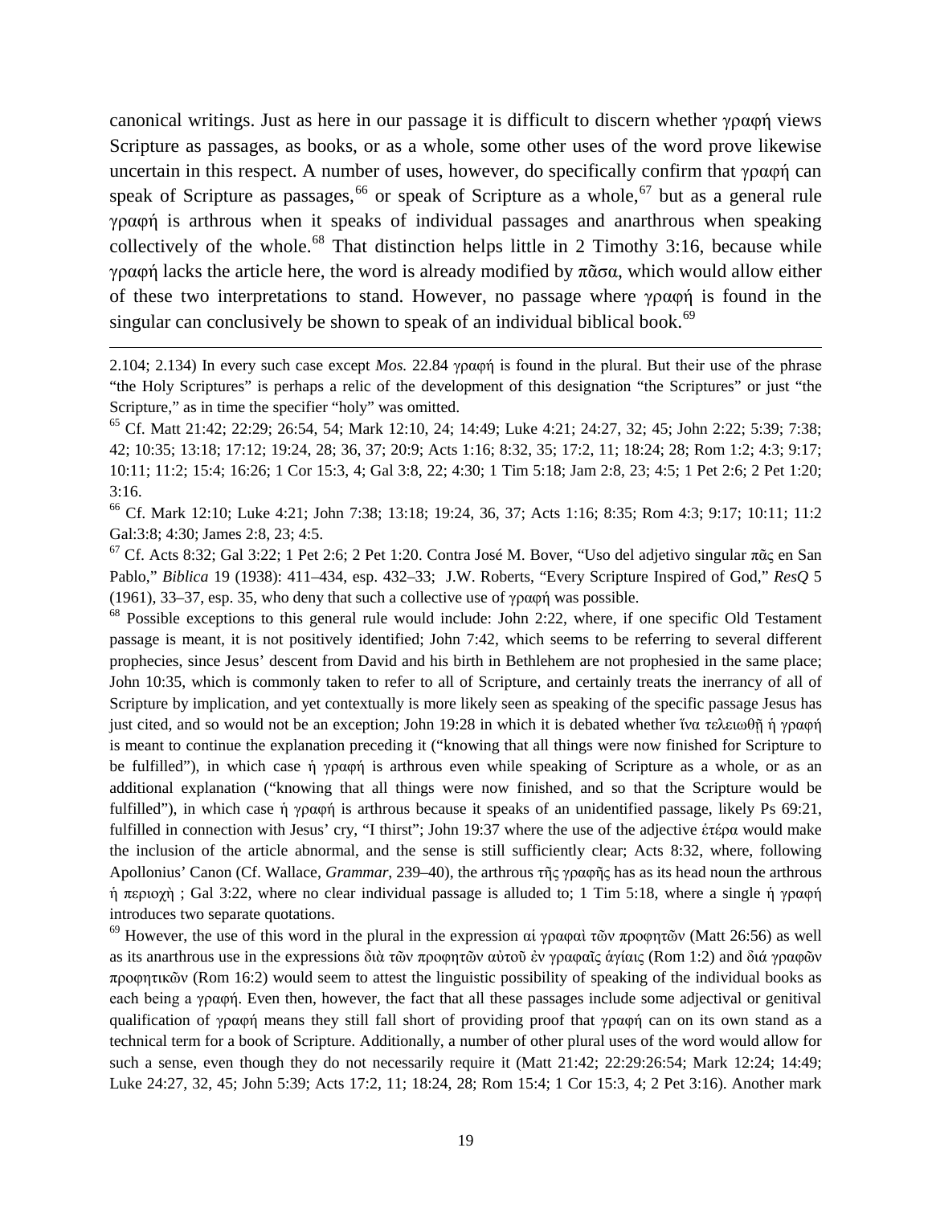canonical writings. Just as here in our passage it is difficult to discern whether γραφή views Scripture as passages, as books, or as a whole, some other uses of the word prove likewise uncertain in this respect. A number of uses, however, do specifically confirm that γραφή can speak of Scripture as passages,[66] or speak of Scripture as a whole,[67] but as a general rule γραφή is arthrous when it speaks of individual passages and anarthrous when speaking collectively of the whole.[68] That distinction helps little in 2 Timothy 3:16, because while γραφή lacks the article here, the word is already modified by πᾶσα, which would allow either of these two interpretations to stand. However, no passage where γραφή is found in the singular can conclusively be shown to speak of an individual biblical book.[69]

---

2.104; 2.134) In every such case except *Mos.* 22.84 γραφή is found in the plural. But their use of the phrase "the Holy Scriptures" is perhaps a relic of the development of this designation "the Scriptures" or just "the Scripture," as in time the specifier "holy" was omitted.

[65] Cf. Matt 21:42; 22:29; 26:54, 54; Mark 12:10, 24; 14:49; Luke 4:21; 24:27, 32; 45; John 2:22; 5:39; 7:38; 42; 10:35; 13:18; 17:12; 19:24, 28; 36, 37; 20:9; Acts 1:16; 8:32, 35; 17:2, 11; 18:24; 28; Rom 1:2; 4:3; 9:17; 10:11; 11:2; 15:4; 16:26; 1 Cor 15:3, 4; Gal 3:8, 22; 4:30; 1 Tim 5:18; Jam 2:8, 23; 4:5; 1 Pet 2:6; 2 Pet 1:20; 3:16.

[66] Cf. Mark 12:10; Luke 4:21; John 7:38; 13:18; 19:24, 36, 37; Acts 1:16; 8:35; Rom 4:3; 9:17; 10:11; 11:2 Gal:3:8; 4:30; James 2:8, 23; 4:5.

[67] Cf. Acts 8:32; Gal 3:22; 1 Pet 2:6; 2 Pet 1:20. Contra José M. Bover, "Uso del adjetivo singular πᾶς en San Pablo," *Biblica* 19 (1938): 411–434, esp. 432–33; J.W. Roberts, "Every Scripture Inspired of God," *ResQ* 5 (1961), 33–37, esp. 35, who deny that such a collective use of γραφή was possible.

[68] Possible exceptions to this general rule would include: John 2:22, where, if one specific Old Testament passage is meant, it is not positively identified; John 7:42, which seems to be referring to several different prophecies, since Jesus' descent from David and his birth in Bethlehem are not prophesied in the same place; John 10:35, which is commonly taken to refer to all of Scripture, and certainly treats the inerrancy of all of Scripture by implication, and yet contextually is more likely seen as speaking of the specific passage Jesus has just cited, and so would not be an exception; John 19:28 in which it is debated whether ἵνα τελειωθῇ ἡ γραφή is meant to continue the explanation preceding it ("knowing that all things were now finished for Scripture to be fulfilled"), in which case ἡ γραφή is arthrous even while speaking of Scripture as a whole, or as an additional explanation ("knowing that all things were now finished, and so that the Scripture would be fulfilled"), in which case ἡ γραφή is arthrous because it speaks of an unidentified passage, likely Ps 69:21, fulfilled in connection with Jesus' cry, "I thirst"; John 19:37 where the use of the adjective ἑτέρα would make the inclusion of the article abnormal, and the sense is still sufficiently clear; Acts 8:32, where, following Apollonius' Canon (Cf. Wallace, *Grammar*, 239–40), the arthrous τῆς γραφῆς has as its head noun the arthrous ἡ περιοχὴ ; Gal 3:22, where no clear individual passage is alluded to; 1 Tim 5:18, where a single ἡ γραφή introduces two separate quotations.

[69] However, the use of this word in the plural in the expression αἱ γραφαὶ τῶν προφητῶν (Matt 26:56) as well as its anarthrous use in the expressions διὰ τῶν προφητῶν αὐτοῦ ἐν γραφαῖς ἁγίαις (Rom 1:2) and διά γραφῶν προφητικῶν (Rom 16:2) would seem to attest the linguistic possibility of speaking of the individual books as each being a γραφή. Even then, however, the fact that all these passages include some adjectival or genitival qualification of γραφή means they still fall short of providing proof that γραφή can on its own stand as a technical term for a book of Scripture. Additionally, a number of other plural uses of the word would allow for such a sense, even though they do not necessarily require it (Matt 21:42; 22:29:26:54; Mark 12:24; 14:49; Luke 24:27, 32, 45; John 5:39; Acts 17:2, 11; 18:24, 28; Rom 15:4; 1 Cor 15:3, 4; 2 Pet 3:16). Another mark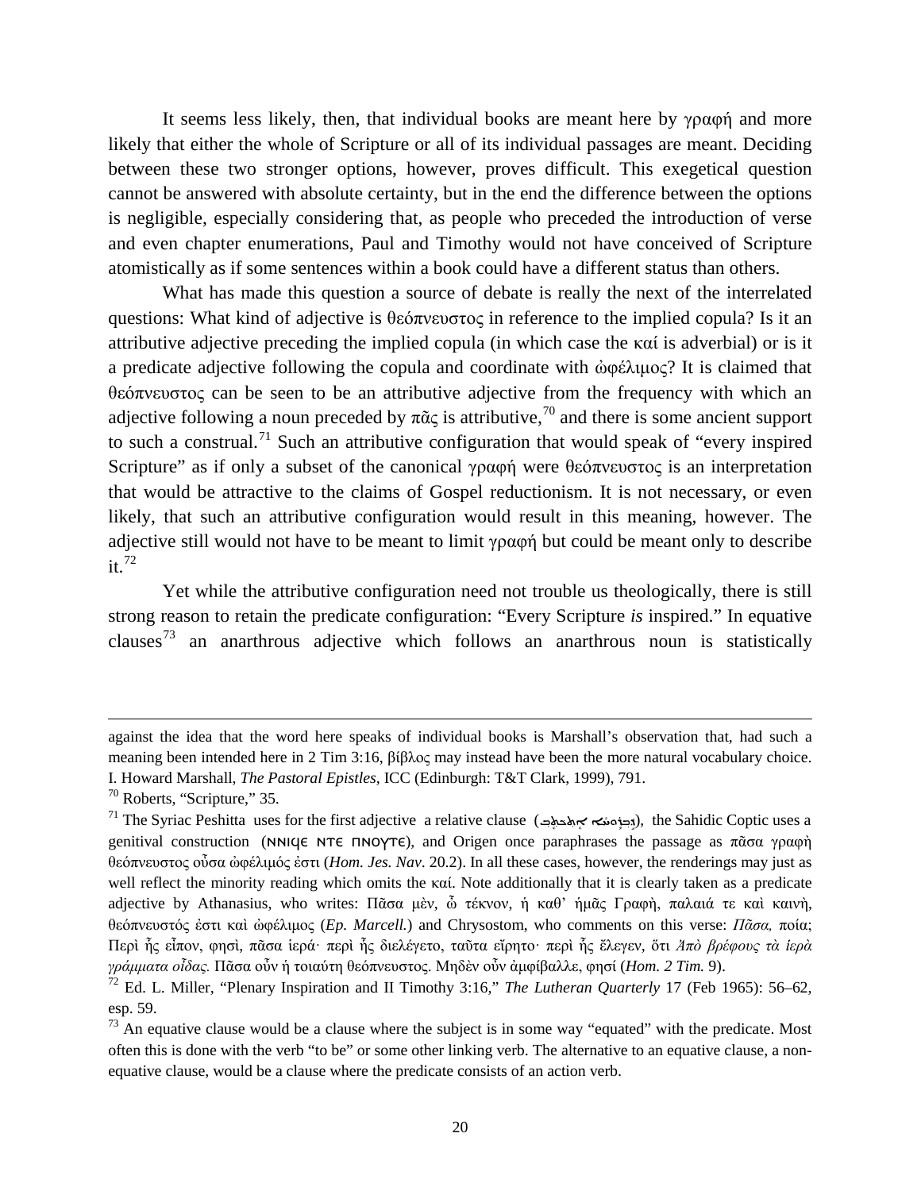It seems less likely, then, that individual books are meant here by γραφή and more likely that either the whole of Scripture or all of its individual passages are meant. Deciding between these two stronger options, however, proves difficult. This exegetical question cannot be answered with absolute certainty, but in the end the difference between the options is negligible, especially considering that, as people who preceded the introduction of verse and even chapter enumerations, Paul and Timothy would not have conceived of Scripture atomistically as if some sentences within a book could have a different status than others.

What has made this question a source of debate is really the next of the interrelated questions: What kind of adjective is θεόπνευστος in reference to the implied copula? Is it an attributive adjective preceding the implied copula (in which case the καί is adverbial) or is it a predicate adjective following the copula and coordinate with ὠφέλιμος? It is claimed that θεόπνευστος can be seen to be an attributive adjective from the frequency with which an adjective following a noun preceded by πᾶς is attributive,[70] and there is some ancient support to such a construal.[71] Such an attributive configuration that would speak of "every inspired Scripture" as if only a subset of the canonical γραφή were θεόπνευστος is an interpretation that would be attractive to the claims of Gospel reductionism. It is not necessary, or even likely, that such an attributive configuration would result in this meaning, however. The adjective still would not have to be meant to limit γραφή but could be meant only to describe it.[72]

Yet while the attributive configuration need not trouble us theologically, there is still strong reason to retain the predicate configuration: "Every Scripture *is* inspired." In equative clauses[73] an anarthrous adjective which follows an anarthrous noun is statistically

---

against the idea that the word here speaks of individual books is Marshall's observation that, had such a meaning been intended here in 2 Tim 3:16, βίβλος may instead have been the more natural vocabulary choice. I. Howard Marshall, *The Pastoral Epistles*, ICC (Edinburgh: T&T Clark, 1999), 791.

[70] Roberts, "Scripture," 35.

[71] The Syriac Peshitta uses for the first adjective a relative clause (ܕܒܪܘܚܐ ܐܬܟܬܒ), the Sahidic Coptic uses a genitival construction (ⲚⲚⲒϤⲈ ⲚⲦⲈ ⲠⲚⲞⲨⲦⲈ), and Origen once paraphrases the passage as πᾶσα γραφὴ θεόπνευστος οὖσα ὠφέλιμός ἐστι (*Hom. Jes. Nav*. 20.2). In all these cases, however, the renderings may just as well reflect the minority reading which omits the καί. Note additionally that it is clearly taken as a predicate adjective by Athanasius, who writes: Πᾶσα μὲν, ὦ τέκνον, ἡ καθ' ἡμᾶς Γραφὴ, παλαιά τε καὶ καινὴ, θεόπνευστός ἐστι καὶ ὠφέλιμος (*Ep. Marcell.*) and Chrysostom, who comments on this verse: *Πᾶσα,* ποία; Περὶ ἧς εἶπον, φησὶ, πᾶσα ἱερά· περὶ ἧς διελέγετο, ταῦτα εἴρητο· περὶ ἧς ἔλεγεν, ὅτι *Ἀπὸ βρέφους τὰ ἱερὰ γράμματα οἶδας.* Πᾶσα οὖν ἡ τοιαύτη θεόπνευστος. Μηδὲν οὖν ἀμφίβαλλε, φησί (*Hom. 2 Tim.* 9).

[72] Ed. L. Miller, "Plenary Inspiration and II Timothy 3:16," *The Lutheran Quarterly* 17 (Feb 1965): 56–62, esp. 59.

[73] An equative clause would be a clause where the subject is in some way "equated" with the predicate. Most often this is done with the verb "to be" or some other linking verb. The alternative to an equative clause, a non-equative clause, would be a clause where the predicate consists of an action verb.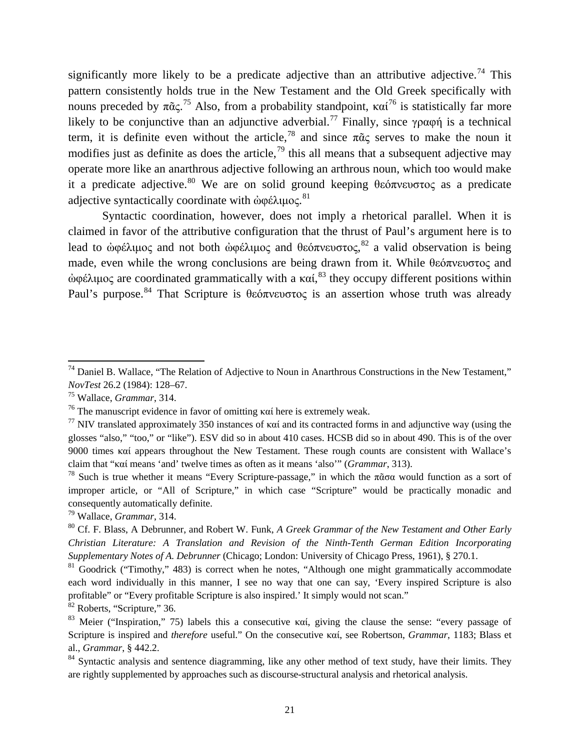significantly more likely to be a predicate adjective than an attributive adjective.[74] This pattern consistently holds true in the New Testament and the Old Greek specifically with nouns preceded by πᾶς.[75] Also, from a probability standpoint, καί[76] is statistically far more likely to be conjunctive than an adjunctive adverbial.[77] Finally, since γραφή is a technical term, it is definite even without the article,[78] and since πᾶς serves to make the noun it modifies just as definite as does the article,[79] this all means that a subsequent adjective may operate more like an anarthrous adjective following an arthrous noun, which too would make it a predicate adjective.[80] We are on solid ground keeping θεόπνευστος as a predicate adjective syntactically coordinate with ὠφέλιμος.[81]

Syntactic coordination, however, does not imply a rhetorical parallel. When it is claimed in favor of the attributive configuration that the thrust of Paul's argument here is to lead to ὠφέλιμος and not both ὠφέλιμος and θεόπνευστος,[82] a valid observation is being made, even while the wrong conclusions are being drawn from it. While θεόπνευστος and ὠφέλιμος are coordinated grammatically with a καί,[83] they occupy different positions within Paul's purpose.[84] That Scripture is θεόπνευστος is an assertion whose truth was already

---

[74] Daniel B. Wallace, "The Relation of Adjective to Noun in Anarthrous Constructions in the New Testament," *NovTest* 26.2 (1984): 128–67.

[75] Wallace, *Grammar*, 314.

[76] The manuscript evidence in favor of omitting καί here is extremely weak.

[77] NIV translated approximately 350 instances of καί and its contracted forms in and adjunctive way (using the glosses "also," "too," or "like"). ESV did so in about 410 cases. HCSB did so in about 490. This is of the over 9000 times καί appears throughout the New Testament. These rough counts are consistent with Wallace's claim that "καί means 'and' twelve times as often as it means 'also'" (*Grammar*, 313).

[78] Such is true whether it means "Every Scripture-passage," in which the πᾶσα would function as a sort of improper article, or "All of Scripture," in which case "Scripture" would be practically monadic and consequently automatically definite.

[79] Wallace, *Grammar*, 314.

[80] Cf. F. Blass, A Debrunner, and Robert W. Funk, *A Greek Grammar of the New Testament and Other Early Christian Literature: A Translation and Revision of the Ninth-Tenth German Edition Incorporating Supplementary Notes of A. Debrunner* (Chicago; London: University of Chicago Press, 1961), § 270.1.

[81] Goodrick ("Timothy," 483) is correct when he notes, "Although one might grammatically accommodate each word individually in this manner, I see no way that one can say, 'Every inspired Scripture is also profitable" or "Every profitable Scripture is also inspired.' It simply would not scan."

[82] Roberts, "Scripture," 36.

[83] Meier ("Inspiration," 75) labels this a consecutive καί, giving the clause the sense: "every passage of Scripture is inspired and *therefore* useful." On the consecutive καί, see Robertson, *Grammar*, 1183; Blass et al., *Grammar*, § 442.2.

[84] Syntactic analysis and sentence diagramming, like any other method of text study, have their limits. They are rightly supplemented by approaches such as discourse-structural analysis and rhetorical analysis.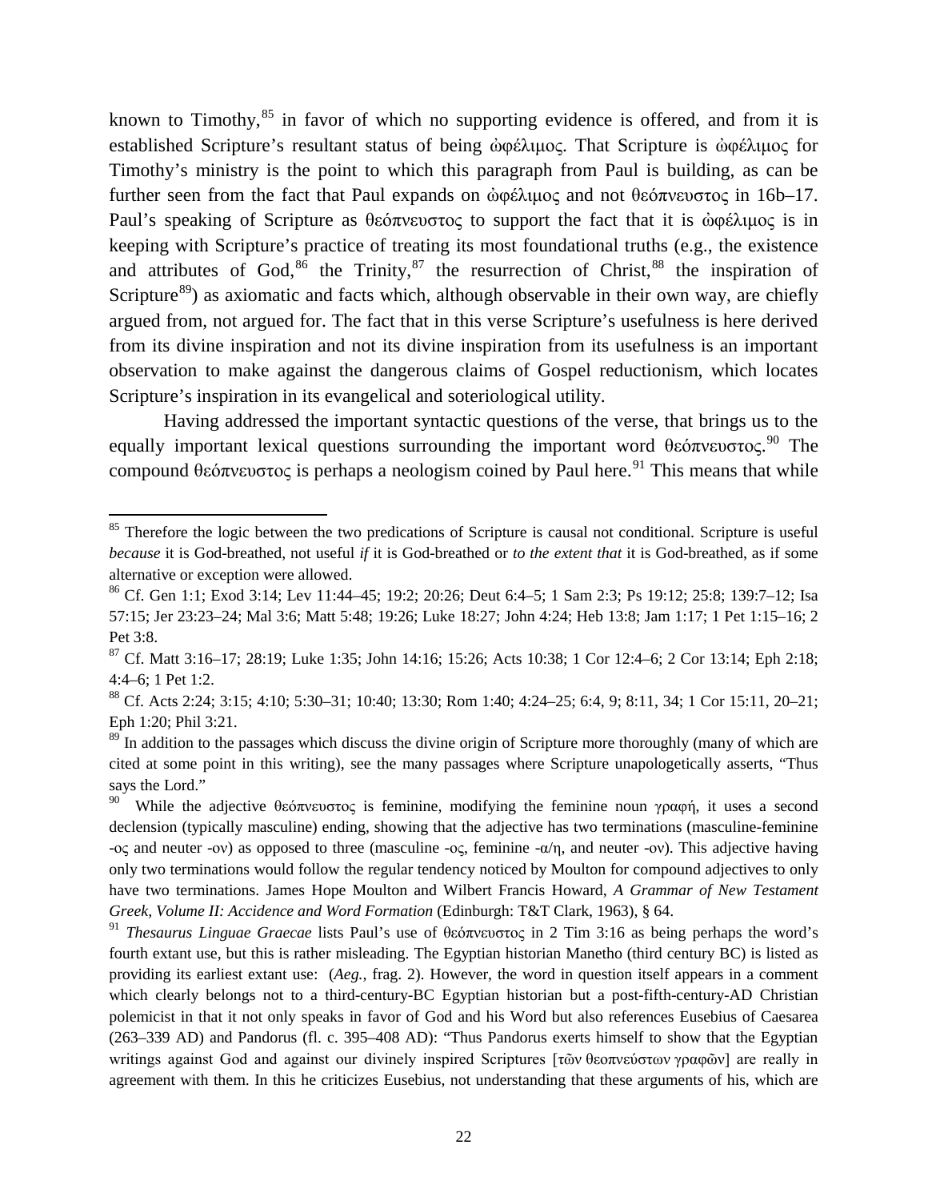known to Timothy,[85] in favor of which no supporting evidence is offered, and from it is established Scripture's resultant status of being ὠφέλιμος. That Scripture is ὠφέλιμος for Timothy's ministry is the point to which this paragraph from Paul is building, as can be further seen from the fact that Paul expands on ὠφέλιμος and not θεόπνευστος in 16b–17. Paul's speaking of Scripture as θεόπνευστος to support the fact that it is ὠφέλιμος is in keeping with Scripture's practice of treating its most foundational truths (e.g., the existence and attributes of God,[86] the Trinity,[87] the resurrection of Christ,[88] the inspiration of Scripture[89]) as axiomatic and facts which, although observable in their own way, are chiefly argued from, not argued for. The fact that in this verse Scripture's usefulness is here derived from its divine inspiration and not its divine inspiration from its usefulness is an important observation to make against the dangerous claims of Gospel reductionism, which locates Scripture's inspiration in its evangelical and soteriological utility.

Having addressed the important syntactic questions of the verse, that brings us to the equally important lexical questions surrounding the important word θεόπνευστος.[90] The compound θεόπνευστος is perhaps a neologism coined by Paul here.[91] This means that while

---

[85] Therefore the logic between the two predications of Scripture is causal not conditional. Scripture is useful *because* it is God-breathed, not useful *if* it is God-breathed or *to the extent that* it is God-breathed, as if some alternative or exception were allowed.

[86] Cf. Gen 1:1; Exod 3:14; Lev 11:44–45; 19:2; 20:26; Deut 6:4–5; 1 Sam 2:3; Ps 19:12; 25:8; 139:7–12; Isa 57:15; Jer 23:23–24; Mal 3:6; Matt 5:48; 19:26; Luke 18:27; John 4:24; Heb 13:8; Jam 1:17; 1 Pet 1:15–16; 2 Pet 3:8.

[87] Cf. Matt 3:16–17; 28:19; Luke 1:35; John 14:16; 15:26; Acts 10:38; 1 Cor 12:4–6; 2 Cor 13:14; Eph 2:18; 4:4–6; 1 Pet 1:2.

[88] Cf. Acts 2:24; 3:15; 4:10; 5:30–31; 10:40; 13:30; Rom 1:40; 4:24–25; 6:4, 9; 8:11, 34; 1 Cor 15:11, 20–21; Eph 1:20; Phil 3:21.

[89] In addition to the passages which discuss the divine origin of Scripture more thoroughly (many of which are cited at some point in this writing), see the many passages where Scripture unapologetically asserts, "Thus says the Lord."

[90] While the adjective θεόπνευστος is feminine, modifying the feminine noun γραφή, it uses a second declension (typically masculine) ending, showing that the adjective has two terminations (masculine-feminine -ος and neuter -ον) as opposed to three (masculine -ος, feminine -α/η, and neuter -ον). This adjective having only two terminations would follow the regular tendency noticed by Moulton for compound adjectives to only have two terminations. James Hope Moulton and Wilbert Francis Howard, *A Grammar of New Testament Greek, Volume II: Accidence and Word Formation* (Edinburgh: T&T Clark, 1963), § 64.

[91] *Thesaurus Linguae Graecae* lists Paul's use of θεόπνευστος in 2 Tim 3:16 as being perhaps the word's fourth extant use, but this is rather misleading. The Egyptian historian Manetho (third century BC) is listed as providing its earliest extant use: (*Aeg.,* frag. 2). However, the word in question itself appears in a comment which clearly belongs not to a third-century-BC Egyptian historian but a post-fifth-century-AD Christian polemicist in that it not only speaks in favor of God and his Word but also references Eusebius of Caesarea (263–339 AD) and Pandorus (fl. c. 395–408 AD): "Thus Pandorus exerts himself to show that the Egyptian writings against God and against our divinely inspired Scriptures [τῶν θεοπνεύστων γραφῶν] are really in agreement with them. In this he criticizes Eusebius, not understanding that these arguments of his, which are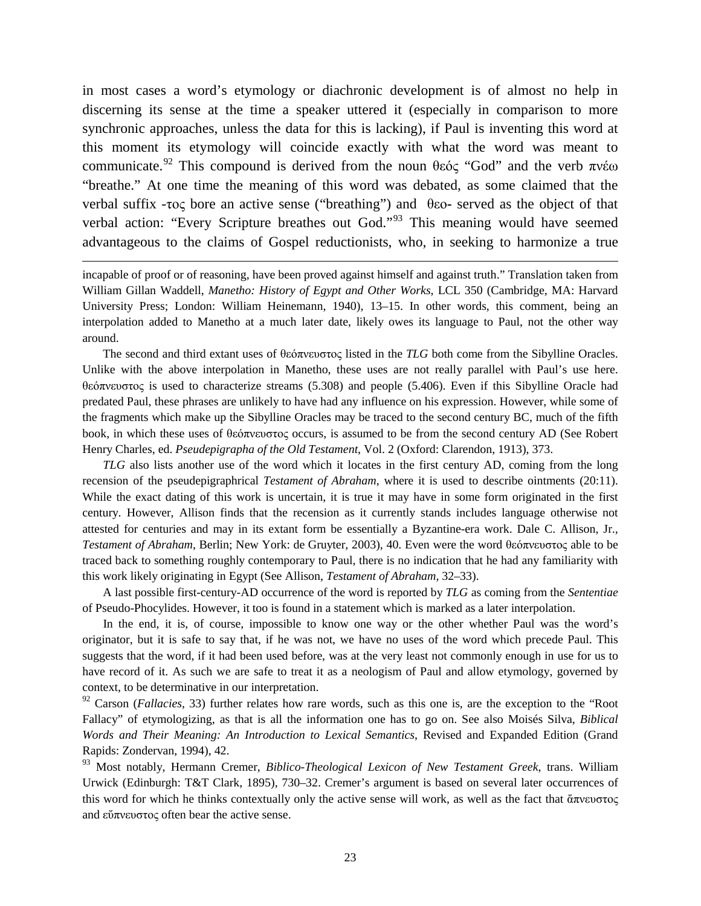in most cases a word's etymology or diachronic development is of almost no help in discerning its sense at the time a speaker uttered it (especially in comparison to more synchronic approaches, unless the data for this is lacking), if Paul is inventing this word at this moment its etymology will coincide exactly with what the word was meant to communicate.[92] This compound is derived from the noun θεός "God" and the verb πνέω "breathe." At one time the meaning of this word was debated, as some claimed that the verbal suffix -τος bore an active sense ("breathing") and θεο- served as the object of that verbal action: "Every Scripture breathes out God."[93] This meaning would have seemed advantageous to the claims of Gospel reductionists, who, in seeking to harmonize a true

---

incapable of proof or of reasoning, have been proved against himself and against truth." Translation taken from William Gillan Waddell, *Manetho: History of Egypt and Other Works*, LCL 350 (Cambridge, MA: Harvard University Press; London: William Heinemann, 1940), 13–15. In other words, this comment, being an interpolation added to Manetho at a much later date, likely owes its language to Paul, not the other way around.

The second and third extant uses of θεόπνευστος listed in the *TLG* both come from the Sibylline Oracles. Unlike with the above interpolation in Manetho, these uses are not really parallel with Paul's use here. θεόπνευστος is used to characterize streams (5.308) and people (5.406). Even if this Sibylline Oracle had predated Paul, these phrases are unlikely to have had any influence on his expression. However, while some of the fragments which make up the Sibylline Oracles may be traced to the second century BC, much of the fifth book, in which these uses of θεόπνευστος occurs, is assumed to be from the second century AD (See Robert Henry Charles, ed. *Pseudepigrapha of the Old Testament*, Vol. 2 (Oxford: Clarendon, 1913), 373.

*TLG* also lists another use of the word which it locates in the first century AD, coming from the long recension of the pseudepigraphrical *Testament of Abraham*, where it is used to describe ointments (20:11). While the exact dating of this work is uncertain, it is true it may have in some form originated in the first century. However, Allison finds that the recension as it currently stands includes language otherwise not attested for centuries and may in its extant form be essentially a Byzantine-era work. Dale C. Allison, Jr., *Testament of Abraham*, Berlin; New York: de Gruyter, 2003), 40. Even were the word θεόπνευστος able to be traced back to something roughly contemporary to Paul, there is no indication that he had any familiarity with this work likely originating in Egypt (See Allison, *Testament of Abraham*, 32–33).

A last possible first-century-AD occurrence of the word is reported by *TLG* as coming from the *Sententiae* of Pseudo-Phocylides. However, it too is found in a statement which is marked as a later interpolation.

In the end, it is, of course, impossible to know one way or the other whether Paul was the word's originator, but it is safe to say that, if he was not, we have no uses of the word which precede Paul. This suggests that the word, if it had been used before, was at the very least not commonly enough in use for us to have record of it. As such we are safe to treat it as a neologism of Paul and allow etymology, governed by context, to be determinative in our interpretation.

[92] Carson (*Fallacies*, 33) further relates how rare words, such as this one is, are the exception to the "Root Fallacy" of etymologizing, as that is all the information one has to go on. See also Moisés Silva, *Biblical Words and Their Meaning: An Introduction to Lexical Semantics*, Revised and Expanded Edition (Grand Rapids: Zondervan, 1994), 42.

[93] Most notably, Hermann Cremer, *Biblico-Theological Lexicon of New Testament Greek*, trans. William Urwick (Edinburgh: T&T Clark, 1895), 730–32. Cremer's argument is based on several later occurrences of this word for which he thinks contextually only the active sense will work, as well as the fact that ἄπνευστος and εὔπνευστος often bear the active sense.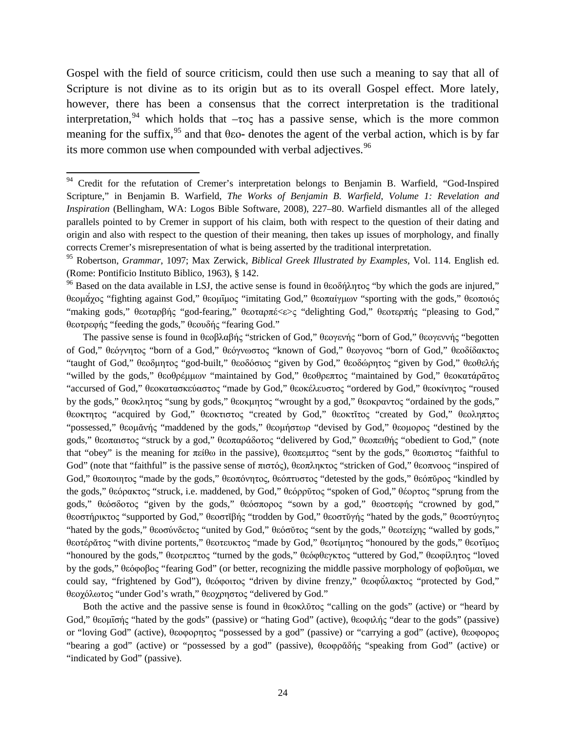Gospel with the field of source criticism, could then use such a meaning to say that all of Scripture is not divine as to its origin but as to its overall Gospel effect. More lately, however, there has been a consensus that the correct interpretation is the traditional interpretation,[94] which holds that –τος has a passive sense, which is the more common meaning for the suffix,[95] and that θεο- denotes the agent of the verbal action, which is by far its more common use when compounded with verbal adjectives.[96]

---

[94] Credit for the refutation of Cremer's interpretation belongs to Benjamin B. Warfield, "God-Inspired Scripture," in Benjamin B. Warfield, *The Works of Benjamin B. Warfield, Volume 1: Revelation and Inspiration* (Bellingham, WA: Logos Bible Software, 2008), 227–80. Warfield dismantles all of the alleged parallels pointed to by Cremer in support of his claim, both with respect to the question of their dating and origin and also with respect to the question of their meaning, then takes up issues of morphology, and finally corrects Cremer's misrepresentation of what is being asserted by the traditional interpretation.

[95] Robertson, *Grammar*, 1097; Max Zerwick, *Biblical Greek Illustrated by Examples,* Vol. 114. English ed. (Rome: Pontificio Instituto Biblico, 1963), § 142.

[96] Based on the data available in LSJ, the active sense is found in θεοδήλητος "by which the gods are injured," θεομᾰ́χος "fighting against God," θεομῑμος "imitating God," θεοπαίγμων "sporting with the gods," θεοποιός "making gods," θεοταρβής "god-fearing," θεοταρπέ<ε>ς "delighting God," θεοτερπής "pleasing to God," θεοτρεφής "feeding the gods," θεουδής "fearing God."

The passive sense is found in θεοβλαβής "stricken of God," θεογενής "born of God," θεογεννής "begotten of God," θεόγνητος "born of a God," θεόγνωστος "known of God," θεογονος "born of God," θεοδίδακτος "taught of God," θεοδμητος "god-built," θεοδόσιος "given by God," θεοδώρητος "given by God," θεοθελής "willed by the gods," θεοθρέμμων "maintained by God," θεοθρεπτος "maintained by God," θεοκατάρᾱτος "accursed of God," θεοκατασκεύαστος "made by God," θεοκέλευστος "ordered by God," θεοκίνητος "roused by the gods," θεοκλητος "sung by gods," θεοκμητος "wrought by a god," θεοκραντος "ordained by the gods," θεοκτητος "acquired by God," θεοκτιστος "created by God," θεοκτῑτος "created by God," θεοληπτος "possessed," θεομᾰνής "maddened by the gods," θεομήστωρ "devised by God," θεομορος "destined by the gods," θεοπαιστος "struck by a god," θεοπαράδοτος "delivered by God," θεοπειθής "obedient to God," (note that "obey" is the meaning for πείθω in the passive), θεοπεμπτος "sent by the gods," θεοπιστος "faithful to God" (note that "faithful" is the passive sense of πιστός), θεοπληκτος "stricken of God," θεοπνοος "inspired of God," θεοποιητος "made by the gods," θεοπόνητος, θεόπτυστος "detested by the gods," θεόπῠρος "kindled by the gods," θεόρακτος "struck, i.e. maddened, by God," θεόρρῠτος "spoken of God," θέορτος "sprung from the gods," θεόσδοτος "given by the gods," θεόσπορος "sown by a god," θεοστεφής "crowned by god," θεοστήρικτος "supported by God," θεοστῑβής "trodden by God," θεοστῠγής "hated by the gods," θεοστύγητος "hated by the gods," θεοσύνδετος "united by God," θεόσῠτος "sent by the gods," θεοτείχης "walled by gods," θεοτέρᾱτος "with divine portents," θεοτευκτος "made by God," θεοτίμητος "honoured by the gods," θεοτῑμος "honoured by the gods," θεοτρεπτος "turned by the gods," θεόφθεγκτος "uttered by God," θεοφίλητος "loved by the gods," θεόφοβος "fearing God" (or better, recognizing the middle passive morphology of φοβοῦμαι, we could say, "frightened by God"), θεόφοιτος "driven by divine frenzy," θεοφῠ́λακτος "protected by God," θεοχόλωτος "under God's wrath," θεοχρηστος "delivered by God."

Both the active and the passive sense is found in θεοκλῠτος "calling on the gods" (active) or "heard by God," θεομῑσής "hated by the gods" (passive) or "hating God" (active), θεοφιλής "dear to the gods" (passive) or "loving God" (active), θεοφορητος "possessed by a god" (passive) or "carrying a god" (active), θεοφορος "bearing a god" (active) or "possessed by a god" (passive), θεοφρᾰδής "speaking from God" (active) or "indicated by God" (passive).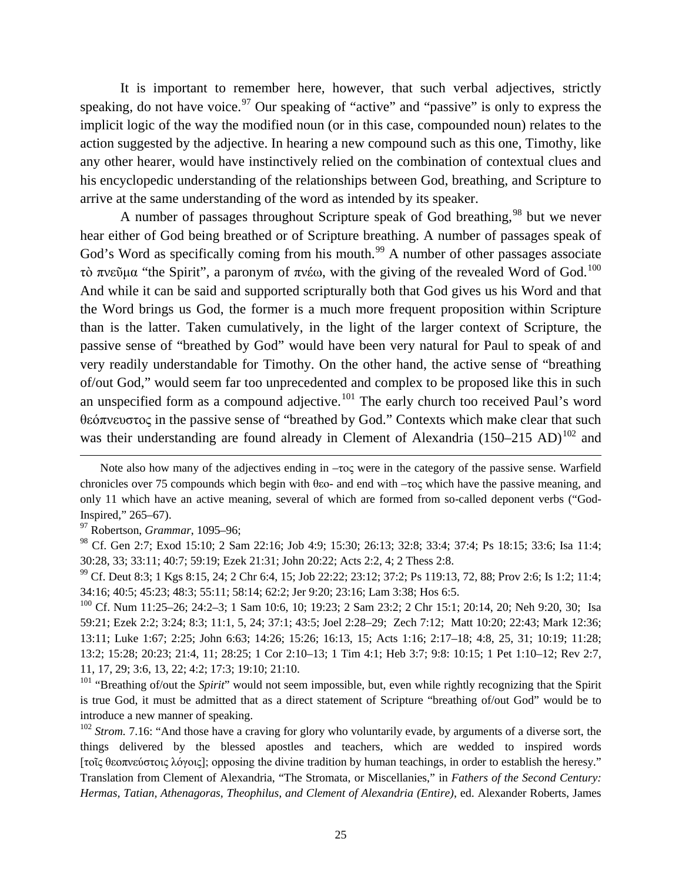It is important to remember here, however, that such verbal adjectives, strictly speaking, do not have voice.[97] Our speaking of "active" and "passive" is only to express the implicit logic of the way the modified noun (or in this case, compounded noun) relates to the action suggested by the adjective. In hearing a new compound such as this one, Timothy, like any other hearer, would have instinctively relied on the combination of contextual clues and his encyclopedic understanding of the relationships between God, breathing, and Scripture to arrive at the same understanding of the word as intended by its speaker.

A number of passages throughout Scripture speak of God breathing,[98] but we never hear either of God being breathed or of Scripture breathing. A number of passages speak of God's Word as specifically coming from his mouth.[99] A number of other passages associate τὸ πνεῦμα "the Spirit", a paronym of πνέω, with the giving of the revealed Word of God.[100] And while it can be said and supported scripturally both that God gives us his Word and that the Word brings us God, the former is a much more frequent proposition within Scripture than is the latter. Taken cumulatively, in the light of the larger context of Scripture, the passive sense of "breathed by God" would have been very natural for Paul to speak of and very readily understandable for Timothy. On the other hand, the active sense of "breathing of/out God," would seem far too unprecedented and complex to be proposed like this in such an unspecified form as a compound adjective.[101] The early church too received Paul's word θεόπνευστος in the passive sense of "breathed by God." Contexts which make clear that such was their understanding are found already in Clement of Alexandria (150–215 AD)[102] and

---

Note also how many of the adjectives ending in –τος were in the category of the passive sense. Warfield chronicles over 75 compounds which begin with θεο- and end with –τος which have the passive meaning, and only 11 which have an active meaning, several of which are formed from so-called deponent verbs ("God-Inspired," 265–67).

[97] Robertson, *Grammar*, 1095–96;

[98] Cf. Gen 2:7; Exod 15:10; 2 Sam 22:16; Job 4:9; 15:30; 26:13; 32:8; 33:4; 37:4; Ps 18:15; 33:6; Isa 11:4; 30:28, 33; 33:11; 40:7; 59:19; Ezek 21:31; John 20:22; Acts 2:2, 4; 2 Thess 2:8.

[99] Cf. Deut 8:3; 1 Kgs 8:15, 24; 2 Chr 6:4, 15; Job 22:22; 23:12; 37:2; Ps 119:13, 72, 88; Prov 2:6; Is 1:2; 11:4; 34:16; 40:5; 45:23; 48:3; 55:11; 58:14; 62:2; Jer 9:20; 23:16; Lam 3:38; Hos 6:5.

[100] Cf. Num 11:25–26; 24:2–3; 1 Sam 10:6, 10; 19:23; 2 Sam 23:2; 2 Chr 15:1; 20:14, 20; Neh 9:20, 30; Isa 59:21; Ezek 2:2; 3:24; 8:3; 11:1, 5, 24; 37:1; 43:5; Joel 2:28–29; Zech 7:12; Matt 10:20; 22:43; Mark 12:36; 13:11; Luke 1:67; 2:25; John 6:63; 14:26; 15:26; 16:13, 15; Acts 1:16; 2:17–18; 4:8, 25, 31; 10:19; 11:28; 13:2; 15:28; 20:23; 21:4, 11; 28:25; 1 Cor 2:10–13; 1 Tim 4:1; Heb 3:7; 9:8: 10:15; 1 Pet 1:10–12; Rev 2:7, 11, 17, 29; 3:6, 13, 22; 4:2; 17:3; 19:10; 21:10.

[101] "Breathing of/out the *Spirit*" would not seem impossible, but, even while rightly recognizing that the Spirit is true God, it must be admitted that as a direct statement of Scripture "breathing of/out God" would be to introduce a new manner of speaking.

[102] *Strom.* 7.16: "And those have a craving for glory who voluntarily evade, by arguments of a diverse sort, the things delivered by the blessed apostles and teachers, which are wedded to inspired words [τοῖς θεοπνεύστοις λόγοις]; opposing the divine tradition by human teachings, in order to establish the heresy." Translation from Clement of Alexandria, "The Stromata, or Miscellanies," in *Fathers of the Second Century: Hermas, Tatian, Athenagoras, Theophilus, and Clement of Alexandria (Entire)*, ed. Alexander Roberts, James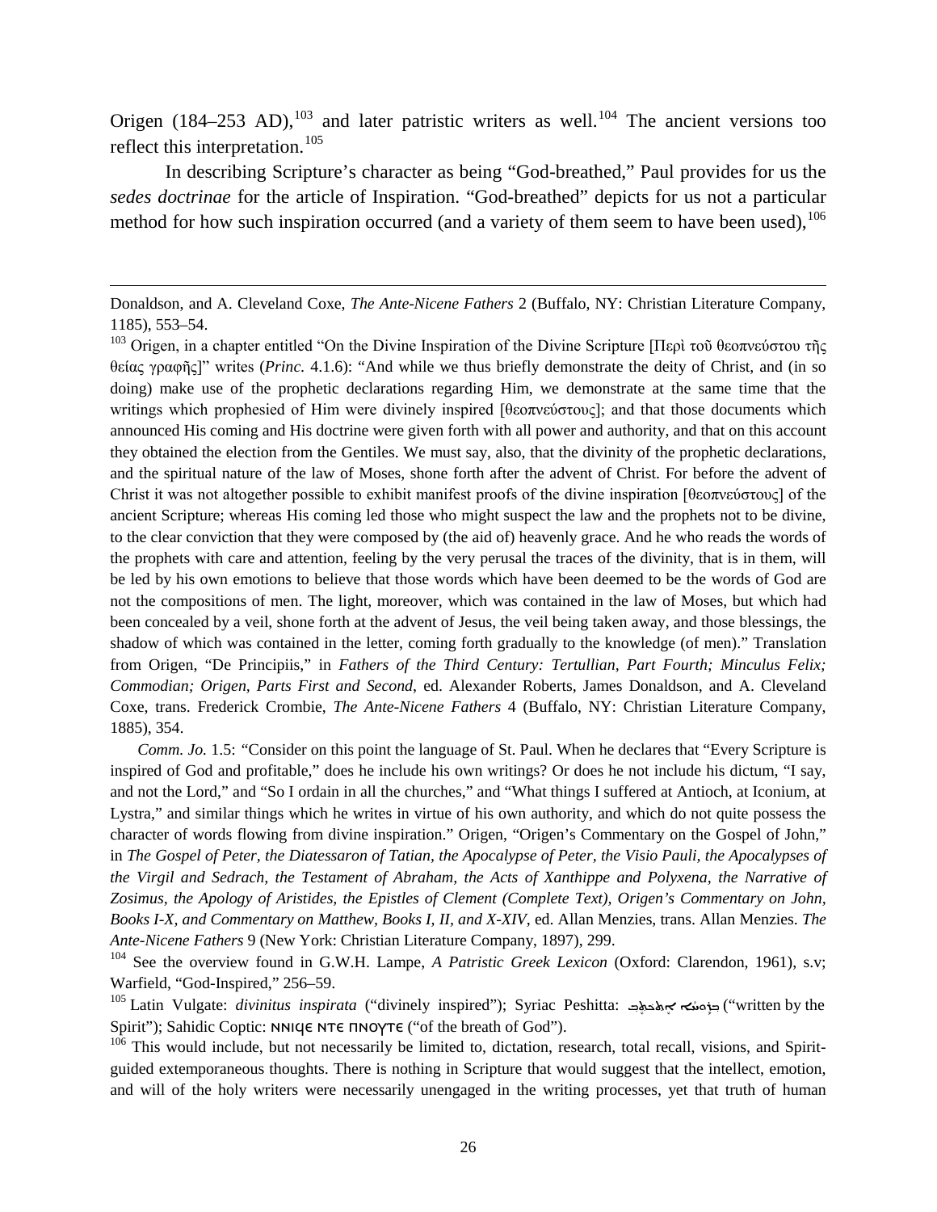Origen (184–253 AD),[103] and later patristic writers as well.[104] The ancient versions too reflect this interpretation.[105]

In describing Scripture's character as being "God-breathed," Paul provides for us the *sedes doctrinae* for the article of Inspiration. "God-breathed" depicts for us not a particular method for how such inspiration occurred (and a variety of them seem to have been used),[106]

---

Donaldson, and A. Cleveland Coxe, *The Ante-Nicene Fathers* 2 (Buffalo, NY: Christian Literature Company, 1185), 553–54.

[103] Origen, in a chapter entitled "On the Divine Inspiration of the Divine Scripture [Περὶ τοῦ θεοπνεύστου τῆς θείας γραφῆς]" writes (*Princ.* 4.1.6): "And while we thus briefly demonstrate the deity of Christ, and (in so doing) make use of the prophetic declarations regarding Him, we demonstrate at the same time that the writings which prophesied of Him were divinely inspired [θεοπνεύστους]; and that those documents which announced His coming and His doctrine were given forth with all power and authority, and that on this account they obtained the election from the Gentiles. We must say, also, that the divinity of the prophetic declarations, and the spiritual nature of the law of Moses, shone forth after the advent of Christ. For before the advent of Christ it was not altogether possible to exhibit manifest proofs of the divine inspiration [θεοπνεύστους] of the ancient Scripture; whereas His coming led those who might suspect the law and the prophets not to be divine, to the clear conviction that they were composed by (the aid of) heavenly grace. And he who reads the words of the prophets with care and attention, feeling by the very perusal the traces of the divinity, that is in them, will be led by his own emotions to believe that those words which have been deemed to be the words of God are not the compositions of men. The light, moreover, which was contained in the law of Moses, but which had been concealed by a veil, shone forth at the advent of Jesus, the veil being taken away, and those blessings, the shadow of which was contained in the letter, coming forth gradually to the knowledge (of men)." Translation from Origen, "De Principiis," in *Fathers of the Third Century: Tertullian, Part Fourth; Minculus Felix; Commodian; Origen, Parts First and Second*, ed. Alexander Roberts, James Donaldson, and A. Cleveland Coxe, trans. Frederick Crombie, *The Ante-Nicene Fathers* 4 (Buffalo, NY: Christian Literature Company, 1885), 354.

*Comm. Jo.* 1.5: "Consider on this point the language of St. Paul. When he declares that "Every Scripture is inspired of God and profitable," does he include his own writings? Or does he not include his dictum, "I say, and not the Lord," and "So I ordain in all the churches," and "What things I suffered at Antioch, at Iconium, at Lystra," and similar things which he writes in virtue of his own authority, and which do not quite possess the character of words flowing from divine inspiration." Origen, "Origen's Commentary on the Gospel of John," in *The Gospel of Peter, the Diatessaron of Tatian, the Apocalypse of Peter, the Visio Pauli, the Apocalypses of the Virgil and Sedrach, the Testament of Abraham, the Acts of Xanthippe and Polyxena, the Narrative of Zosimus, the Apology of Aristides, the Epistles of Clement (Complete Text), Origen's Commentary on John, Books I-X, and Commentary on Matthew, Books I, II, and X-XIV*, ed. Allan Menzies, trans. Allan Menzies. *The Ante-Nicene Fathers* 9 (New York: Christian Literature Company, 1897), 299.

[104] See the overview found in G.W.H. Lampe, *A Patristic Greek Lexicon* (Oxford: Clarendon, 1961), s.v; Warfield, "God-Inspired," 256–59.

[105] Latin Vulgate: *divinitus inspirata* ("divinely inspired"); Syriac Peshitta: ܕܪܘܚܐ ܐܬܟܬܒܬ ("written by the Spirit"); Sahidic Coptic: ⲚⲚⲒϤⲈ ⲚⲦⲈ ⲠⲚⲞⲨⲦⲈ ("of the breath of God").

[106] This would include, but not necessarily be limited to, dictation, research, total recall, visions, and Spirit-guided extemporaneous thoughts. There is nothing in Scripture that would suggest that the intellect, emotion, and will of the holy writers were necessarily unengaged in the writing processes, yet that truth of human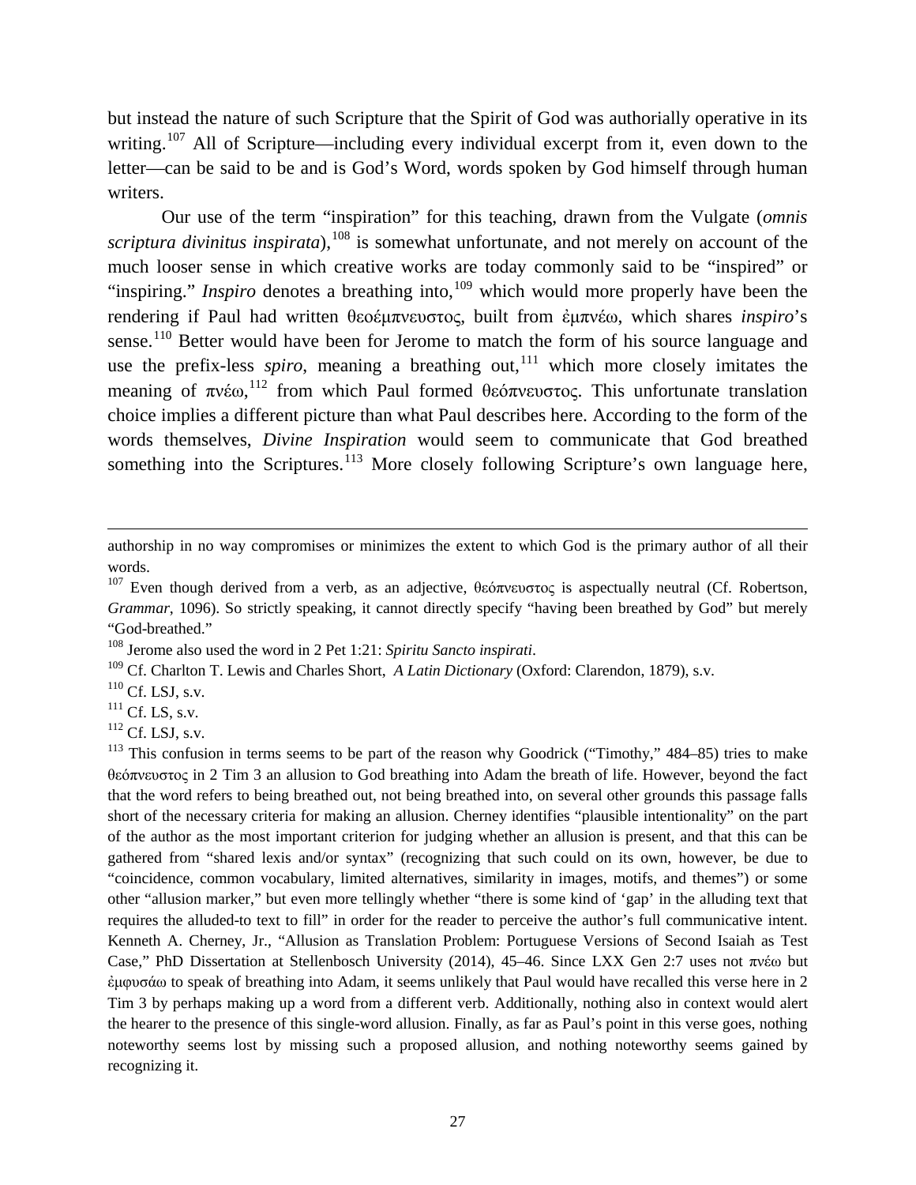but instead the nature of such Scripture that the Spirit of God was authorially operative in its writing.[107] All of Scripture—including every individual excerpt from it, even down to the letter—can be said to be and is God's Word, words spoken by God himself through human writers.

Our use of the term "inspiration" for this teaching, drawn from the Vulgate (*omnis scriptura divinitus inspirata*),[108] is somewhat unfortunate, and not merely on account of the much looser sense in which creative works are today commonly said to be "inspired" or "inspiring." *Inspiro* denotes a breathing into,[109] which would more properly have been the rendering if Paul had written θεοέμπνευστος, built from ἐμπνέω, which shares *inspiro*'s sense.[110] Better would have been for Jerome to match the form of his source language and use the prefix-less *spiro*, meaning a breathing out,[111] which more closely imitates the meaning of πνέω,[112] from which Paul formed θεόπνευστος. This unfortunate translation choice implies a different picture than what Paul describes here. According to the form of the words themselves, *Divine Inspiration* would seem to communicate that God breathed something into the Scriptures.[113] More closely following Scripture's own language here,

---

authorship in no way compromises or minimizes the extent to which God is the primary author of all their words.

[107] Even though derived from a verb, as an adjective, θεόπνευστος is aspectually neutral (Cf. Robertson, *Grammar*, 1096). So strictly speaking, it cannot directly specify "having been breathed by God" but merely "God-breathed."

[108] Jerome also used the word in 2 Pet 1:21: *Spiritu Sancto inspirati*.

[109] Cf. Charlton T. Lewis and Charles Short, *A Latin Dictionary* (Oxford: Clarendon, 1879), s.v.

[110] Cf. LSJ, s.v.

[111] Cf. LS, s.v.

[112] Cf. LSJ, s.v.

[113] This confusion in terms seems to be part of the reason why Goodrick ("Timothy," 484–85) tries to make θεόπνευστος in 2 Tim 3 an allusion to God breathing into Adam the breath of life. However, beyond the fact that the word refers to being breathed out, not being breathed into, on several other grounds this passage falls short of the necessary criteria for making an allusion. Cherney identifies "plausible intentionality" on the part of the author as the most important criterion for judging whether an allusion is present, and that this can be gathered from "shared lexis and/or syntax" (recognizing that such could on its own, however, be due to "coincidence, common vocabulary, limited alternatives, similarity in images, motifs, and themes") or some other "allusion marker," but even more tellingly whether "there is some kind of 'gap' in the alluding text that requires the alluded-to text to fill" in order for the reader to perceive the author's full communicative intent. Kenneth A. Cherney, Jr., "Allusion as Translation Problem: Portuguese Versions of Second Isaiah as Test Case," PhD Dissertation at Stellenbosch University (2014), 45–46. Since LXX Gen 2:7 uses not πνέω but ἐμφυσάω to speak of breathing into Adam, it seems unlikely that Paul would have recalled this verse here in 2 Tim 3 by perhaps making up a word from a different verb. Additionally, nothing also in context would alert the hearer to the presence of this single-word allusion. Finally, as far as Paul's point in this verse goes, nothing noteworthy seems lost by missing such a proposed allusion, and nothing noteworthy seems gained by recognizing it.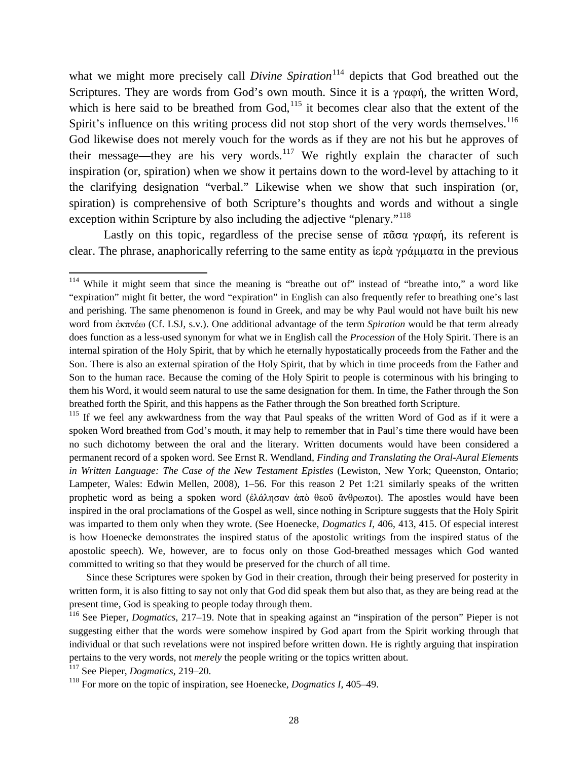what we might more precisely call *Divine Spiration*[114] depicts that God breathed out the Scriptures. They are words from God's own mouth. Since it is a γραφή, the written Word, which is here said to be breathed from God,[115] it becomes clear also that the extent of the Spirit's influence on this writing process did not stop short of the very words themselves.[116] God likewise does not merely vouch for the words as if they are not his but he approves of their message—they are his very words.[117] We rightly explain the character of such inspiration (or, spiration) when we show it pertains down to the word-level by attaching to it the clarifying designation "verbal." Likewise when we show that such inspiration (or, spiration) is comprehensive of both Scripture's thoughts and words and without a single exception within Scripture by also including the adjective "plenary."[118]

Lastly on this topic, regardless of the precise sense of πᾶσα γραφή, its referent is clear. The phrase, anaphorically referring to the same entity as ἱερὰ γράμματα in the previous

---

[114] While it might seem that since the meaning is "breathe out of" instead of "breathe into," a word like "expiration" might fit better, the word "expiration" in English can also frequently refer to breathing one's last and perishing. The same phenomenon is found in Greek, and may be why Paul would not have built his new word from ἐκπνέω (Cf. LSJ, s.v.). One additional advantage of the term *Spiration* would be that term already does function as a less-used synonym for what we in English call the *Procession* of the Holy Spirit. There is an internal spiration of the Holy Spirit, that by which he eternally hypostatically proceeds from the Father and the Son. There is also an external spiration of the Holy Spirit, that by which in time proceeds from the Father and Son to the human race. Because the coming of the Holy Spirit to people is coterminous with his bringing to them his Word, it would seem natural to use the same designation for them. In time, the Father through the Son breathed forth the Spirit, and this happens as the Father through the Son breathed forth Scripture.

[115] If we feel any awkwardness from the way that Paul speaks of the written Word of God as if it were a spoken Word breathed from God's mouth, it may help to remember that in Paul's time there would have been no such dichotomy between the oral and the literary. Written documents would have been considered a permanent record of a spoken word. See Ernst R. Wendland, *Finding and Translating the Oral-Aural Elements in Written Language: The Case of the New Testament Epistles* (Lewiston, New York; Queenston, Ontario; Lampeter, Wales: Edwin Mellen, 2008), 1–56. For this reason 2 Pet 1:21 similarly speaks of the written prophetic word as being a spoken word (ἐλάλησαν ἀπὸ θεοῦ ἄνθρωποι). The apostles would have been inspired in the oral proclamations of the Gospel as well, since nothing in Scripture suggests that the Holy Spirit was imparted to them only when they wrote. (See Hoenecke, *Dogmatics I*, 406, 413, 415. Of especial interest is how Hoenecke demonstrates the inspired status of the apostolic writings from the inspired status of the apostolic speech). We, however, are to focus only on those God-breathed messages which God wanted committed to writing so that they would be preserved for the church of all time.

Since these Scriptures were spoken by God in their creation, through their being preserved for posterity in written form, it is also fitting to say not only that God did speak them but also that, as they are being read at the present time, God is speaking to people today through them.

[116] See Pieper, *Dogmatics*, 217–19. Note that in speaking against an "inspiration of the person" Pieper is not suggesting either that the words were somehow inspired by God apart from the Spirit working through that individual or that such revelations were not inspired before written down. He is rightly arguing that inspiration pertains to the very words, not *merely* the people writing or the topics written about.

[117] See Pieper, *Dogmatics*, 219–20.

[118] For more on the topic of inspiration, see Hoenecke, *Dogmatics I*, 405–49.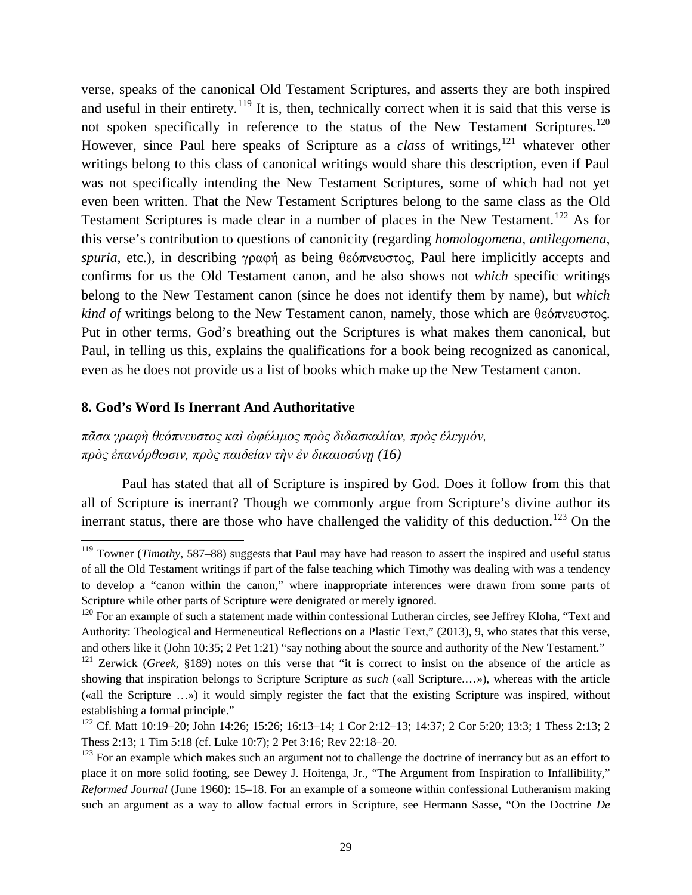verse, speaks of the canonical Old Testament Scriptures, and asserts they are both inspired and useful in their entirety.[119] It is, then, technically correct when it is said that this verse is not spoken specifically in reference to the status of the New Testament Scriptures.[120] However, since Paul here speaks of Scripture as a *class* of writings,[121] whatever other writings belong to this class of canonical writings would share this description, even if Paul was not specifically intending the New Testament Scriptures, some of which had not yet even been written. That the New Testament Scriptures belong to the same class as the Old Testament Scriptures is made clear in a number of places in the New Testament.[122] As for this verse's contribution to questions of canonicity (regarding *homologomena*, *antilegomena*, *spuria*, etc.), in describing γραφή as being θεόπνευστος, Paul here implicitly accepts and confirms for us the Old Testament canon, and he also shows not *which* specific writings belong to the New Testament canon (since he does not identify them by name), but *which kind of* writings belong to the New Testament canon, namely, those which are θεόπνευστος. Put in other terms, God's breathing out the Scriptures is what makes them canonical, but Paul, in telling us this, explains the qualifications for a book being recognized as canonical, even as he does not provide us a list of books which make up the New Testament canon.

### 8. God's Word Is Inerrant And Authoritative

*πᾶσα γραφὴ θεόπνευστος καὶ ὠφέλιμος πρὸς διδασκαλίαν, πρὸς ἐλεγμόν, πρὸς ἐπανόρθωσιν, πρὸς παιδείαν τὴν ἐν δικαιοσύνῃ (16)*

Paul has stated that all of Scripture is inspired by God. Does it follow from this that all of Scripture is inerrant? Though we commonly argue from Scripture's divine author its inerrant status, there are those who have challenged the validity of this deduction.[123] On the

---

[119] Towner (*Timothy*, 587–88) suggests that Paul may have had reason to assert the inspired and useful status of all the Old Testament writings if part of the false teaching which Timothy was dealing with was a tendency to develop a "canon within the canon," where inappropriate inferences were drawn from some parts of Scripture while other parts of Scripture were denigrated or merely ignored.

[120] For an example of such a statement made within confessional Lutheran circles, see Jeffrey Kloha, "Text and Authority: Theological and Hermeneutical Reflections on a Plastic Text," (2013), 9, who states that this verse, and others like it (John 10:35; 2 Pet 1:21) "say nothing about the source and authority of the New Testament."

[121] Zerwick (*Greek*, §189) notes on this verse that "it is correct to insist on the absence of the article as showing that inspiration belongs to Scripture Scripture *as such* («all Scripture.…»), whereas with the article («all the Scripture …») it would simply register the fact that the existing Scripture was inspired, without establishing a formal principle."

[122] Cf. Matt 10:19–20; John 14:26; 15:26; 16:13–14; 1 Cor 2:12–13; 14:37; 2 Cor 5:20; 13:3; 1 Thess 2:13; 2 Thess 2:13; 1 Tim 5:18 (cf. Luke 10:7); 2 Pet 3:16; Rev 22:18–20.

[123] For an example which makes such an argument not to challenge the doctrine of inerrancy but as an effort to place it on more solid footing, see Dewey J. Hoitenga, Jr., "The Argument from Inspiration to Infallibility," *Reformed Journal* (June 1960): 15–18. For an example of a someone within confessional Lutheranism making such an argument as a way to allow factual errors in Scripture, see Hermann Sasse, "On the Doctrine *De*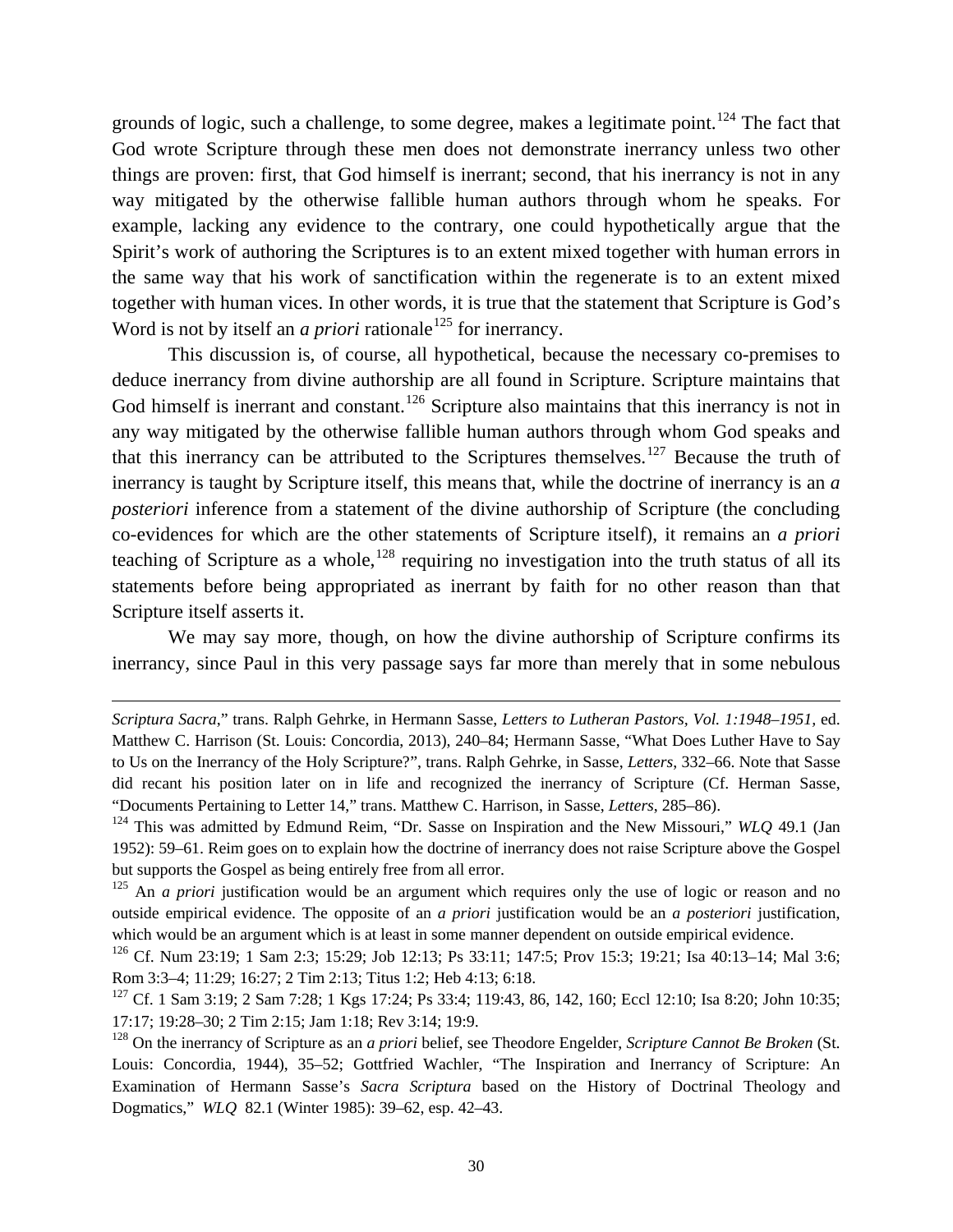grounds of logic, such a challenge, to some degree, makes a legitimate point.[124] The fact that God wrote Scripture through these men does not demonstrate inerrancy unless two other things are proven: first, that God himself is inerrant; second, that his inerrancy is not in any way mitigated by the otherwise fallible human authors through whom he speaks. For example, lacking any evidence to the contrary, one could hypothetically argue that the Spirit's work of authoring the Scriptures is to an extent mixed together with human errors in the same way that his work of sanctification within the regenerate is to an extent mixed together with human vices. In other words, it is true that the statement that Scripture is God's Word is not by itself an *a priori* rationale[125] for inerrancy.

This discussion is, of course, all hypothetical, because the necessary co-premises to deduce inerrancy from divine authorship are all found in Scripture. Scripture maintains that God himself is inerrant and constant.[126] Scripture also maintains that this inerrancy is not in any way mitigated by the otherwise fallible human authors through whom God speaks and that this inerrancy can be attributed to the Scriptures themselves.[127] Because the truth of inerrancy is taught by Scripture itself, this means that, while the doctrine of inerrancy is an *a posteriori* inference from a statement of the divine authorship of Scripture (the concluding co-evidences for which are the other statements of Scripture itself), it remains an *a priori* teaching of Scripture as a whole,[128] requiring no investigation into the truth status of all its statements before being appropriated as inerrant by faith for no other reason than that Scripture itself asserts it.

We may say more, though, on how the divine authorship of Scripture confirms its inerrancy, since Paul in this very passage says far more than merely that in some nebulous

---

*Scriptura Sacra*," trans. Ralph Gehrke, in Hermann Sasse, *Letters to Lutheran Pastors, Vol. 1:1948–1951*, ed. Matthew C. Harrison (St. Louis: Concordia, 2013), 240–84; Hermann Sasse, "What Does Luther Have to Say to Us on the Inerrancy of the Holy Scripture?", trans. Ralph Gehrke, in Sasse, *Letters*, 332–66. Note that Sasse did recant his position later on in life and recognized the inerrancy of Scripture (Cf. Herman Sasse, "Documents Pertaining to Letter 14," trans. Matthew C. Harrison, in Sasse, *Letters*, 285–86).

[124] This was admitted by Edmund Reim, "Dr. Sasse on Inspiration and the New Missouri," *WLQ* 49.1 (Jan 1952): 59–61. Reim goes on to explain how the doctrine of inerrancy does not raise Scripture above the Gospel but supports the Gospel as being entirely free from all error.

[125] An *a priori* justification would be an argument which requires only the use of logic or reason and no outside empirical evidence. The opposite of an *a priori* justification would be an *a posteriori* justification, which would be an argument which is at least in some manner dependent on outside empirical evidence.

[126] Cf. Num 23:19; 1 Sam 2:3; 15:29; Job 12:13; Ps 33:11; 147:5; Prov 15:3; 19:21; Isa 40:13–14; Mal 3:6; Rom 3:3–4; 11:29; 16:27; 2 Tim 2:13; Titus 1:2; Heb 4:13; 6:18.

[127] Cf. 1 Sam 3:19; 2 Sam 7:28; 1 Kgs 17:24; Ps 33:4; 119:43, 86, 142, 160; Eccl 12:10; Isa 8:20; John 10:35; 17:17; 19:28–30; 2 Tim 2:15; Jam 1:18; Rev 3:14; 19:9.

[128] On the inerrancy of Scripture as an *a priori* belief, see Theodore Engelder, *Scripture Cannot Be Broken* (St. Louis: Concordia, 1944), 35–52; Gottfried Wachler, "The Inspiration and Inerrancy of Scripture: An Examination of Hermann Sasse's *Sacra Scriptura* based on the History of Doctrinal Theology and Dogmatics," *WLQ* 82.1 (Winter 1985): 39–62, esp. 42–43.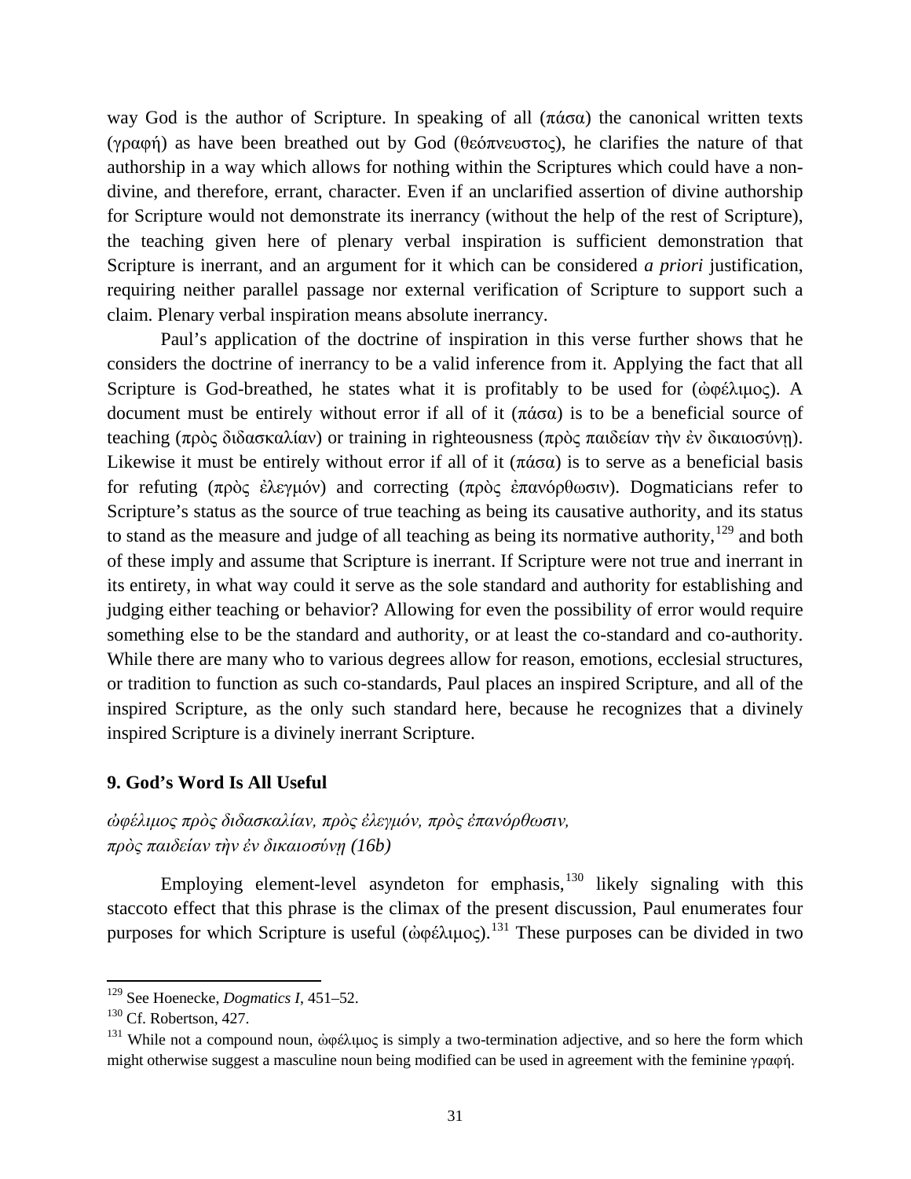way God is the author of Scripture. In speaking of all (πάσα) the canonical written texts (γραφή) as have been breathed out by God (θεόπνευστος), he clarifies the nature of that authorship in a way which allows for nothing within the Scriptures which could have a non-divine, and therefore, errant, character. Even if an unclarified assertion of divine authorship for Scripture would not demonstrate its inerrancy (without the help of the rest of Scripture), the teaching given here of plenary verbal inspiration is sufficient demonstration that Scripture is inerrant, and an argument for it which can be considered *a priori* justification, requiring neither parallel passage nor external verification of Scripture to support such a claim. Plenary verbal inspiration means absolute inerrancy.

Paul's application of the doctrine of inspiration in this verse further shows that he considers the doctrine of inerrancy to be a valid inference from it. Applying the fact that all Scripture is God-breathed, he states what it is profitably to be used for (ὠφέλιμος). A document must be entirely without error if all of it (πάσα) is to be a beneficial source of teaching (πρὸς διδασκαλίαν) or training in righteousness (πρὸς παιδείαν τὴν ἐν δικαιοσύνῃ). Likewise it must be entirely without error if all of it (πάσα) is to serve as a beneficial basis for refuting (πρὸς ἐλεγμόν) and correcting (πρὸς ἐπανόρθωσιν). Dogmaticians refer to Scripture's status as the source of true teaching as being its causative authority, and its status to stand as the measure and judge of all teaching as being its normative authority,[129] and both of these imply and assume that Scripture is inerrant. If Scripture were not true and inerrant in its entirety, in what way could it serve as the sole standard and authority for establishing and judging either teaching or behavior? Allowing for even the possibility of error would require something else to be the standard and authority, or at least the co-standard and co-authority. While there are many who to various degrees allow for reason, emotions, ecclesial structures, or tradition to function as such co-standards, Paul places an inspired Scripture, and all of the inspired Scripture, as the only such standard here, because he recognizes that a divinely inspired Scripture is a divinely inerrant Scripture.

### 9. God's Word Is All Useful

*ὠφέλιμος πρὸς διδασκαλίαν, πρὸς ἐλεγμόν, πρὸς ἐπανόρθωσιν, πρὸς παιδείαν τὴν ἐν δικαιοσύνῃ (16b)*

Employing element-level asyndeton for emphasis,[130] likely signaling with this staccoto effect that this phrase is the climax of the present discussion, Paul enumerates four purposes for which Scripture is useful (ὠφέλιμος).[131] These purposes can be divided in two

---

[129] See Hoenecke, *Dogmatics I*, 451–52.

[130] Cf. Robertson, 427.

[131] While not a compound noun, ὠφέλιμος is simply a two-termination adjective, and so here the form which might otherwise suggest a masculine noun being modified can be used in agreement with the feminine γραφή.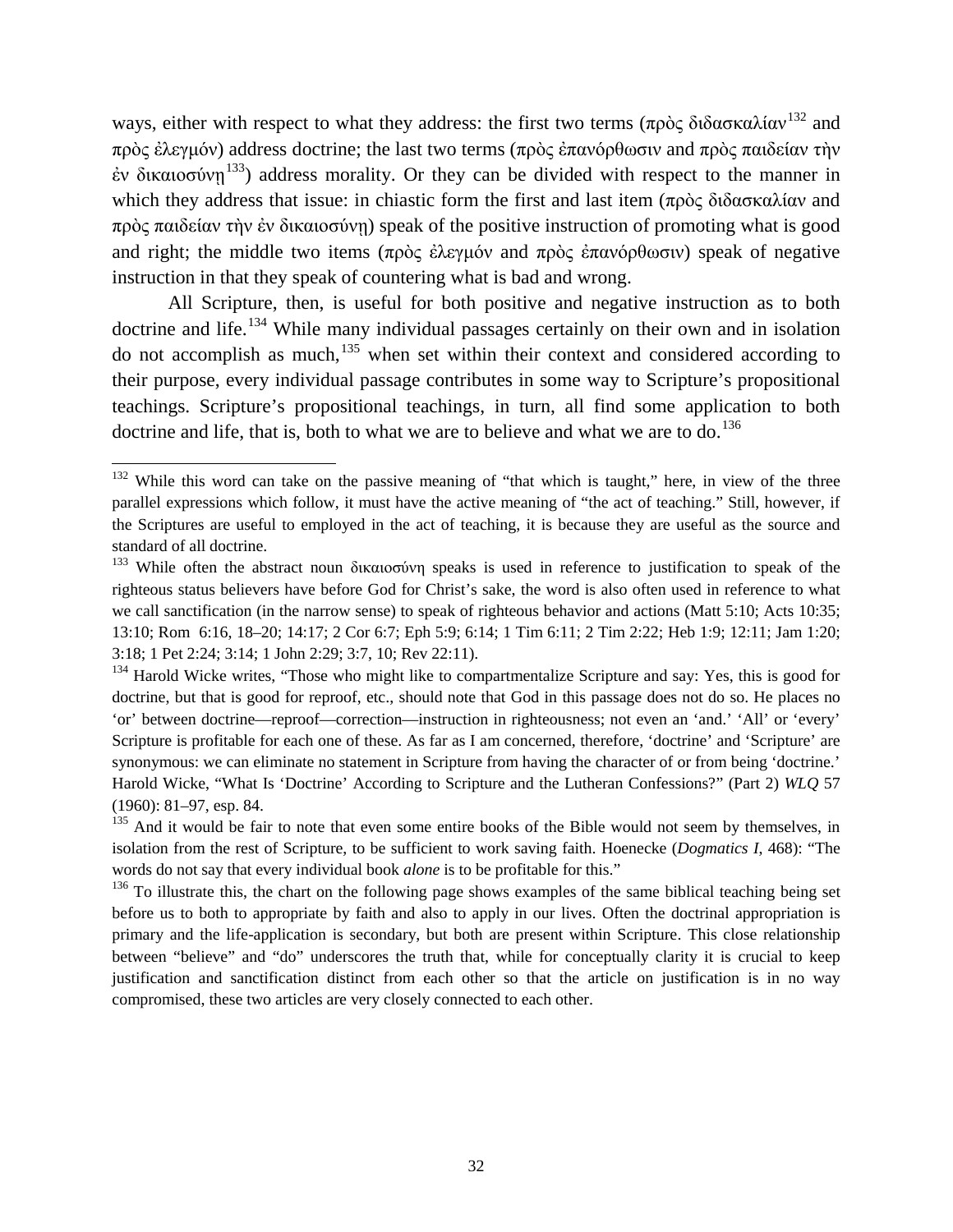ways, either with respect to what they address: the first two terms (πρὸς διδασκαλίαν[132] and πρὸς ἐλεγμόν) address doctrine; the last two terms (πρὸς ἐπανόρθωσιν and πρὸς παιδείαν τὴν ἐν δικαιοσύνῃ[133]) address morality. Or they can be divided with respect to the manner in which they address that issue: in chiastic form the first and last item (πρὸς διδασκαλίαν and πρὸς παιδείαν τὴν ἐν δικαιοσύνῃ) speak of the positive instruction of promoting what is good and right; the middle two items (πρὸς ἐλεγμόν and πρὸς ἐπανόρθωσιν) speak of negative instruction in that they speak of countering what is bad and wrong.

All Scripture, then, is useful for both positive and negative instruction as to both doctrine and life.[134] While many individual passages certainly on their own and in isolation do not accomplish as much,[135] when set within their context and considered according to their purpose, every individual passage contributes in some way to Scripture's propositional teachings. Scripture's propositional teachings, in turn, all find some application to both doctrine and life, that is, both to what we are to believe and what we are to do.[136]

---

[132] While this word can take on the passive meaning of "that which is taught," here, in view of the three parallel expressions which follow, it must have the active meaning of "the act of teaching." Still, however, if the Scriptures are useful to employed in the act of teaching, it is because they are useful as the source and standard of all doctrine.

[133] While often the abstract noun δικαιοσύνη speaks is used in reference to justification to speak of the righteous status believers have before God for Christ's sake, the word is also often used in reference to what we call sanctification (in the narrow sense) to speak of righteous behavior and actions (Matt 5:10; Acts 10:35; 13:10; Rom 6:16, 18–20; 14:17; 2 Cor 6:7; Eph 5:9; 6:14; 1 Tim 6:11; 2 Tim 2:22; Heb 1:9; 12:11; Jam 1:20; 3:18; 1 Pet 2:24; 3:14; 1 John 2:29; 3:7, 10; Rev 22:11).

[134] Harold Wicke writes, "Those who might like to compartmentalize Scripture and say: Yes, this is good for doctrine, but that is good for reproof, etc., should note that God in this passage does not do so. He places no 'or' between doctrine—reproof—correction—instruction in righteousness; not even an 'and.' 'All' or 'every' Scripture is profitable for each one of these. As far as I am concerned, therefore, 'doctrine' and 'Scripture' are synonymous: we can eliminate no statement in Scripture from having the character of or from being 'doctrine.' Harold Wicke, "What Is 'Doctrine' According to Scripture and the Lutheran Confessions?" (Part 2) *WLQ* 57 (1960): 81–97, esp. 84.

[135] And it would be fair to note that even some entire books of the Bible would not seem by themselves, in isolation from the rest of Scripture, to be sufficient to work saving faith. Hoenecke (*Dogmatics I*, 468): "The words do not say that every individual book *alone* is to be profitable for this."

[136] To illustrate this, the chart on the following page shows examples of the same biblical teaching being set before us to both to appropriate by faith and also to apply in our lives. Often the doctrinal appropriation is primary and the life-application is secondary, but both are present within Scripture. This close relationship between "believe" and "do" underscores the truth that, while for conceptually clarity it is crucial to keep justification and sanctification distinct from each other so that the article on justification is in no way compromised, these two articles are very closely connected to each other.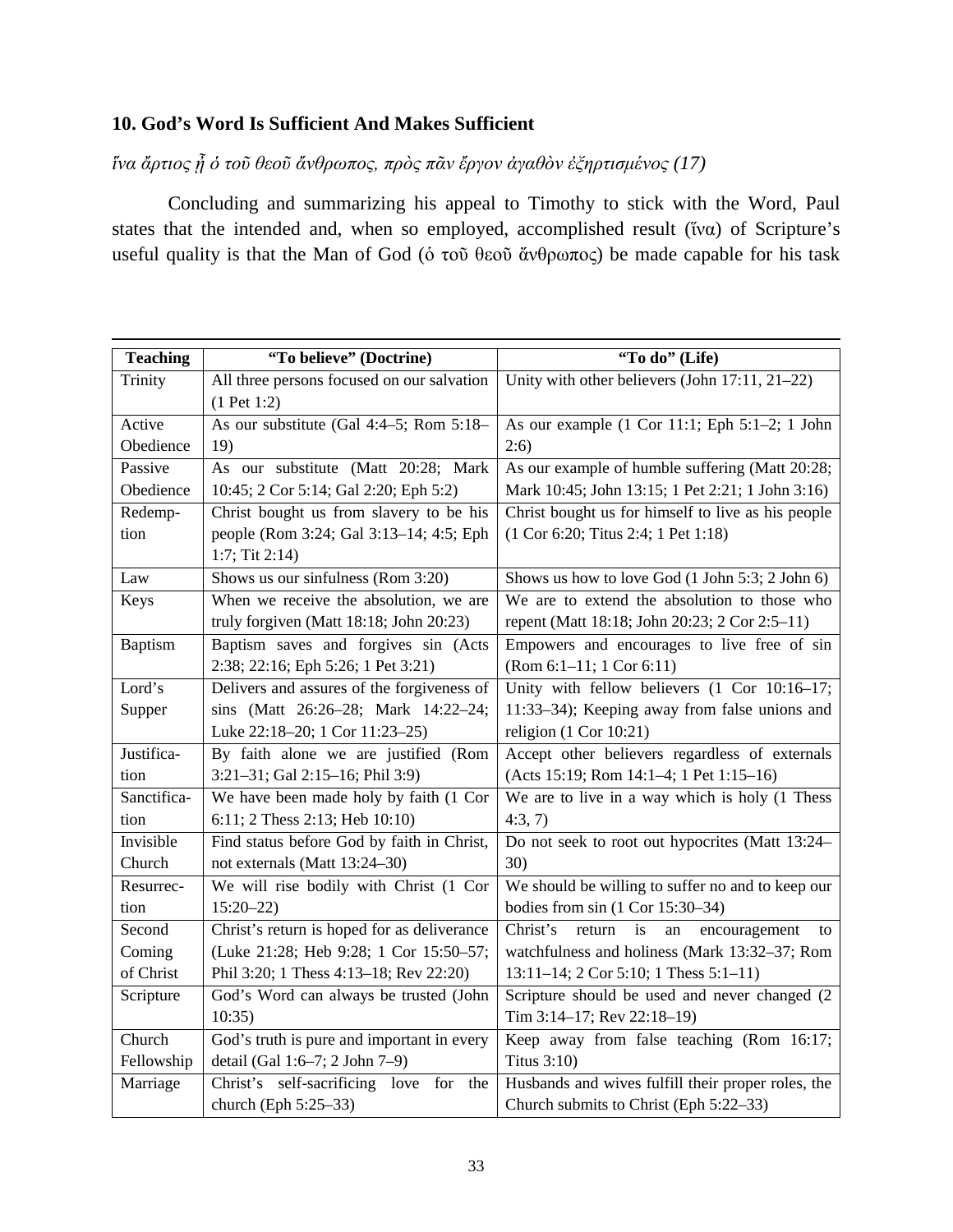## 10. God's Word Is Sufficient And Makes Sufficient

*ἵνα ἄρτιος ᾖ ὁ τοῦ θεοῦ ἄνθρωπος, πρὸς πᾶν ἔργον ἀγαθὸν ἐξηρτισμένος (17)*

Concluding and summarizing his appeal to Timothy to stick with the Word, Paul states that the intended and, when so employed, accomplished result (ἵνα) of Scripture's useful quality is that the Man of God (ὁ τοῦ θεοῦ ἄνθρωπος) be made capable for his task

| Teaching | "To believe" (Doctrine) | "To do" (Life) |
|---|---|---|
| Trinity | All three persons focused on our salvation (1 Pet 1:2) | Unity with other believers (John 17:11, 21–22) |
| Active Obedience | As our substitute (Gal 4:4–5; Rom 5:18–19) | As our example (1 Cor 11:1; Eph 5:1–2; 1 John 2:6) |
| Passive Obedience | As our substitute (Matt 20:28; Mark 10:45; 2 Cor 5:14; Gal 2:20; Eph 5:2) | As our example of humble suffering (Matt 20:28; Mark 10:45; John 13:15; 1 Pet 2:21; 1 John 3:16) |
| Redemption | Christ bought us from slavery to be his people (Rom 3:24; Gal 3:13–14; 4:5; Eph 1:7; Tit 2:14) | Christ bought us for himself to live as his people (1 Cor 6:20; Titus 2:4; 1 Pet 1:18) |
| Law | Shows us our sinfulness (Rom 3:20) | Shows us how to love God (1 John 5:3; 2 John 6) |
| Keys | When we receive the absolution, we are truly forgiven (Matt 18:18; John 20:23) | We are to extend the absolution to those who repent (Matt 18:18; John 20:23; 2 Cor 2:5–11) |
| Baptism | Baptism saves and forgives sin (Acts 2:38; 22:16; Eph 5:26; 1 Pet 3:21) | Empowers and encourages to live free of sin (Rom 6:1–11; 1 Cor 6:11) |
| Lord's Supper | Delivers and assures of the forgiveness of sins (Matt 26:26–28; Mark 14:22–24; Luke 22:18–20; 1 Cor 11:23–25) | Unity with fellow believers (1 Cor 10:16–17; 11:33–34); Keeping away from false unions and religion (1 Cor 10:21) |
| Justification | By faith alone we are justified (Rom 3:21–31; Gal 2:15–16; Phil 3:9) | Accept other believers regardless of externals (Acts 15:19; Rom 14:1–4; 1 Pet 1:15–16) |
| Sanctification | We have been made holy by faith (1 Cor 6:11; 2 Thess 2:13; Heb 10:10) | We are to live in a way which is holy (1 Thess 4:3, 7) |
| Invisible Church | Find status before God by faith in Christ, not externals (Matt 13:24–30) | Do not seek to root out hypocrites (Matt 13:24–30) |
| Resurrection | We will rise bodily with Christ (1 Cor 15:20–22) | We should be willing to suffer no and to keep our bodies from sin (1 Cor 15:30–34) |
| Second Coming of Christ | Christ's return is hoped for as deliverance (Luke 21:28; Heb 9:28; 1 Cor 15:50–57; Phil 3:20; 1 Thess 4:13–18; Rev 22:20) | Christ's return is an encouragement to watchfulness and holiness (Mark 13:32–37; Rom 13:11–14; 2 Cor 5:10; 1 Thess 5:1–11) |
| Scripture | God's Word can always be trusted (John 10:35) | Scripture should be used and never changed (2 Tim 3:14–17; Rev 22:18–19) |
| Church Fellowship | God's truth is pure and important in every detail (Gal 1:6–7; 2 John 7–9) | Keep away from false teaching (Rom 16:17; Titus 3:10) |
| Marriage | Christ's self-sacrificing love for the church (Eph 5:25–33) | Husbands and wives fulfill their proper roles, the Church submits to Christ (Eph 5:22–33) |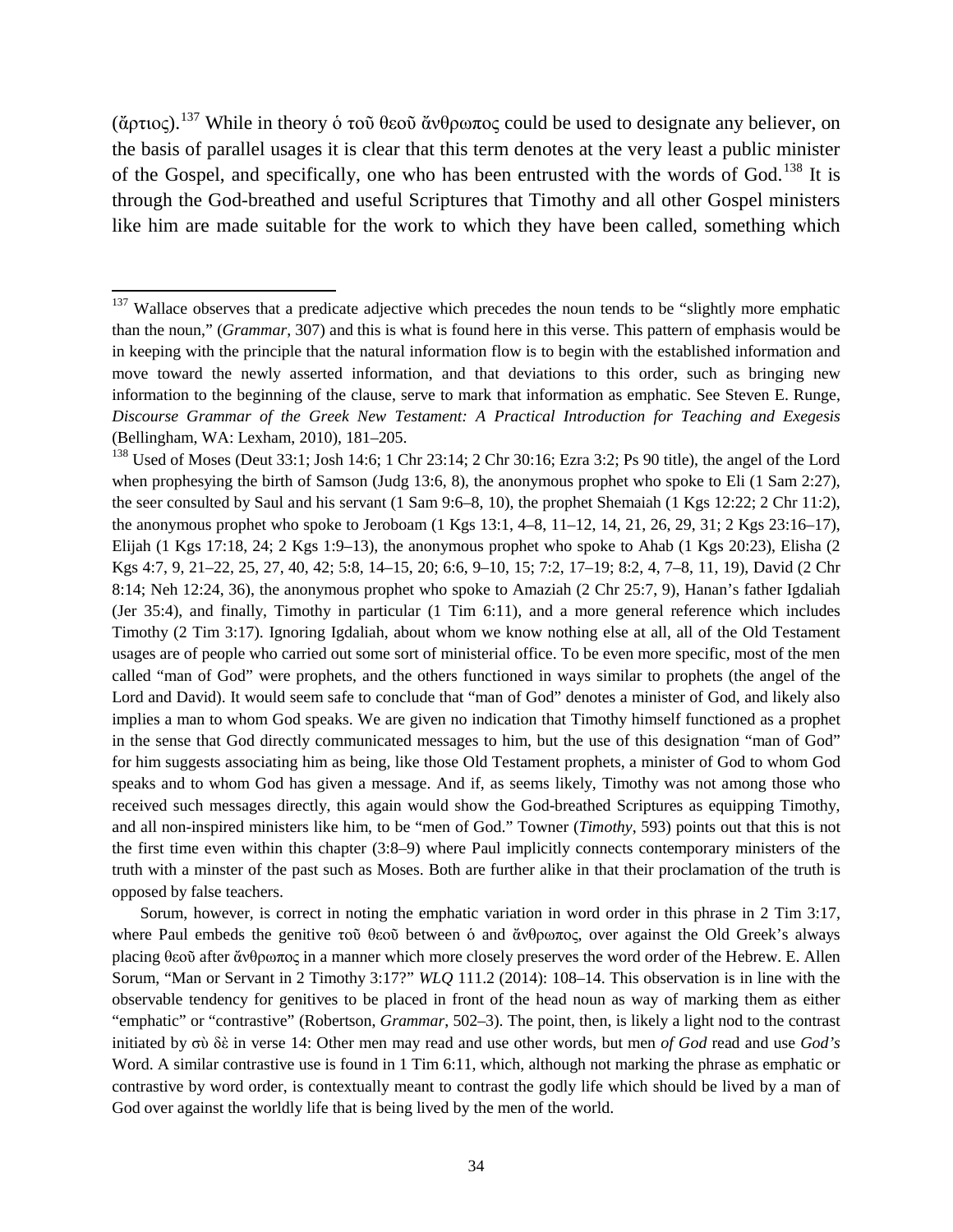(ἄρτιος).[137] While in theory ὁ τοῦ θεοῦ ἄνθρωπος could be used to designate any believer, on the basis of parallel usages it is clear that this term denotes at the very least a public minister of the Gospel, and specifically, one who has been entrusted with the words of God.[138] It is through the God-breathed and useful Scriptures that Timothy and all other Gospel ministers like him are made suitable for the work to which they have been called, something which

---

[137] Wallace observes that a predicate adjective which precedes the noun tends to be "slightly more emphatic than the noun," (*Grammar*, 307) and this is what is found here in this verse. This pattern of emphasis would be in keeping with the principle that the natural information flow is to begin with the established information and move toward the newly asserted information, and that deviations to this order, such as bringing new information to the beginning of the clause, serve to mark that information as emphatic. See Steven E. Runge, *Discourse Grammar of the Greek New Testament: A Practical Introduction for Teaching and Exegesis* (Bellingham, WA: Lexham, 2010), 181–205.

[138] Used of Moses (Deut 33:1; Josh 14:6; 1 Chr 23:14; 2 Chr 30:16; Ezra 3:2; Ps 90 title), the angel of the Lord when prophesying the birth of Samson (Judg 13:6, 8), the anonymous prophet who spoke to Eli (1 Sam 2:27), the seer consulted by Saul and his servant (1 Sam 9:6–8, 10), the prophet Shemaiah (1 Kgs 12:22; 2 Chr 11:2), the anonymous prophet who spoke to Jeroboam (1 Kgs 13:1, 4–8, 11–12, 14, 21, 26, 29, 31; 2 Kgs 23:16–17), Elijah (1 Kgs 17:18, 24; 2 Kgs 1:9–13), the anonymous prophet who spoke to Ahab (1 Kgs 20:23), Elisha (2 Kgs 4:7, 9, 21–22, 25, 27, 40, 42; 5:8, 14–15, 20; 6:6, 9–10, 15; 7:2, 17–19; 8:2, 4, 7–8, 11, 19), David (2 Chr 8:14; Neh 12:24, 36), the anonymous prophet who spoke to Amaziah (2 Chr 25:7, 9), Hanan's father Igdaliah (Jer 35:4), and finally, Timothy in particular (1 Tim 6:11), and a more general reference which includes Timothy (2 Tim 3:17). Ignoring Igdaliah, about whom we know nothing else at all, all of the Old Testament usages are of people who carried out some sort of ministerial office. To be even more specific, most of the men called "man of God" were prophets, and the others functioned in ways similar to prophets (the angel of the Lord and David). It would seem safe to conclude that "man of God" denotes a minister of God, and likely also implies a man to whom God speaks. We are given no indication that Timothy himself functioned as a prophet in the sense that God directly communicated messages to him, but the use of this designation "man of God" for him suggests associating him as being, like those Old Testament prophets, a minister of God to whom God speaks and to whom God has given a message. And if, as seems likely, Timothy was not among those who received such messages directly, this again would show the God-breathed Scriptures as equipping Timothy, and all non-inspired ministers like him, to be "men of God." Towner (*Timothy*, 593) points out that this is not the first time even within this chapter (3:8–9) where Paul implicitly connects contemporary ministers of the truth with a minster of the past such as Moses. Both are further alike in that their proclamation of the truth is opposed by false teachers.

Sorum, however, is correct in noting the emphatic variation in word order in this phrase in 2 Tim 3:17, where Paul embeds the genitive τοῦ θεοῦ between ὁ and ἄνθρωπος, over against the Old Greek's always placing θεοῦ after ἄνθρωπος in a manner which more closely preserves the word order of the Hebrew. E. Allen Sorum, "Man or Servant in 2 Timothy 3:17?" *WLQ* 111.2 (2014): 108–14. This observation is in line with the observable tendency for genitives to be placed in front of the head noun as way of marking them as either "emphatic" or "contrastive" (Robertson, *Grammar*, 502–3). The point, then, is likely a light nod to the contrast initiated by σὺ δὲ in verse 14: Other men may read and use other words, but men *of God* read and use *God's* Word. A similar contrastive use is found in 1 Tim 6:11, which, although not marking the phrase as emphatic or contrastive by word order, is contextually meant to contrast the godly life which should be lived by a man of God over against the worldly life that is being lived by the men of the world.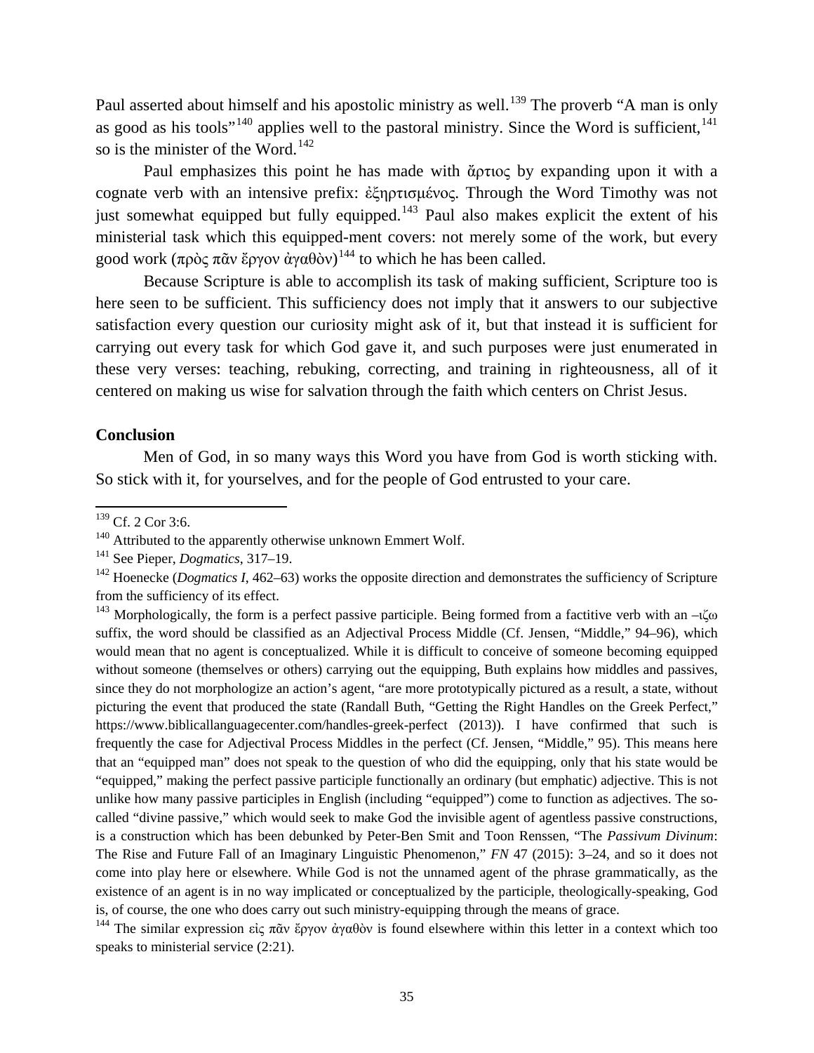Paul asserted about himself and his apostolic ministry as well.[139] The proverb "A man is only as good as his tools"[140] applies well to the pastoral ministry. Since the Word is sufficient,[141] so is the minister of the Word.[142]

Paul emphasizes this point he has made with ἄρτιος by expanding upon it with a cognate verb with an intensive prefix: ἐξηρτισμένος. Through the Word Timothy was not just somewhat equipped but fully equipped.[143] Paul also makes explicit the extent of his ministerial task which this equipped-ment covers: not merely some of the work, but every good work (πρὸς πᾶν ἔργον ἀγαθὸν)[144] to which he has been called.

Because Scripture is able to accomplish its task of making sufficient, Scripture too is here seen to be sufficient. This sufficiency does not imply that it answers to our subjective satisfaction every question our curiosity might ask of it, but that instead it is sufficient for carrying out every task for which God gave it, and such purposes were just enumerated in these very verses: teaching, rebuking, correcting, and training in righteousness, all of it centered on making us wise for salvation through the faith which centers on Christ Jesus.

**Conclusion**

Men of God, in so many ways this Word you have from God is worth sticking with. So stick with it, for yourselves, and for the people of God entrusted to your care.

---

[139] Cf. 2 Cor 3:6.

[140] Attributed to the apparently otherwise unknown Emmert Wolf.

[141] See Pieper, *Dogmatics*, 317–19.

[142] Hoenecke (*Dogmatics I*, 462–63) works the opposite direction and demonstrates the sufficiency of Scripture from the sufficiency of its effect.

[143] Morphologically, the form is a perfect passive participle. Being formed from a factitive verb with an –ιζω suffix, the word should be classified as an Adjectival Process Middle (Cf. Jensen, "Middle," 94–96), which would mean that no agent is conceptualized. While it is difficult to conceive of someone becoming equipped without someone (themselves or others) carrying out the equipping, Buth explains how middles and passives, since they do not morphologize an action's agent, "are more prototypically pictured as a result, a state, without picturing the event that produced the state (Randall Buth, "Getting the Right Handles on the Greek Perfect," https://www.biblicallanguagecenter.com/handles-greek-perfect (2013)). I have confirmed that such is frequently the case for Adjectival Process Middles in the perfect (Cf. Jensen, "Middle," 95). This means here that an "equipped man" does not speak to the question of who did the equipping, only that his state would be "equipped," making the perfect passive participle functionally an ordinary (but emphatic) adjective. This is not unlike how many passive participles in English (including "equipped") come to function as adjectives. The so-called "divine passive," which would seek to make God the invisible agent of agentless passive constructions, is a construction which has been debunked by Peter-Ben Smit and Toon Renssen, "The *Passivum Divinum*: The Rise and Future Fall of an Imaginary Linguistic Phenomenon," *FN* 47 (2015): 3–24, and so it does not come into play here or elsewhere. While God is not the unnamed agent of the phrase grammatically, as the existence of an agent is in no way implicated or conceptualized by the participle, theologically-speaking, God is, of course, the one who does carry out such ministry-equipping through the means of grace.

[144] The similar expression εἰς πᾶν ἔργον ἀγαθὸν is found elsewhere within this letter in a context which too speaks to ministerial service (2:21).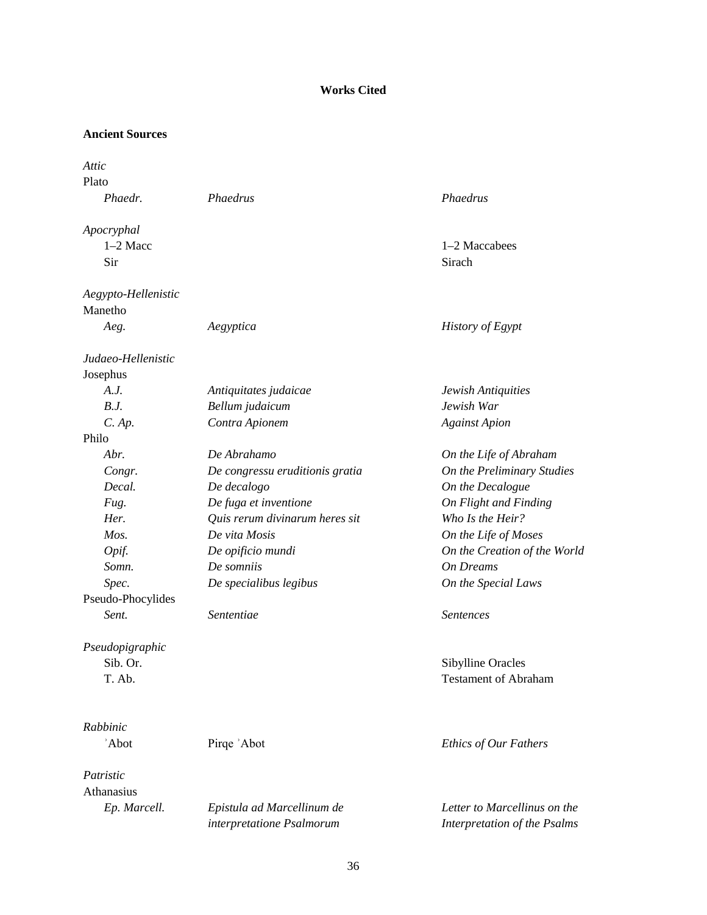## Works Cited

### Ancient Sources

| | | |
|---|---|---|
| *Attic* | | |
| Plato | | |
| *Phaedr.* | *Phaedrus* | *Phaedrus* |
| | | |
| *Apocryphal* | | |
| 1–2 Macc | | 1–2 Maccabees |
| Sir | | Sirach |
| | | |
| *Aegypto-Hellenistic* | | |
| Manetho | | |
| *Aeg.* | *Aegyptica* | *History of Egypt* |
| | | |
| *Judaeo-Hellenistic* | | |
| Josephus | | |
| *A.J.* | *Antiquitates judaicae* | *Jewish Antiquities* |
| *B.J.* | *Bellum judaicum* | *Jewish War* |
| *C. Ap.* | *Contra Apionem* | *Against Apion* |
| Philo | | |
| *Abr.* | *De Abrahamo* | *On the Life of Abraham* |
| *Congr.* | *De congressu eruditionis gratia* | *On the Preliminary Studies* |
| *Decal.* | *De decalogo* | *On the Decalogue* |
| *Fug.* | *De fuga et inventione* | *On Flight and Finding* |
| *Her.* | *Quis rerum divinarum heres sit* | *Who Is the Heir?* |
| *Mos.* | *De vita Mosis* | *On the Life of Moses* |
| *Opif.* | *De opificio mundi* | *On the Creation of the World* |
| *Somn.* | *De somniis* | *On Dreams* |
| *Spec.* | *De specialibus legibus* | *On the Special Laws* |
| Pseudo-Phocylides | | |
| *Sent.* | *Sententiae* | *Sentences* |
| | | |
| *Pseudopigraphic* | | |
| Sib. Or. | | Sibylline Oracles |
| T. Ab. | | Testament of Abraham |
| | | |
| *Rabbinic* | | |
| ʾAbot | Pirqe ʾAbot | *Ethics of Our Fathers* |
| | | |
| *Patristic* | | |
| Athanasius | | |
| *Ep. Marcell.* | *Epistula ad Marcellinum de interpretatione Psalmorum* | *Letter to Marcellinus on the Interpretation of the Psalms* |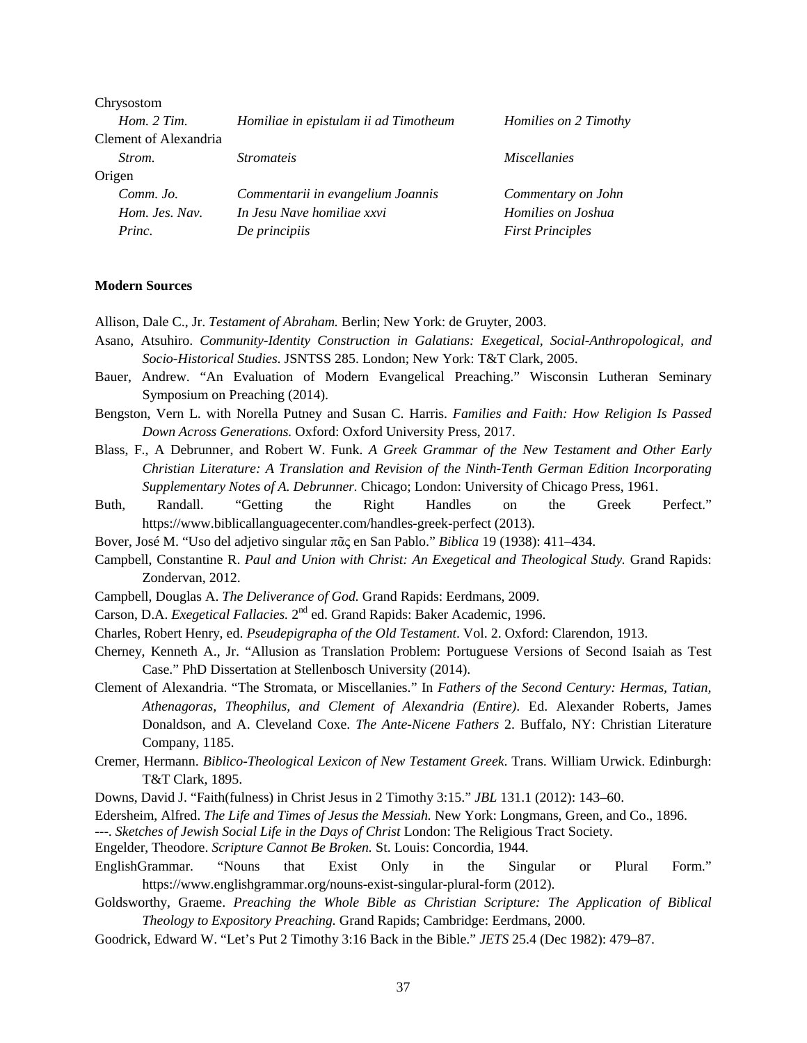| | | |
|---|---|---|
| Chrysostom | | |
| *Hom. 2 Tim.* | *Homiliae in epistulam ii ad Timotheum* | *Homilies on 2 Timothy* |
| Clement of Alexandria | | |
| *Strom.* | *Stromateis* | *Miscellanies* |
| Origen | | |
| *Comm. Jo.* | *Commentarii in evangelium Joannis* | *Commentary on John* |
| *Hom. Jes. Nav.* | *In Jesu Nave homiliae xxvi* | *Homilies on Joshua* |
| *Princ.* | *De principiis* | *First Principles* |

**Modern Sources**

Allison, Dale C., Jr. *Testament of Abraham.* Berlin; New York: de Gruyter, 2003.

Asano, Atsuhiro. *Community-Identity Construction in Galatians: Exegetical, Social-Anthropological, and Socio-Historical Studies*. JSNTSS 285. London; New York: T&T Clark, 2005.

Bauer, Andrew. "An Evaluation of Modern Evangelical Preaching." Wisconsin Lutheran Seminary Symposium on Preaching (2014).

Bengston, Vern L. with Norella Putney and Susan C. Harris. *Families and Faith: How Religion Is Passed Down Across Generations.* Oxford: Oxford University Press, 2017.

Blass, F., A Debrunner, and Robert W. Funk. *A Greek Grammar of the New Testament and Other Early Christian Literature: A Translation and Revision of the Ninth-Tenth German Edition Incorporating Supplementary Notes of A. Debrunner.* Chicago; London: University of Chicago Press, 1961.

Buth, Randall. "Getting the Right Handles on the Greek Perfect." https://www.biblicallanguagecenter.com/handles-greek-perfect (2013).

Bover, José M. "Uso del adjetivo singular πᾶς en San Pablo." *Biblica* 19 (1938): 411–434.

Campbell, Constantine R. *Paul and Union with Christ: An Exegetical and Theological Study.* Grand Rapids: Zondervan, 2012.

Campbell, Douglas A. *The Deliverance of God.* Grand Rapids: Eerdmans, 2009.

Carson, D.A. *Exegetical Fallacies.* 2nd ed. Grand Rapids: Baker Academic, 1996.

Charles, Robert Henry, ed. *Pseudepigrapha of the Old Testament*. Vol. 2. Oxford: Clarendon, 1913.

Cherney, Kenneth A., Jr. "Allusion as Translation Problem: Portuguese Versions of Second Isaiah as Test Case." PhD Dissertation at Stellenbosch University (2014).

Clement of Alexandria. "The Stromata, or Miscellanies." In *Fathers of the Second Century: Hermas, Tatian, Athenagoras, Theophilus, and Clement of Alexandria (Entire)*. Ed. Alexander Roberts, James Donaldson, and A. Cleveland Coxe. *The Ante-Nicene Fathers* 2. Buffalo, NY: Christian Literature Company, 1185.

Cremer, Hermann. *Biblico-Theological Lexicon of New Testament Greek*. Trans. William Urwick. Edinburgh: T&T Clark, 1895.

Downs, David J. "Faith(fulness) in Christ Jesus in 2 Timothy 3:15." *JBL* 131.1 (2012): 143–60.

Edersheim, Alfred. *The Life and Times of Jesus the Messiah.* New York: Longmans, Green, and Co., 1896.

---. *Sketches of Jewish Social Life in the Days of Christ* London: The Religious Tract Society.

Engelder, Theodore. *Scripture Cannot Be Broken.* St. Louis: Concordia, 1944.

EnglishGrammar. "Nouns that Exist Only in the Singular or Plural Form." https://www.englishgrammar.org/nouns-exist-singular-plural-form (2012).

Goldsworthy, Graeme. *Preaching the Whole Bible as Christian Scripture: The Application of Biblical Theology to Expository Preaching.* Grand Rapids; Cambridge: Eerdmans, 2000.

Goodrick, Edward W. "Let's Put 2 Timothy 3:16 Back in the Bible." *JETS* 25.4 (Dec 1982): 479–87.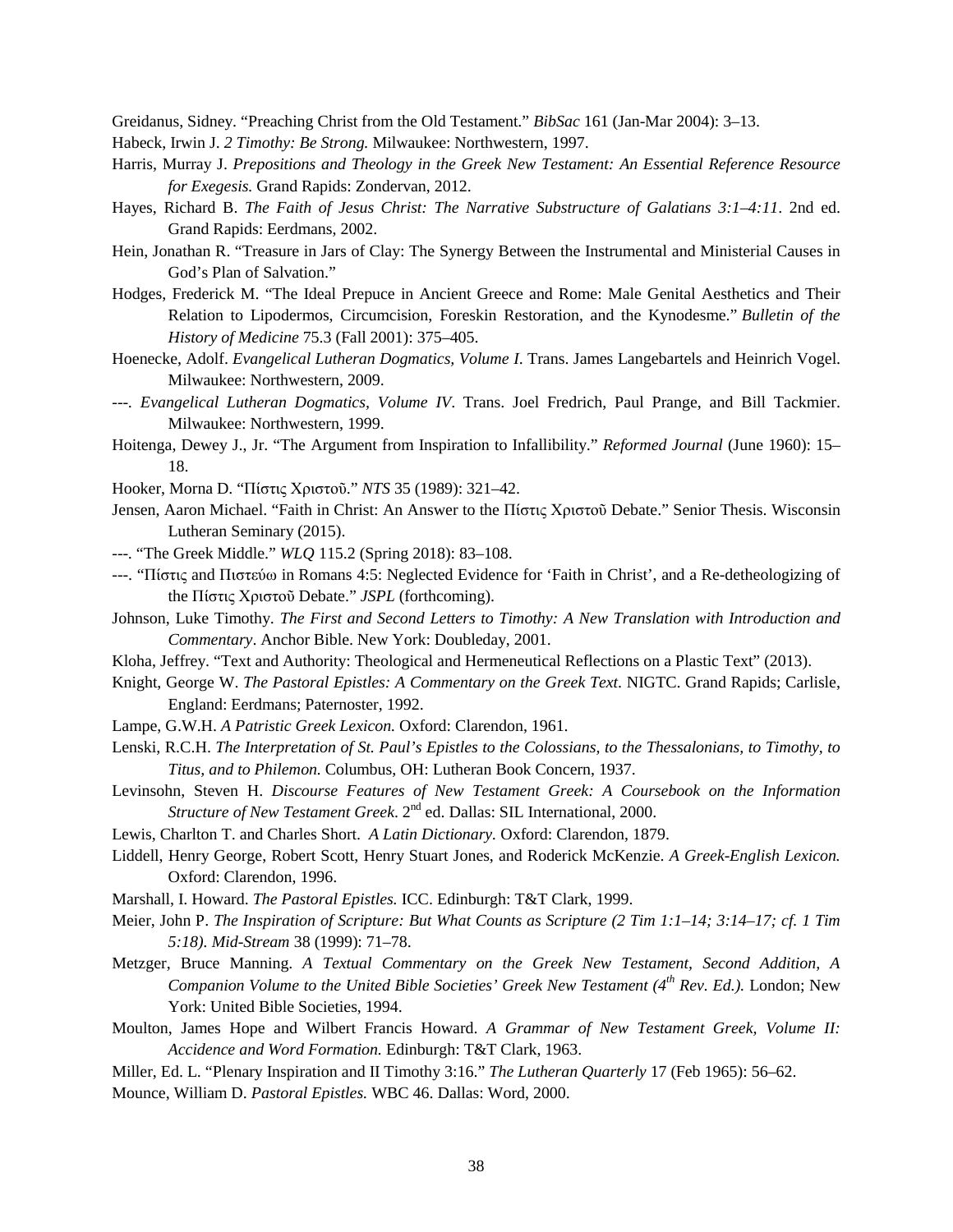Greidanus, Sidney. “Preaching Christ from the Old Testament.” *BibSac* 161 (Jan-Mar 2004): 3–13.

Habeck, Irwin J. *2 Timothy: Be Strong.* Milwaukee: Northwestern, 1997.

Harris, Murray J. *Prepositions and Theology in the Greek New Testament: An Essential Reference Resource for Exegesis.* Grand Rapids: Zondervan, 2012.

Hayes, Richard B. *The Faith of Jesus Christ: The Narrative Substructure of Galatians 3:1–4:11*. 2nd ed. Grand Rapids: Eerdmans, 2002.

Hein, Jonathan R. “Treasure in Jars of Clay: The Synergy Between the Instrumental and Ministerial Causes in God’s Plan of Salvation.”

Hodges, Frederick M. “The Ideal Prepuce in Ancient Greece and Rome: Male Genital Aesthetics and Their Relation to Lipodermos, Circumcision, Foreskin Restoration, and the Kynodesme.” *Bulletin of the History of Medicine* 75.3 (Fall 2001): 375–405.

Hoenecke, Adolf. *Evangelical Lutheran Dogmatics, Volume I*. Trans. James Langebartels and Heinrich Vogel. Milwaukee: Northwestern, 2009.

---. *Evangelical Lutheran Dogmatics, Volume IV*. Trans. Joel Fredrich, Paul Prange, and Bill Tackmier. Milwaukee: Northwestern, 1999.

Hoitenga, Dewey J., Jr. “The Argument from Inspiration to Infallibility.” *Reformed Journal* (June 1960): 15–18.

Hooker, Morna D. “Πίστις Χριστοῦ.” *NTS* 35 (1989): 321–42.

Jensen, Aaron Michael. “Faith in Christ: An Answer to the Πίστις Χριστοῦ Debate.” Senior Thesis. Wisconsin Lutheran Seminary (2015).

---. “The Greek Middle.” *WLQ* 115.2 (Spring 2018): 83–108.

---. “Πίστις and Πιστεύω in Romans 4:5: Neglected Evidence for ‘Faith in Christ’, and a Re-detheologizing of the Πίστις Χριστοῦ Debate.” *JSPL* (forthcoming).

Johnson, Luke Timothy. *The First and Second Letters to Timothy: A New Translation with Introduction and Commentary*. Anchor Bible. New York: Doubleday, 2001.

Kloha, Jeffrey. “Text and Authority: Theological and Hermeneutical Reflections on a Plastic Text” (2013).

Knight, George W. *The Pastoral Epistles: A Commentary on the Greek Text*. NIGTC. Grand Rapids; Carlisle, England: Eerdmans; Paternoster, 1992.

Lampe, G.W.H. *A Patristic Greek Lexicon.* Oxford: Clarendon, 1961.

Lenski, R.C.H. *The Interpretation of St. Paul’s Epistles to the Colossians, to the Thessalonians, to Timothy, to Titus, and to Philemon.* Columbus, OH: Lutheran Book Concern, 1937.

Levinsohn, Steven H. *Discourse Features of New Testament Greek: A Coursebook on the Information Structure of New Testament Greek*. 2nd ed. Dallas: SIL International, 2000.

Lewis, Charlton T. and Charles Short. *A Latin Dictionary.* Oxford: Clarendon, 1879.

Liddell, Henry George, Robert Scott, Henry Stuart Jones, and Roderick McKenzie. *A Greek-English Lexicon.* Oxford: Clarendon, 1996.

Marshall, I. Howard. *The Pastoral Epistles.* ICC. Edinburgh: T&T Clark, 1999.

Meier, John P. *The Inspiration of Scripture: But What Counts as Scripture (2 Tim 1:1–14; 3:14–17; cf. 1 Tim 5:18). Mid-Stream* 38 (1999): 71–78.

Metzger, Bruce Manning. *A Textual Commentary on the Greek New Testament, Second Addition, A Companion Volume to the United Bible Societies’ Greek New Testament (4th Rev. Ed.).* London; New York: United Bible Societies, 1994.

Moulton, James Hope and Wilbert Francis Howard. *A Grammar of New Testament Greek, Volume II: Accidence and Word Formation.* Edinburgh: T&T Clark, 1963.

Miller, Ed. L. “Plenary Inspiration and II Timothy 3:16.” *The Lutheran Quarterly* 17 (Feb 1965): 56–62.

Mounce, William D. *Pastoral Epistles.* WBC 46. Dallas: Word, 2000.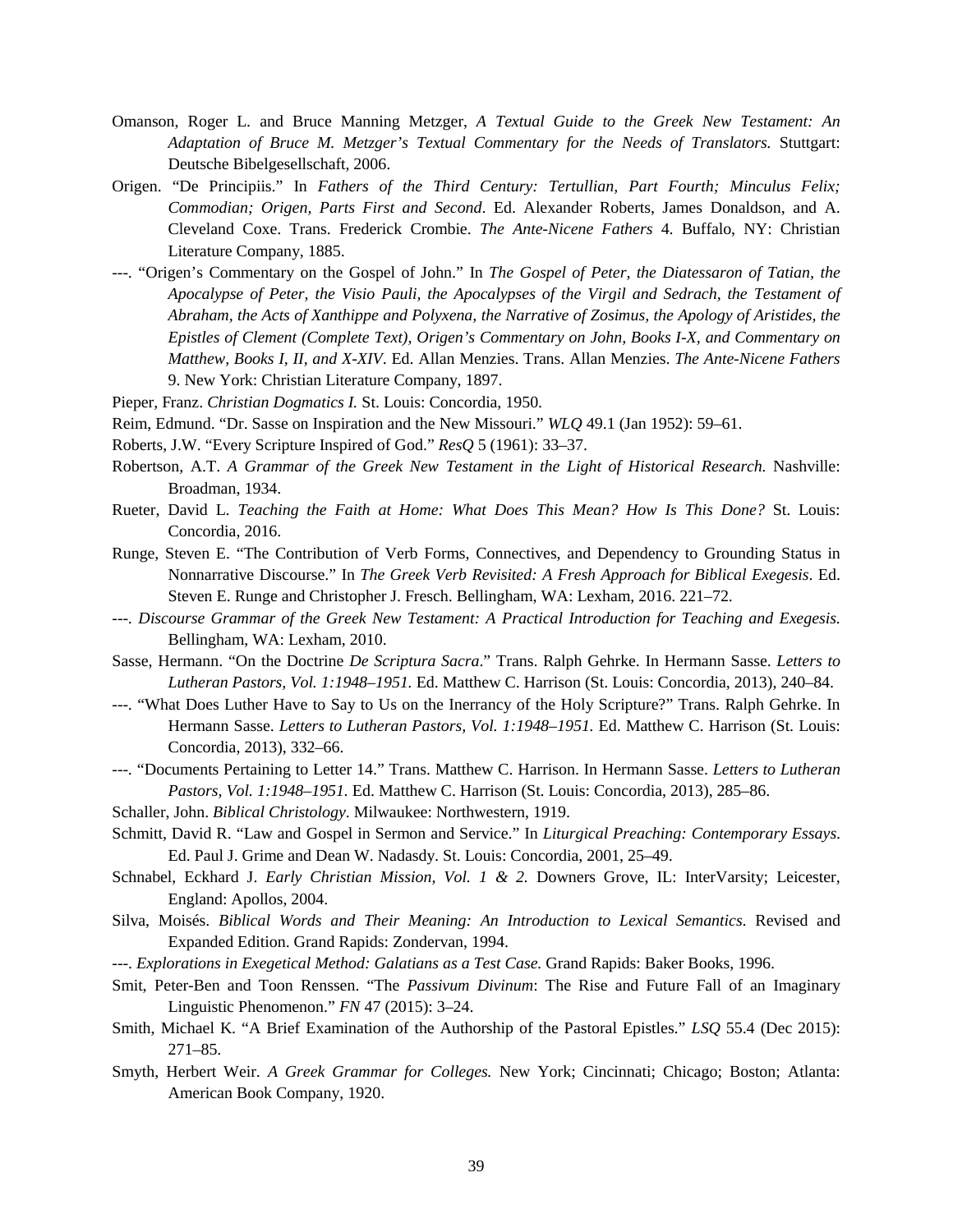Omanson, Roger L. and Bruce Manning Metzger, *A Textual Guide to the Greek New Testament: An Adaptation of Bruce M. Metzger's Textual Commentary for the Needs of Translators.* Stuttgart: Deutsche Bibelgesellschaft, 2006.

Origen. "De Principiis." In *Fathers of the Third Century: Tertullian, Part Fourth; Minculus Felix; Commodian; Origen, Parts First and Second*. Ed. Alexander Roberts, James Donaldson, and A. Cleveland Coxe. Trans. Frederick Crombie. *The Ante-Nicene Fathers* 4. Buffalo, NY: Christian Literature Company, 1885.

---. "Origen's Commentary on the Gospel of John." In *The Gospel of Peter, the Diatessaron of Tatian, the Apocalypse of Peter, the Visio Pauli, the Apocalypses of the Virgil and Sedrach, the Testament of Abraham, the Acts of Xanthippe and Polyxena, the Narrative of Zosimus, the Apology of Aristides, the Epistles of Clement (Complete Text), Origen's Commentary on John, Books I-X, and Commentary on Matthew, Books I, II, and X-XIV*. Ed. Allan Menzies. Trans. Allan Menzies. *The Ante-Nicene Fathers* 9. New York: Christian Literature Company, 1897.

Pieper, Franz. *Christian Dogmatics I.* St. Louis: Concordia, 1950.

Reim, Edmund. "Dr. Sasse on Inspiration and the New Missouri." *WLQ* 49.1 (Jan 1952): 59–61.

Roberts, J.W. "Every Scripture Inspired of God." *ResQ* 5 (1961): 33–37.

Robertson, A.T. *A Grammar of the Greek New Testament in the Light of Historical Research.* Nashville: Broadman, 1934.

Rueter, David L. *Teaching the Faith at Home: What Does This Mean? How Is This Done?* St. Louis: Concordia, 2016.

Runge, Steven E. "The Contribution of Verb Forms, Connectives, and Dependency to Grounding Status in Nonnarrative Discourse." In *The Greek Verb Revisited: A Fresh Approach for Biblical Exegesis*. Ed. Steven E. Runge and Christopher J. Fresch. Bellingham, WA: Lexham, 2016. 221–72.

---. *Discourse Grammar of the Greek New Testament: A Practical Introduction for Teaching and Exegesis.* Bellingham, WA: Lexham, 2010.

Sasse, Hermann. "On the Doctrine *De Scriptura Sacra*." Trans. Ralph Gehrke. In Hermann Sasse. *Letters to Lutheran Pastors, Vol. 1:1948–1951.* Ed. Matthew C. Harrison (St. Louis: Concordia, 2013), 240–84.

---. "What Does Luther Have to Say to Us on the Inerrancy of the Holy Scripture?" Trans. Ralph Gehrke. In Hermann Sasse. *Letters to Lutheran Pastors, Vol. 1:1948–1951.* Ed. Matthew C. Harrison (St. Louis: Concordia, 2013), 332–66.

---. "Documents Pertaining to Letter 14." Trans. Matthew C. Harrison. In Hermann Sasse. *Letters to Lutheran Pastors, Vol. 1:1948–1951.* Ed. Matthew C. Harrison (St. Louis: Concordia, 2013), 285–86.

Schaller, John. *Biblical Christology.* Milwaukee: Northwestern, 1919.

Schmitt, David R. "Law and Gospel in Sermon and Service." In *Liturgical Preaching: Contemporary Essays.* Ed. Paul J. Grime and Dean W. Nadasdy. St. Louis: Concordia, 2001, 25–49.

Schnabel, Eckhard J. *Early Christian Mission, Vol. 1 & 2.* Downers Grove, IL: InterVarsity; Leicester, England: Apollos, 2004.

Silva, Moisés. *Biblical Words and Their Meaning: An Introduction to Lexical Semantics.* Revised and Expanded Edition. Grand Rapids: Zondervan, 1994.

---. *Explorations in Exegetical Method: Galatians as a Test Case.* Grand Rapids: Baker Books, 1996.

Smit, Peter-Ben and Toon Renssen. "The *Passivum Divinum*: The Rise and Future Fall of an Imaginary Linguistic Phenomenon." *FN* 47 (2015): 3–24.

Smith, Michael K. "A Brief Examination of the Authorship of the Pastoral Epistles." *LSQ* 55.4 (Dec 2015): 271–85.

Smyth, Herbert Weir. *A Greek Grammar for Colleges.* New York; Cincinnati; Chicago; Boston; Atlanta: American Book Company, 1920.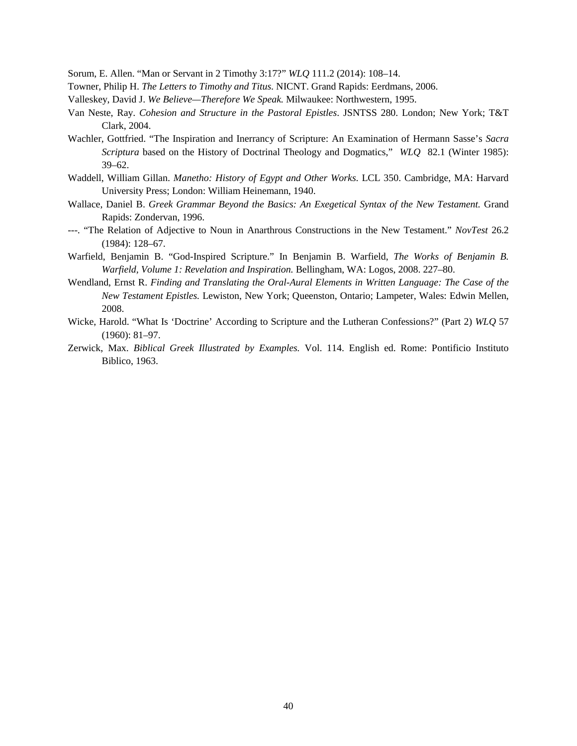Sorum, E. Allen. “Man or Servant in 2 Timothy 3:17?” *WLQ* 111.2 (2014): 108–14.

Towner, Philip H. *The Letters to Timothy and Titus*. NICNT. Grand Rapids: Eerdmans, 2006.

Valleskey, David J. *We Believe—Therefore We Speak.* Milwaukee: Northwestern, 1995.

Van Neste, Ray. *Cohesion and Structure in the Pastoral Epistles*. JSNTSS 280. London; New York; T&T Clark, 2004.

Wachler, Gottfried. “The Inspiration and Inerrancy of Scripture: An Examination of Hermann Sasse’s *Sacra Scriptura* based on the History of Doctrinal Theology and Dogmatics,” *WLQ* 82.1 (Winter 1985): 39–62.

Waddell, William Gillan. *Manetho: History of Egypt and Other Works*. LCL 350. Cambridge, MA: Harvard University Press; London: William Heinemann, 1940.

Wallace, Daniel B. *Greek Grammar Beyond the Basics: An Exegetical Syntax of the New Testament.* Grand Rapids: Zondervan, 1996.

---. “The Relation of Adjective to Noun in Anarthrous Constructions in the New Testament.” *NovTest* 26.2 (1984): 128–67.

Warfield, Benjamin B. “God-Inspired Scripture.” In Benjamin B. Warfield, *The Works of Benjamin B. Warfield, Volume 1: Revelation and Inspiration.* Bellingham, WA: Logos, 2008. 227–80.

Wendland, Ernst R. *Finding and Translating the Oral-Aural Elements in Written Language: The Case of the New Testament Epistles.* Lewiston, New York; Queenston, Ontario; Lampeter, Wales: Edwin Mellen, 2008.

Wicke, Harold. “What Is ‘Doctrine’ According to Scripture and the Lutheran Confessions?” (Part 2) *WLQ* 57 (1960): 81–97.

Zerwick, Max. *Biblical Greek Illustrated by Examples.* Vol. 114. English ed. Rome: Pontificio Instituto Biblico, 1963.